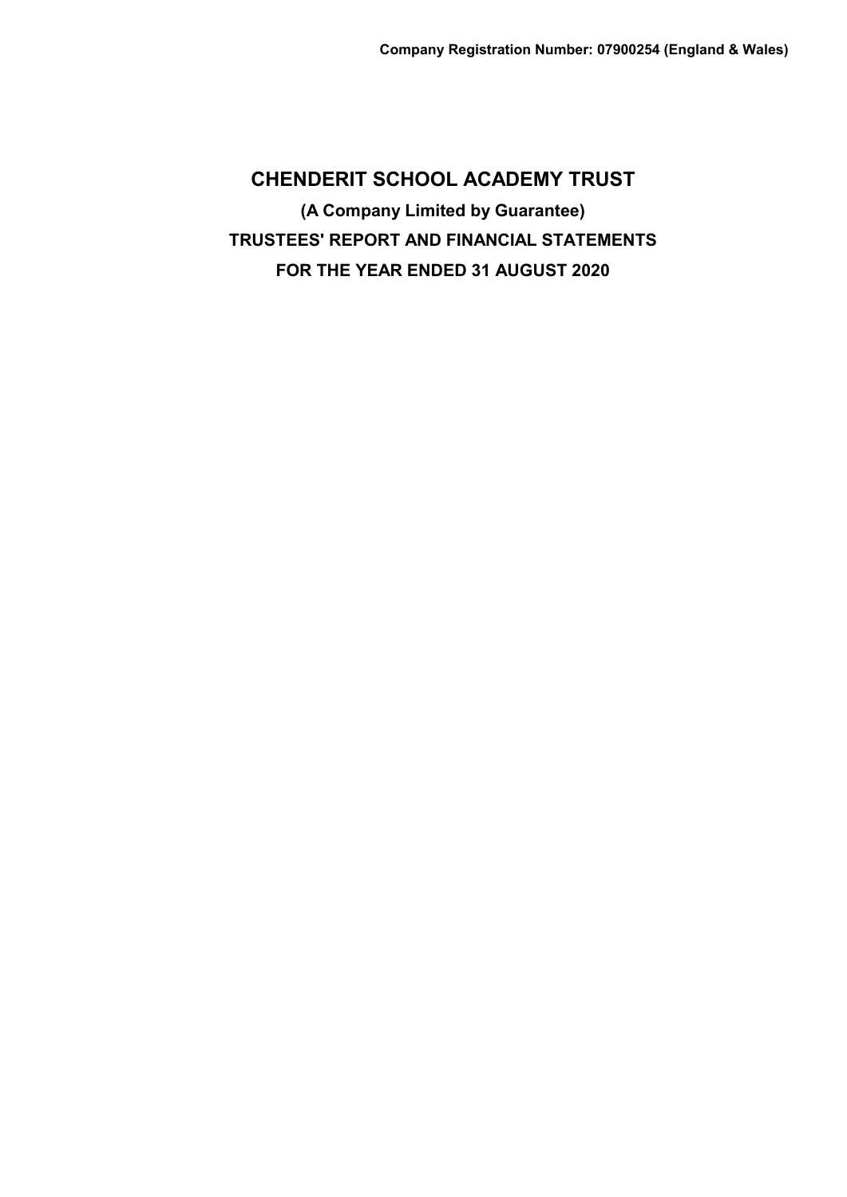**Company Registration Number: 07900254 (England & Wales)**

# CHENDERIT SCHOOL ACADEMY TRUST

## (A Company Limited by Guarantee)

## TRUSTEES' REPORT AND FINANCIAL STATEMENTS

## FOR THE YEAR ENDED 31 AUGUST 2020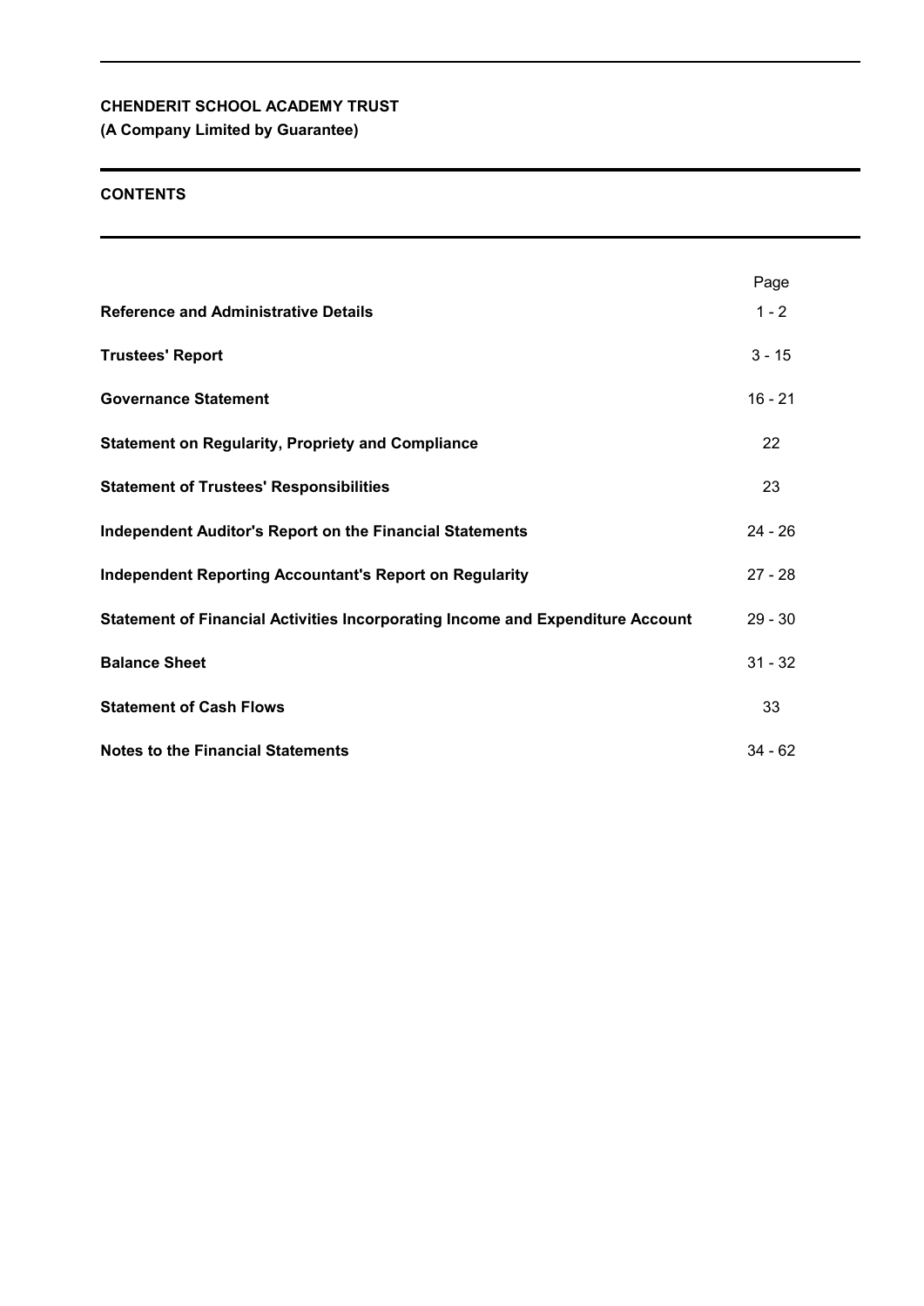**CHENDERIT SCHOOL ACADEMY TRUST**
**(A Company Limited by Guarantee)**

**CONTENTS**

| | Page |
|---|---|
| **Reference and Administrative Details** | 1 - 2 |
| **Trustees' Report** | 3 - 15 |
| **Governance Statement** | 16 - 21 |
| **Statement on Regularity, Propriety and Compliance** | 22 |
| **Statement of Trustees' Responsibilities** | 23 |
| **Independent Auditor's Report on the Financial Statements** | 24 - 26 |
| **Independent Reporting Accountant's Report on Regularity** | 27 - 28 |
| **Statement of Financial Activities Incorporating Income and Expenditure Account** | 29 - 30 |
| **Balance Sheet** | 31 - 32 |
| **Statement of Cash Flows** | 33 |
| **Notes to the Financial Statements** | 34 - 62 |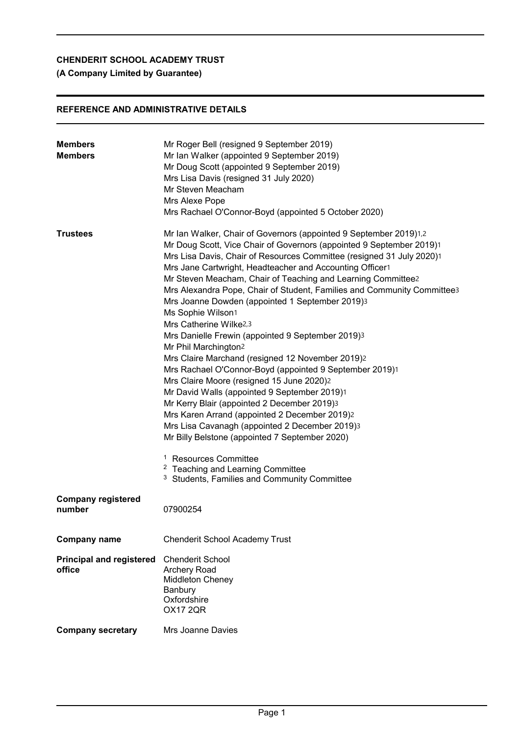**CHENDERIT SCHOOL ACADEMY TRUST**

**(A Company Limited by Guarantee)**

## REFERENCE AND ADMINISTRATIVE DETAILS

| | |
|---|---|
| **Members** | Mr Roger Bell (resigned 9 September 2019) |
| **Members** | Mr Ian Walker (appointed 9 September 2019) |
| | Mr Doug Scott (appointed 9 September 2019) |
| | Mrs Lisa Davis (resigned 31 July 2020) |
| | Mr Steven Meacham |
| | Mrs Alexe Pope |
| | Mrs Rachael O'Connor-Boyd (appointed 5 October 2020) |
| **Trustees** | Mr Ian Walker, Chair of Governors (appointed 9 September 2019)[1,2] |
| | Mr Doug Scott, Vice Chair of Governors (appointed 9 September 2019)[1] |
| | Mrs Lisa Davis, Chair of Resources Committee (resigned 31 July 2020)[1] |
| | Mrs Jane Cartwright, Headteacher and Accounting Officer[1] |
| | Mr Steven Meacham, Chair of Teaching and Learning Committee[2] |
| | Mrs Alexandra Pope, Chair of Student, Families and Community Committee[3] |
| | Mrs Joanne Dowden (appointed 1 September 2019)[3] |
| | Ms Sophie Wilson[1] |
| | Mrs Catherine Wilke[2,3] |
| | Mrs Danielle Frewin (appointed 9 September 2019)[3] |
| | Mr Phil Marchington[2] |
| | Mrs Claire Marchand (resigned 12 November 2019)[2] |
| | Mrs Rachael O'Connor-Boyd (appointed 9 September 2019)[1] |
| | Mrs Claire Moore (resigned 15 June 2020)[2] |
| | Mr David Walls (appointed 9 September 2019)[1] |
| | Mr Kerry Blair (appointed 2 December 2019)[3] |
| | Mrs Karen Arrand (appointed 2 December 2019)[2] |
| | Mrs Lisa Cavanagh (appointed 2 December 2019)[3] |
| | Mr Billy Belstone (appointed 7 September 2020) |
| | [1] Resources Committee |
| | [2] Teaching and Learning Committee |
| | [3] Students, Families and Community Committee |
| **Company registered number** | 07900254 |
| **Company name** | Chenderit School Academy Trust |
| **Principal and registered office** | Chenderit School<br>Archery Road<br>Middleton Cheney<br>Banbury<br>Oxfordshire<br>OX17 2QR |
| **Company secretary** | Mrs Joanne Davies |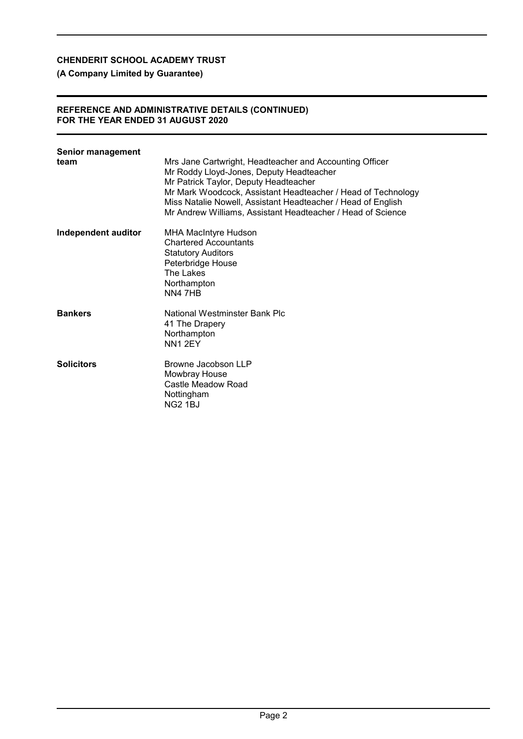**CHENDERIT SCHOOL ACADEMY TRUST**

**(A Company Limited by Guarantee)**

**REFERENCE AND ADMINISTRATIVE DETAILS (CONTINUED)**
**FOR THE YEAR ENDED 31 AUGUST 2020**

**Senior management team**

Mrs Jane Cartwright, Headteacher and Accounting Officer
Mr Roddy Lloyd-Jones, Deputy Headteacher
Mr Patrick Taylor, Deputy Headteacher
Mr Mark Woodcock, Assistant Headteacher / Head of Technology
Miss Natalie Nowell, Assistant Headteacher / Head of English
Mr Andrew Williams, Assistant Headteacher / Head of Science

**Independent auditor**

MHA MacIntyre Hudson
Chartered Accountants
Statutory Auditors
Peterbridge House
The Lakes
Northampton
NN4 7HB

**Bankers**

National Westminster Bank Plc
41 The Drapery
Northampton
NN1 2EY

**Solicitors**

Browne Jacobson LLP
Mowbray House
Castle Meadow Road
Nottingham
NG2 1BJ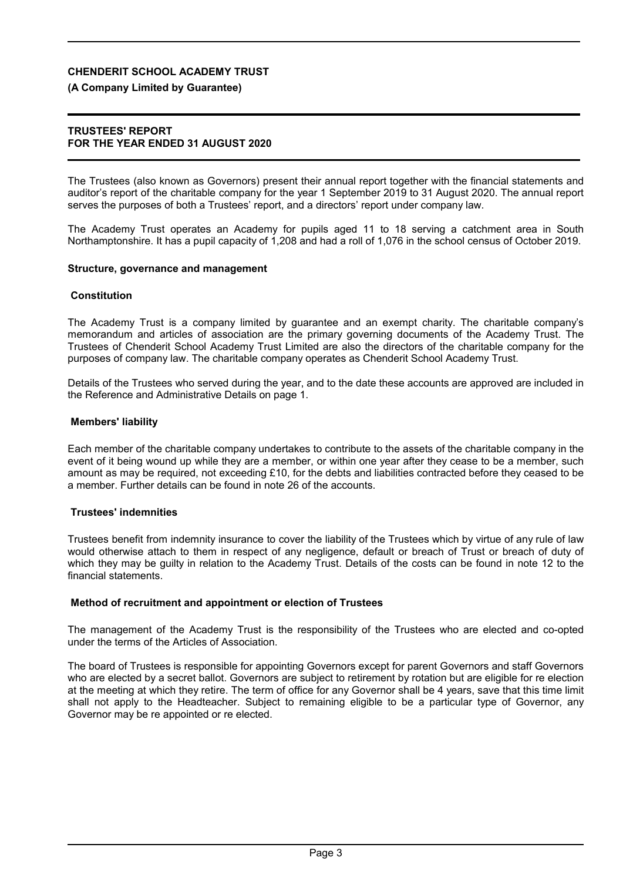**CHENDERIT SCHOOL ACADEMY TRUST**

**(A Company Limited by Guarantee)**

**TRUSTEES' REPORT**
**FOR THE YEAR ENDED 31 AUGUST 2020**

The Trustees (also known as Governors) present their annual report together with the financial statements and auditor's report of the charitable company for the year 1 September 2019 to 31 August 2020. The annual report serves the purposes of both a Trustees' report, and a directors' report under company law.

The Academy Trust operates an Academy for pupils aged 11 to 18 serving a catchment area in South Northamptonshire. It has a pupil capacity of 1,208 and had a roll of 1,076 in the school census of October 2019.

**Structure, governance and management**

**Constitution**

The Academy Trust is a company limited by guarantee and an exempt charity. The charitable company's memorandum and articles of association are the primary governing documents of the Academy Trust. The Trustees of Chenderit School Academy Trust Limited are also the directors of the charitable company for the purposes of company law. The charitable company operates as Chenderit School Academy Trust.

Details of the Trustees who served during the year, and to the date these accounts are approved are included in the Reference and Administrative Details on page 1.

**Members' liability**

Each member of the charitable company undertakes to contribute to the assets of the charitable company in the event of it being wound up while they are a member, or within one year after they cease to be a member, such amount as may be required, not exceeding £10, for the debts and liabilities contracted before they ceased to be a member. Further details can be found in note 26 of the accounts.

**Trustees' indemnities**

Trustees benefit from indemnity insurance to cover the liability of the Trustees which by virtue of any rule of law would otherwise attach to them in respect of any negligence, default or breach of Trust or breach of duty of which they may be guilty in relation to the Academy Trust. Details of the costs can be found in note 12 to the financial statements.

**Method of recruitment and appointment or election of Trustees**

The management of the Academy Trust is the responsibility of the Trustees who are elected and co-opted under the terms of the Articles of Association.

The board of Trustees is responsible for appointing Governors except for parent Governors and staff Governors who are elected by a secret ballot. Governors are subject to retirement by rotation but are eligible for re election at the meeting at which they retire. The term of office for any Governor shall be 4 years, save that this time limit shall not apply to the Headteacher. Subject to remaining eligible to be a particular type of Governor, any Governor may be re appointed or re elected.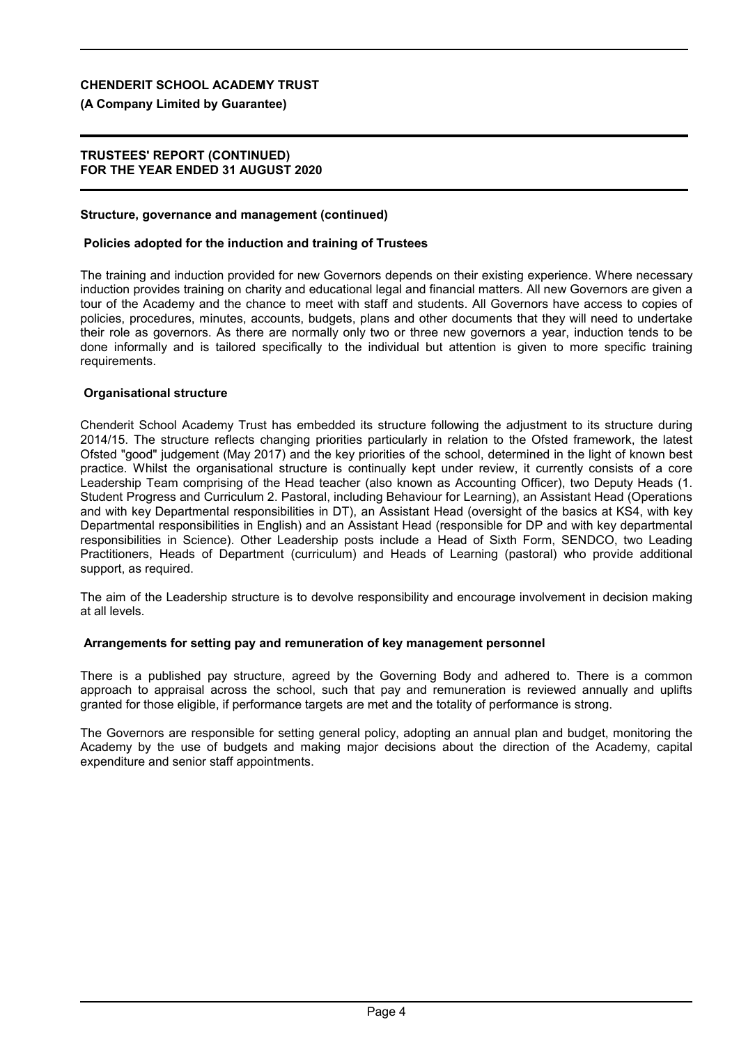**CHENDERIT SCHOOL ACADEMY TRUST**

**(A Company Limited by Guarantee)**

**TRUSTEES' REPORT (CONTINUED)**
**FOR THE YEAR ENDED 31 AUGUST 2020**

**Structure, governance and management (continued)**

**Policies adopted for the induction and training of Trustees**

The training and induction provided for new Governors depends on their existing experience. Where necessary induction provides training on charity and educational legal and financial matters. All new Governors are given a tour of the Academy and the chance to meet with staff and students. All Governors have access to copies of policies, procedures, minutes, accounts, budgets, plans and other documents that they will need to undertake their role as governors. As there are normally only two or three new governors a year, induction tends to be done informally and is tailored specifically to the individual but attention is given to more specific training requirements.

**Organisational structure**

Chenderit School Academy Trust has embedded its structure following the adjustment to its structure during 2014/15. The structure reflects changing priorities particularly in relation to the Ofsted framework, the latest Ofsted "good" judgement (May 2017) and the key priorities of the school, determined in the light of known best practice. Whilst the organisational structure is continually kept under review, it currently consists of a core Leadership Team comprising of the Head teacher (also known as Accounting Officer), two Deputy Heads (1. Student Progress and Curriculum 2. Pastoral, including Behaviour for Learning), an Assistant Head (Operations and with key Departmental responsibilities in DT), an Assistant Head (oversight of the basics at KS4, with key Departmental responsibilities in English) and an Assistant Head (responsible for DP and with key departmental responsibilities in Science). Other Leadership posts include a Head of Sixth Form, SENDCO, two Leading Practitioners, Heads of Department (curriculum) and Heads of Learning (pastoral) who provide additional support, as required.

The aim of the Leadership structure is to devolve responsibility and encourage involvement in decision making at all levels.

**Arrangements for setting pay and remuneration of key management personnel**

There is a published pay structure, agreed by the Governing Body and adhered to. There is a common approach to appraisal across the school, such that pay and remuneration is reviewed annually and uplifts granted for those eligible, if performance targets are met and the totality of performance is strong.

The Governors are responsible for setting general policy, adopting an annual plan and budget, monitoring the Academy by the use of budgets and making major decisions about the direction of the Academy, capital expenditure and senior staff appointments.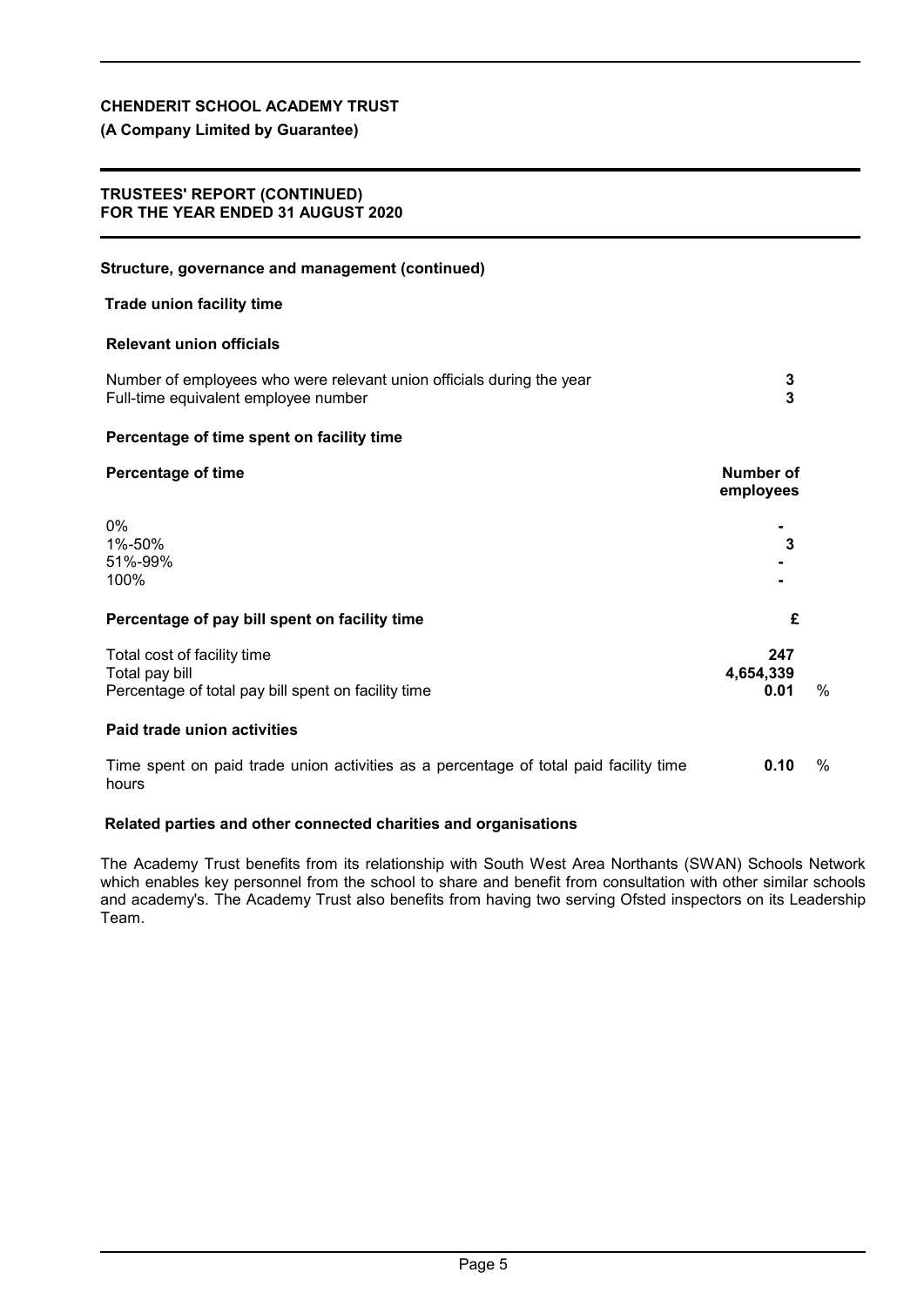**CHENDERIT SCHOOL ACADEMY TRUST**

**(A Company Limited by Guarantee)**

**TRUSTEES' REPORT (CONTINUED)**
**FOR THE YEAR ENDED 31 AUGUST 2020**

**Structure, governance and management (continued)**

**Trade union facility time**

**Relevant union officials**

| | |
|---|---|
| Number of employees who were relevant union officials during the year | **3** |
| Full-time equivalent employee number | **3** |

**Percentage of time spent on facility time**

| **Percentage of time** | **Number of employees** |
|---|---|
| 0% | **-** |
| 1%-50% | **3** |
| 51%-99% | **-** |
| 100% | **-** |

**Percentage of pay bill spent on facility time**

| | **£** | |
|---|---|---|
| Total cost of facility time | **247** | |
| Total pay bill | **4,654,339** | |
| Percentage of total pay bill spent on facility time | **0.01** | % |

**Paid trade union activities**

| | | |
|---|---|---|
| Time spent on paid trade union activities as a percentage of total paid facility time hours | **0.10** | % |

**Related parties and other connected charities and organisations**

The Academy Trust benefits from its relationship with South West Area Northants (SWAN) Schools Network which enables key personnel from the school to share and benefit from consultation with other similar schools and academy's. The Academy Trust also benefits from having two serving Ofsted inspectors on its Leadership Team.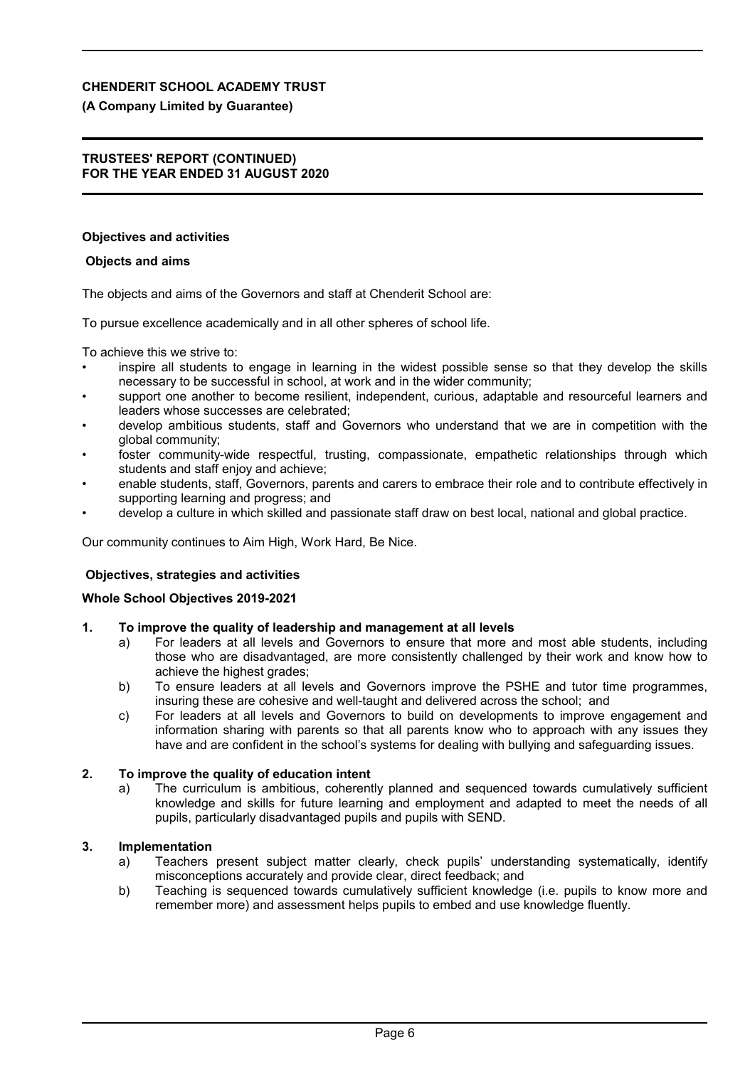**CHENDERIT SCHOOL ACADEMY TRUST**

**(A Company Limited by Guarantee)**

**TRUSTEES' REPORT (CONTINUED)**
**FOR THE YEAR ENDED 31 AUGUST 2020**

## Objectives and activities

### Objects and aims

The objects and aims of the Governors and staff at Chenderit School are:

To pursue excellence academically and in all other spheres of school life.

To achieve this we strive to:

- inspire all students to engage in learning in the widest possible sense so that they develop the skills necessary to be successful in school, at work and in the wider community;
- support one another to become resilient, independent, curious, adaptable and resourceful learners and leaders whose successes are celebrated;
- develop ambitious students, staff and Governors who understand that we are in competition with the global community;
- foster community-wide respectful, trusting, compassionate, empathetic relationships through which students and staff enjoy and achieve;
- enable students, staff, Governors, parents and carers to embrace their role and to contribute effectively in supporting learning and progress; and
- develop a culture in which skilled and passionate staff draw on best local, national and global practice.

Our community continues to Aim High, Work Hard, Be Nice.

### Objectives, strategies and activities

**Whole School Objectives 2019-2021**

**1. To improve the quality of leadership and management at all levels**

a) For leaders at all levels and Governors to ensure that more and most able students, including those who are disadvantaged, are more consistently challenged by their work and know how to achieve the highest grades;

b) To ensure leaders at all levels and Governors improve the PSHE and tutor time programmes, insuring these are cohesive and well-taught and delivered across the school; and

c) For leaders at all levels and Governors to build on developments to improve engagement and information sharing with parents so that all parents know who to approach with any issues they have and are confident in the school's systems for dealing with bullying and safeguarding issues.

**2. To improve the quality of education intent**

a) The curriculum is ambitious, coherently planned and sequenced towards cumulatively sufficient knowledge and skills for future learning and employment and adapted to meet the needs of all pupils, particularly disadvantaged pupils and pupils with SEND.

**3. Implementation**

a) Teachers present subject matter clearly, check pupils' understanding systematically, identify misconceptions accurately and provide clear, direct feedback; and

b) Teaching is sequenced towards cumulatively sufficient knowledge (i.e. pupils to know more and remember more) and assessment helps pupils to embed and use knowledge fluently.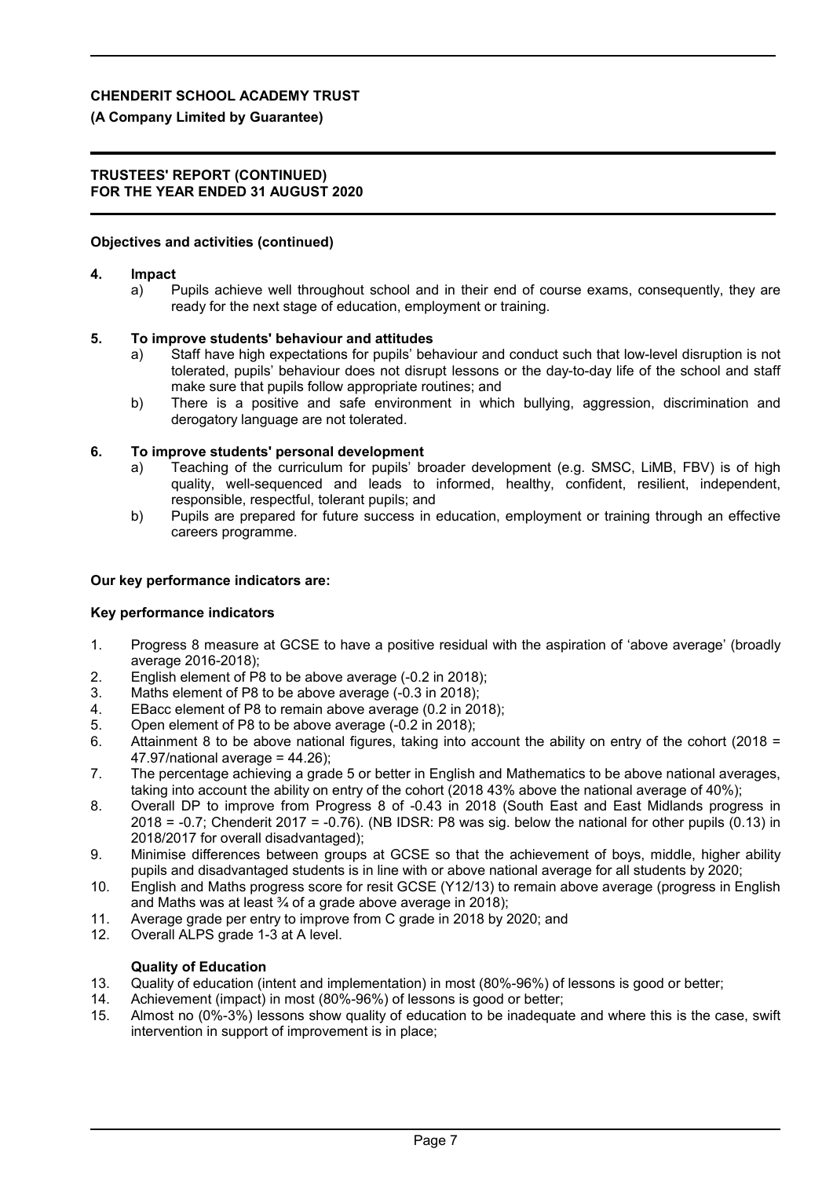**Objectives and activities (continued)**

**4. Impact**

a) Pupils achieve well throughout school and in their end of course exams, consequently, they are ready for the next stage of education, employment or training.

**5. To improve students' behaviour and attitudes**

a) Staff have high expectations for pupils' behaviour and conduct such that low-level disruption is not tolerated, pupils' behaviour does not disrupt lessons or the day-to-day life of the school and staff make sure that pupils follow appropriate routines; and

b) There is a positive and safe environment in which bullying, aggression, discrimination and derogatory language are not tolerated.

**6. To improve students' personal development**

a) Teaching of the curriculum for pupils' broader development (e.g. SMSC, LiMB, FBV) is of high quality, well-sequenced and leads to informed, healthy, confident, resilient, independent, responsible, respectful, tolerant pupils; and

b) Pupils are prepared for future success in education, employment or training through an effective careers programme.

**Our key performance indicators are:**

**Key performance indicators**

1. Progress 8 measure at GCSE to have a positive residual with the aspiration of 'above average' (broadly average 2016-2018);
2. English element of P8 to be above average (-0.2 in 2018);
3. Maths element of P8 to be above average (-0.3 in 2018);
4. EBacc element of P8 to remain above average (0.2 in 2018);
5. Open element of P8 to be above average (-0.2 in 2018);
6. Attainment 8 to be above national figures, taking into account the ability on entry of the cohort (2018 = 47.97/national average = 44.26);
7. The percentage achieving a grade 5 or better in English and Mathematics to be above national averages, taking into account the ability on entry of the cohort (2018 43% above the national average of 40%);
8. Overall DP to improve from Progress 8 of -0.43 in 2018 (South East and East Midlands progress in 2018 = -0.7; Chenderit 2017 = -0.76). (NB IDSR: P8 was sig. below the national for other pupils (0.13) in 2018/2017 for overall disadvantaged);
9. Minimise differences between groups at GCSE so that the achievement of boys, middle, higher ability pupils and disadvantaged students is in line with or above national average for all students by 2020;
10. English and Maths progress score for resit GCSE (Y12/13) to remain above average (progress in English and Maths was at least ¾ of a grade above average in 2018);
11. Average grade per entry to improve from C grade in 2018 by 2020; and
12. Overall ALPS grade 1-3 at A level.

**Quality of Education**

13. Quality of education (intent and implementation) in most (80%-96%) of lessons is good or better;
14. Achievement (impact) in most (80%-96%) of lessons is good or better;
15. Almost no (0%-3%) lessons show quality of education to be inadequate and where this is the case, swift intervention in support of improvement is in place;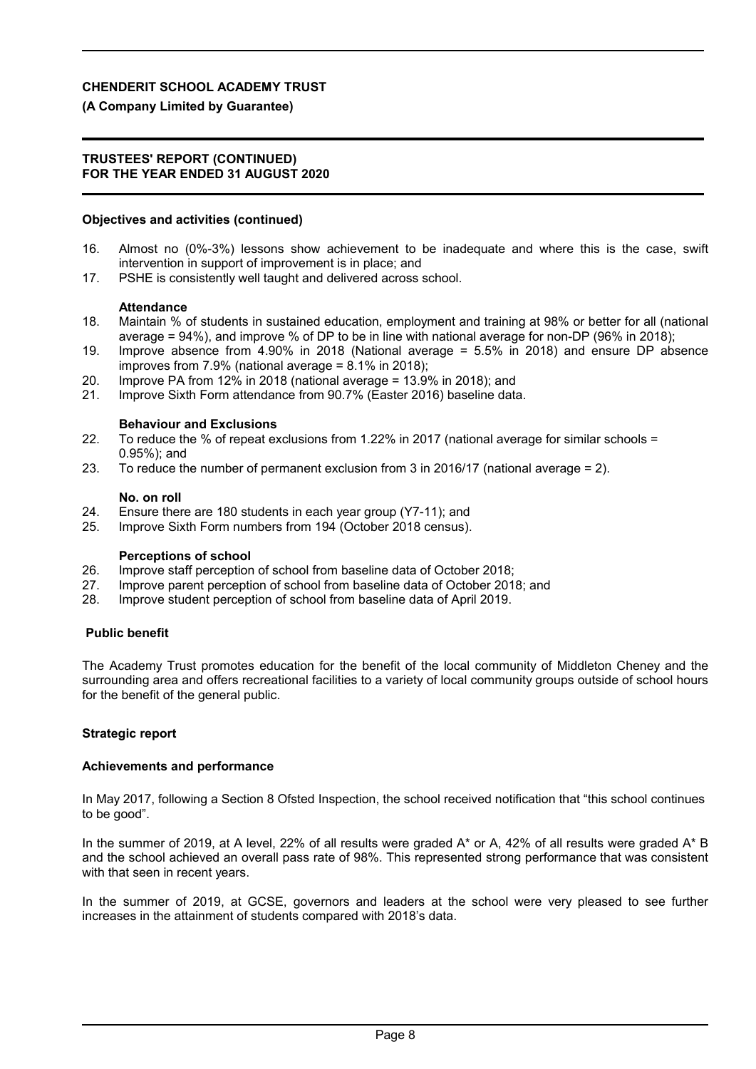**Objectives and activities (continued)**

16. Almost no (0%-3%) lessons show achievement to be inadequate and where this is the case, swift intervention in support of improvement is in place; and
17. PSHE is consistently well taught and delivered across school.

**Attendance**

18. Maintain % of students in sustained education, employment and training at 98% or better for all (national average = 94%), and improve % of DP to be in line with national average for non-DP (96% in 2018);
19. Improve absence from 4.90% in 2018 (National average = 5.5% in 2018) and ensure DP absence improves from 7.9% (national average = 8.1% in 2018);
20. Improve PA from 12% in 2018 (national average = 13.9% in 2018); and
21. Improve Sixth Form attendance from 90.7% (Easter 2016) baseline data.

**Behaviour and Exclusions**

22. To reduce the % of repeat exclusions from 1.22% in 2017 (national average for similar schools = 0.95%); and
23. To reduce the number of permanent exclusion from 3 in 2016/17 (national average = 2).

**No. on roll**

24. Ensure there are 180 students in each year group (Y7-11); and
25. Improve Sixth Form numbers from 194 (October 2018 census).

**Perceptions of school**

26. Improve staff perception of school from baseline data of October 2018;
27. Improve parent perception of school from baseline data of October 2018; and
28. Improve student perception of school from baseline data of April 2019.

**Public benefit**

The Academy Trust promotes education for the benefit of the local community of Middleton Cheney and the surrounding area and offers recreational facilities to a variety of local community groups outside of school hours for the benefit of the general public.

**Strategic report**

**Achievements and performance**

In May 2017, following a Section 8 Ofsted Inspection, the school received notification that "this school continues to be good".

In the summer of 2019, at A level, 22% of all results were graded A* or A, 42% of all results were graded A* B and the school achieved an overall pass rate of 98%. This represented strong performance that was consistent with that seen in recent years.

In the summer of 2019, at GCSE, governors and leaders at the school were very pleased to see further increases in the attainment of students compared with 2018's data.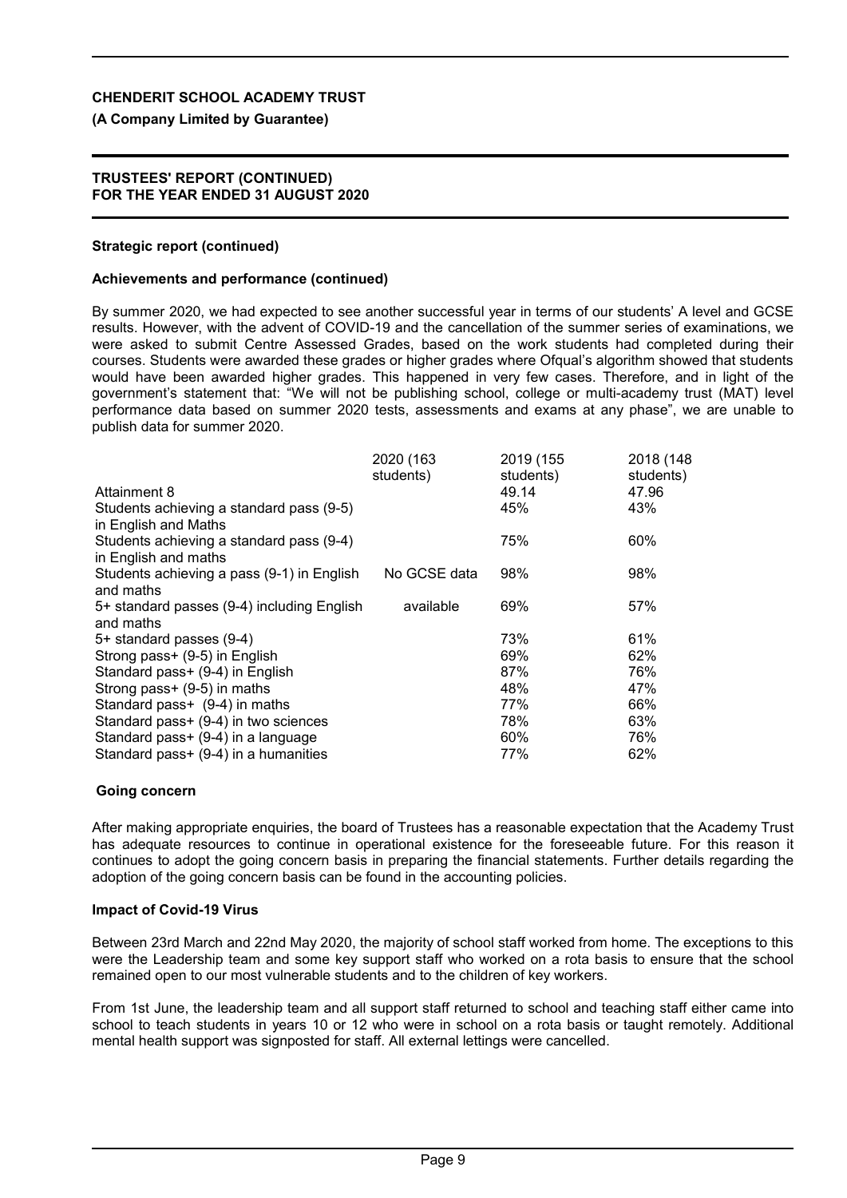**CHENDERIT SCHOOL ACADEMY TRUST**

**(A Company Limited by Guarantee)**

**TRUSTEES' REPORT (CONTINUED)**
**FOR THE YEAR ENDED 31 AUGUST 2020**

**Strategic report (continued)**

**Achievements and performance (continued)**

By summer 2020, we had expected to see another successful year in terms of our students' A level and GCSE results. However, with the advent of COVID-19 and the cancellation of the summer series of examinations, we were asked to submit Centre Assessed Grades, based on the work students had completed during their courses. Students were awarded these grades or higher grades where Ofqual's algorithm showed that students would have been awarded higher grades. This happened in very few cases. Therefore, and in light of the government's statement that: "We will not be publishing school, college or multi-academy trust (MAT) level performance data based on summer 2020 tests, assessments and exams at any phase", we are unable to publish data for summer 2020.

| | 2020 (163 students) | 2019 (155 students) | 2018 (148 students) |
|---|---|---|---|
| Attainment 8 | | 49.14 | 47.96 |
| Students achieving a standard pass (9-5) in English and Maths | | 45% | 43% |
| Students achieving a standard pass (9-4) in English and maths | | 75% | 60% |
| Students achieving a pass (9-1) in English and maths | No GCSE data | 98% | 98% |
| 5+ standard passes (9-4) including English and maths | available | 69% | 57% |
| 5+ standard passes (9-4) | | 73% | 61% |
| Strong pass+ (9-5) in English | | 69% | 62% |
| Standard pass+ (9-4) in English | | 87% | 76% |
| Strong pass+ (9-5) in maths | | 48% | 47% |
| Standard pass+ (9-4) in maths | | 77% | 66% |
| Standard pass+ (9-4) in two sciences | | 78% | 63% |
| Standard pass+ (9-4) in a language | | 60% | 76% |
| Standard pass+ (9-4) in a humanities | | 77% | 62% |

**Going concern**

After making appropriate enquiries, the board of Trustees has a reasonable expectation that the Academy Trust has adequate resources to continue in operational existence for the foreseeable future. For this reason it continues to adopt the going concern basis in preparing the financial statements. Further details regarding the adoption of the going concern basis can be found in the accounting policies.

**Impact of Covid-19 Virus**

Between 23rd March and 22nd May 2020, the majority of school staff worked from home. The exceptions to this were the Leadership team and some key support staff who worked on a rota basis to ensure that the school remained open to our most vulnerable students and to the children of key workers.

From 1st June, the leadership team and all support staff returned to school and teaching staff either came into school to teach students in years 10 or 12 who were in school on a rota basis or taught remotely. Additional mental health support was signposted for staff. All external lettings were cancelled.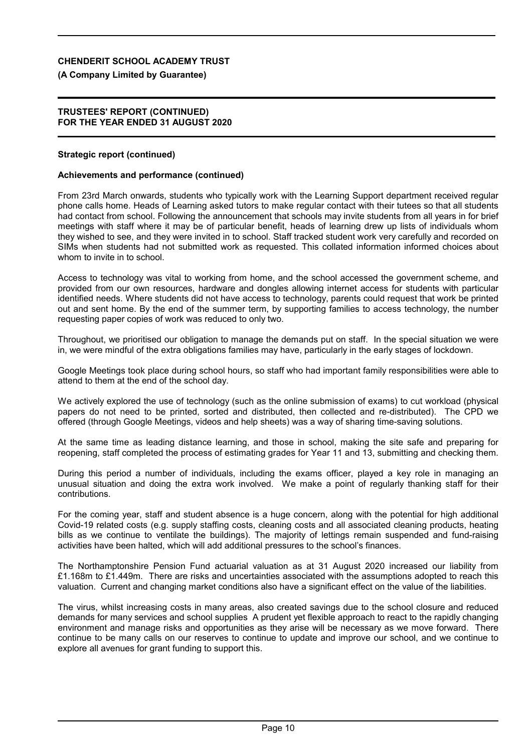**Strategic report (continued)**

**Achievements and performance (continued)**

From 23rd March onwards, students who typically work with the Learning Support department received regular phone calls home. Heads of Learning asked tutors to make regular contact with their tutees so that all students had contact from school. Following the announcement that schools may invite students from all years in for brief meetings with staff where it may be of particular benefit, heads of learning drew up lists of individuals whom they wished to see, and they were invited in to school. Staff tracked student work very carefully and recorded on SIMs when students had not submitted work as requested. This collated information informed choices about whom to invite in to school.

Access to technology was vital to working from home, and the school accessed the government scheme, and provided from our own resources, hardware and dongles allowing internet access for students with particular identified needs. Where students did not have access to technology, parents could request that work be printed out and sent home. By the end of the summer term, by supporting families to access technology, the number requesting paper copies of work was reduced to only two.

Throughout, we prioritised our obligation to manage the demands put on staff. In the special situation we were in, we were mindful of the extra obligations families may have, particularly in the early stages of lockdown.

Google Meetings took place during school hours, so staff who had important family responsibilities were able to attend to them at the end of the school day.

We actively explored the use of technology (such as the online submission of exams) to cut workload (physical papers do not need to be printed, sorted and distributed, then collected and re-distributed). The CPD we offered (through Google Meetings, videos and help sheets) was a way of sharing time-saving solutions.

At the same time as leading distance learning, and those in school, making the site safe and preparing for reopening, staff completed the process of estimating grades for Year 11 and 13, submitting and checking them.

During this period a number of individuals, including the exams officer, played a key role in managing an unusual situation and doing the extra work involved. We make a point of regularly thanking staff for their contributions.

For the coming year, staff and student absence is a huge concern, along with the potential for high additional Covid-19 related costs (e.g. supply staffing costs, cleaning costs and all associated cleaning products, heating bills as we continue to ventilate the buildings). The majority of lettings remain suspended and fund-raising activities have been halted, which will add additional pressures to the school's finances.

The Northamptonshire Pension Fund actuarial valuation as at 31 August 2020 increased our liability from £1.168m to £1.449m. There are risks and uncertainties associated with the assumptions adopted to reach this valuation. Current and changing market conditions also have a significant effect on the value of the liabilities.

The virus, whilst increasing costs in many areas, also created savings due to the school closure and reduced demands for many services and school supplies A prudent yet flexible approach to react to the rapidly changing environment and manage risks and opportunities as they arise will be necessary as we move forward. There continue to be many calls on our reserves to continue to update and improve our school, and we continue to explore all avenues for grant funding to support this.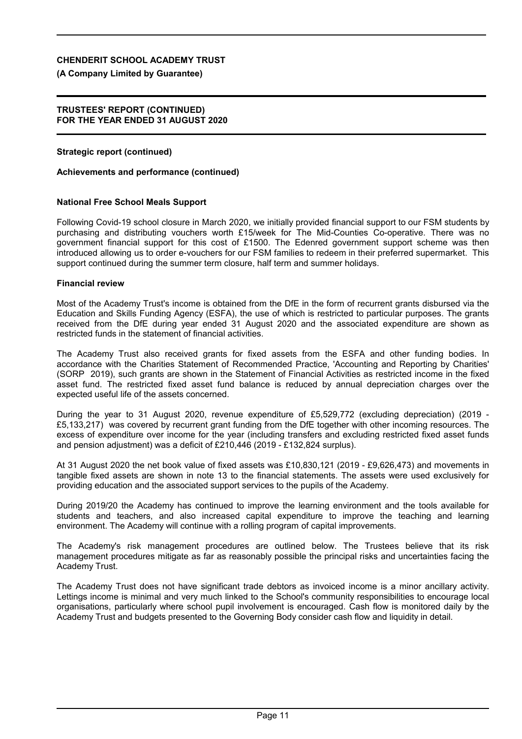**Strategic report (continued)**

**Achievements and performance (continued)**

**National Free School Meals Support**

Following Covid-19 school closure in March 2020, we initially provided financial support to our FSM students by purchasing and distributing vouchers worth £15/week for The Mid-Counties Co-operative. There was no government financial support for this cost of £1500. The Edenred government support scheme was then introduced allowing us to order e-vouchers for our FSM families to redeem in their preferred supermarket. This support continued during the summer term closure, half term and summer holidays.

**Financial review**

Most of the Academy Trust's income is obtained from the DfE in the form of recurrent grants disbursed via the Education and Skills Funding Agency (ESFA), the use of which is restricted to particular purposes. The grants received from the DfE during year ended 31 August 2020 and the associated expenditure are shown as restricted funds in the statement of financial activities.

The Academy Trust also received grants for fixed assets from the ESFA and other funding bodies. In accordance with the Charities Statement of Recommended Practice, 'Accounting and Reporting by Charities' (SORP 2019), such grants are shown in the Statement of Financial Activities as restricted income in the fixed asset fund. The restricted fixed asset fund balance is reduced by annual depreciation charges over the expected useful life of the assets concerned.

During the year to 31 August 2020, revenue expenditure of £5,529,772 (excluding depreciation) (2019 - £5,133,217) was covered by recurrent grant funding from the DfE together with other incoming resources. The excess of expenditure over income for the year (including transfers and excluding restricted fixed asset funds and pension adjustment) was a deficit of £210,446 (2019 - £132,824 surplus).

At 31 August 2020 the net book value of fixed assets was £10,830,121 (2019 - £9,626,473) and movements in tangible fixed assets are shown in note 13 to the financial statements. The assets were used exclusively for providing education and the associated support services to the pupils of the Academy.

During 2019/20 the Academy has continued to improve the learning environment and the tools available for students and teachers, and also increased capital expenditure to improve the teaching and learning environment. The Academy will continue with a rolling program of capital improvements.

The Academy's risk management procedures are outlined below. The Trustees believe that its risk management procedures mitigate as far as reasonably possible the principal risks and uncertainties facing the Academy Trust.

The Academy Trust does not have significant trade debtors as invoiced income is a minor ancillary activity. Lettings income is minimal and very much linked to the School's community responsibilities to encourage local organisations, particularly where school pupil involvement is encouraged. Cash flow is monitored daily by the Academy Trust and budgets presented to the Governing Body consider cash flow and liquidity in detail.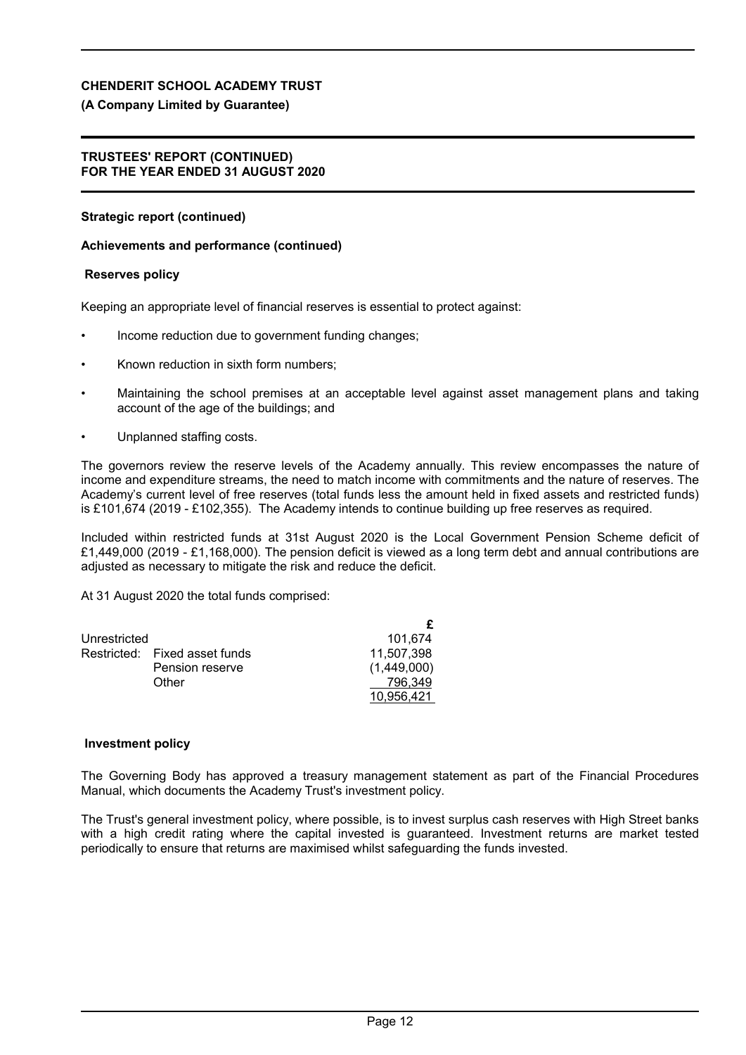**CHENDERIT SCHOOL ACADEMY TRUST**

**(A Company Limited by Guarantee)**

**TRUSTEES' REPORT (CONTINUED)**
**FOR THE YEAR ENDED 31 AUGUST 2020**

**Strategic report (continued)**

**Achievements and performance (continued)**

**Reserves policy**

Keeping an appropriate level of financial reserves is essential to protect against:

- Income reduction due to government funding changes;
- Known reduction in sixth form numbers;
- Maintaining the school premises at an acceptable level against asset management plans and taking account of the age of the buildings; and
- Unplanned staffing costs.

The governors review the reserve levels of the Academy annually. This review encompasses the nature of income and expenditure streams, the need to match income with commitments and the nature of reserves. The Academy's current level of free reserves (total funds less the amount held in fixed assets and restricted funds) is £101,674 (2019 - £102,355). The Academy intends to continue building up free reserves as required.

Included within restricted funds at 31st August 2020 is the Local Government Pension Scheme deficit of £1,449,000 (2019 - £1,168,000). The pension deficit is viewed as a long term debt and annual contributions are adjusted as necessary to mitigate the risk and reduce the deficit.

At 31 August 2020 the total funds comprised:

| | | £ |
|---|---|---|
| Unrestricted | | 101,674 |
| Restricted: | Fixed asset funds | 11,507,398 |
| | Pension reserve | (1,449,000) |
| | Other | 796,349 |
| | | 10,956,421 |

**Investment policy**

The Governing Body has approved a treasury management statement as part of the Financial Procedures Manual, which documents the Academy Trust's investment policy.

The Trust's general investment policy, where possible, is to invest surplus cash reserves with High Street banks with a high credit rating where the capital invested is guaranteed. Investment returns are market tested periodically to ensure that returns are maximised whilst safeguarding the funds invested.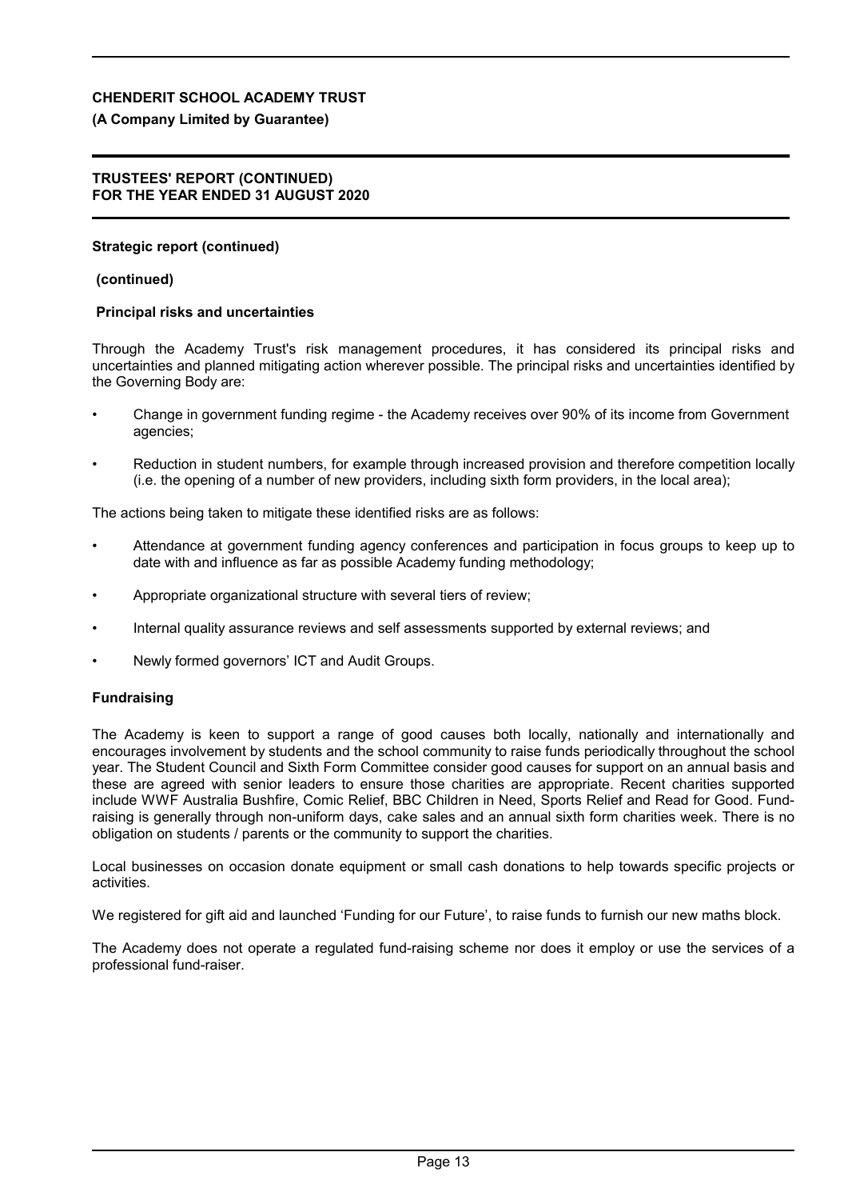**Strategic report (continued)**

**(continued)**

**Principal risks and uncertainties**

Through the Academy Trust's risk management procedures, it has considered its principal risks and uncertainties and planned mitigating action wherever possible. The principal risks and uncertainties identified by the Governing Body are:

- Change in government funding regime - the Academy receives over 90% of its income from Government agencies;
- Reduction in student numbers, for example through increased provision and therefore competition locally (i.e. the opening of a number of new providers, including sixth form providers, in the local area);

The actions being taken to mitigate these identified risks are as follows:

- Attendance at government funding agency conferences and participation in focus groups to keep up to date with and influence as far as possible Academy funding methodology;
- Appropriate organizational structure with several tiers of review;
- Internal quality assurance reviews and self assessments supported by external reviews; and
- Newly formed governors' ICT and Audit Groups.

**Fundraising**

The Academy is keen to support a range of good causes both locally, nationally and internationally and encourages involvement by students and the school community to raise funds periodically throughout the school year. The Student Council and Sixth Form Committee consider good causes for support on an annual basis and these are agreed with senior leaders to ensure those charities are appropriate. Recent charities supported include WWF Australia Bushfire, Comic Relief, BBC Children in Need, Sports Relief and Read for Good. Fund-raising is generally through non-uniform days, cake sales and an annual sixth form charities week. There is no obligation on students / parents or the community to support the charities.

Local businesses on occasion donate equipment or small cash donations to help towards specific projects or activities.

We registered for gift aid and launched 'Funding for our Future', to raise funds to furnish our new maths block.

The Academy does not operate a regulated fund-raising scheme nor does it employ or use the services of a professional fund-raiser.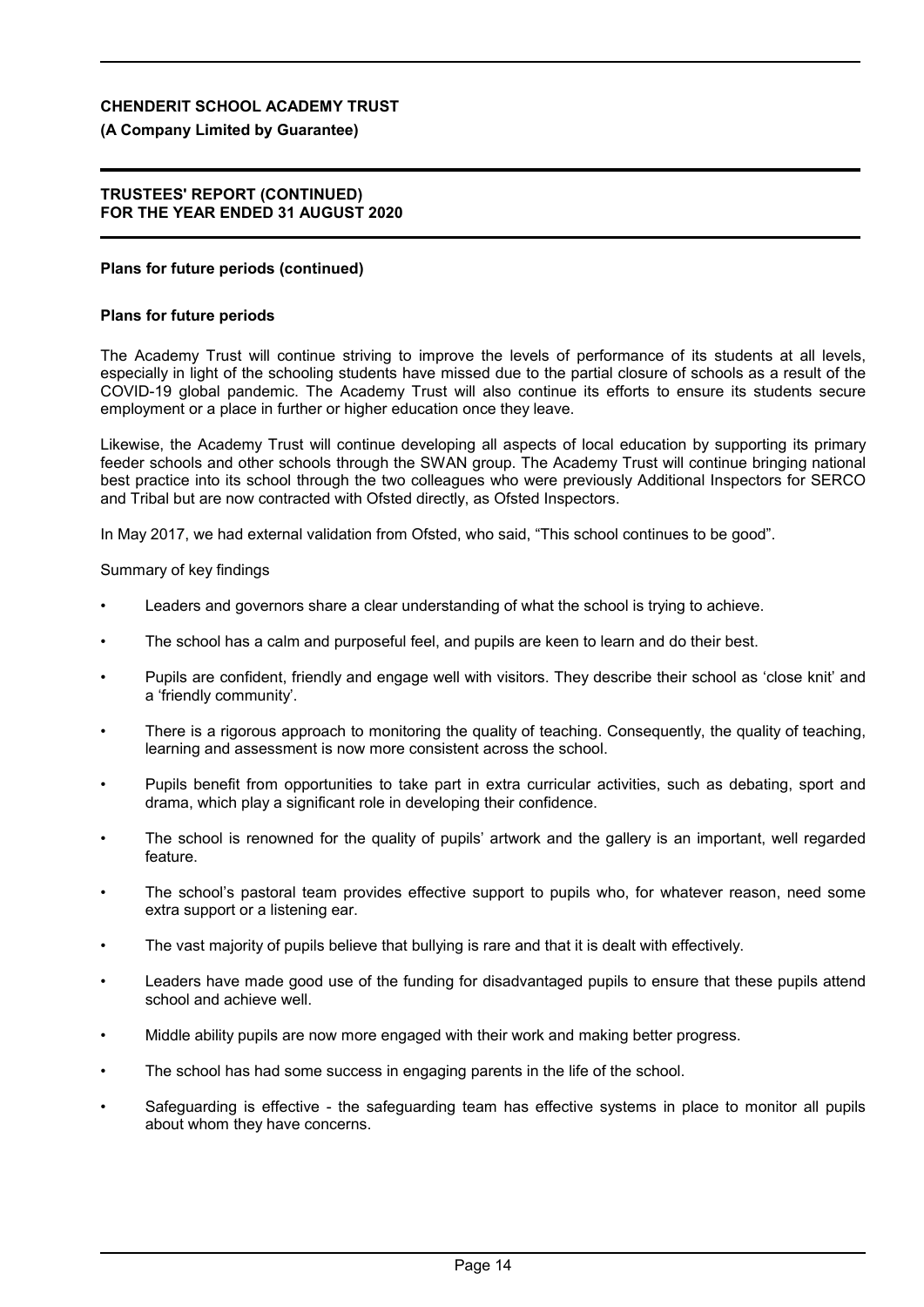**Plans for future periods (continued)**

**Plans for future periods**

The Academy Trust will continue striving to improve the levels of performance of its students at all levels, especially in light of the schooling students have missed due to the partial closure of schools as a result of the COVID-19 global pandemic. The Academy Trust will also continue its efforts to ensure its students secure employment or a place in further or higher education once they leave.

Likewise, the Academy Trust will continue developing all aspects of local education by supporting its primary feeder schools and other schools through the SWAN group. The Academy Trust will continue bringing national best practice into its school through the two colleagues who were previously Additional Inspectors for SERCO and Tribal but are now contracted with Ofsted directly, as Ofsted Inspectors.

In May 2017, we had external validation from Ofsted, who said, "This school continues to be good".

Summary of key findings

- Leaders and governors share a clear understanding of what the school is trying to achieve.
- The school has a calm and purposeful feel, and pupils are keen to learn and do their best.
- Pupils are confident, friendly and engage well with visitors. They describe their school as 'close knit' and a 'friendly community'.
- There is a rigorous approach to monitoring the quality of teaching. Consequently, the quality of teaching, learning and assessment is now more consistent across the school.
- Pupils benefit from opportunities to take part in extra curricular activities, such as debating, sport and drama, which play a significant role in developing their confidence.
- The school is renowned for the quality of pupils' artwork and the gallery is an important, well regarded feature.
- The school's pastoral team provides effective support to pupils who, for whatever reason, need some extra support or a listening ear.
- The vast majority of pupils believe that bullying is rare and that it is dealt with effectively.
- Leaders have made good use of the funding for disadvantaged pupils to ensure that these pupils attend school and achieve well.
- Middle ability pupils are now more engaged with their work and making better progress.
- The school has had some success in engaging parents in the life of the school.
- Safeguarding is effective - the safeguarding team has effective systems in place to monitor all pupils about whom they have concerns.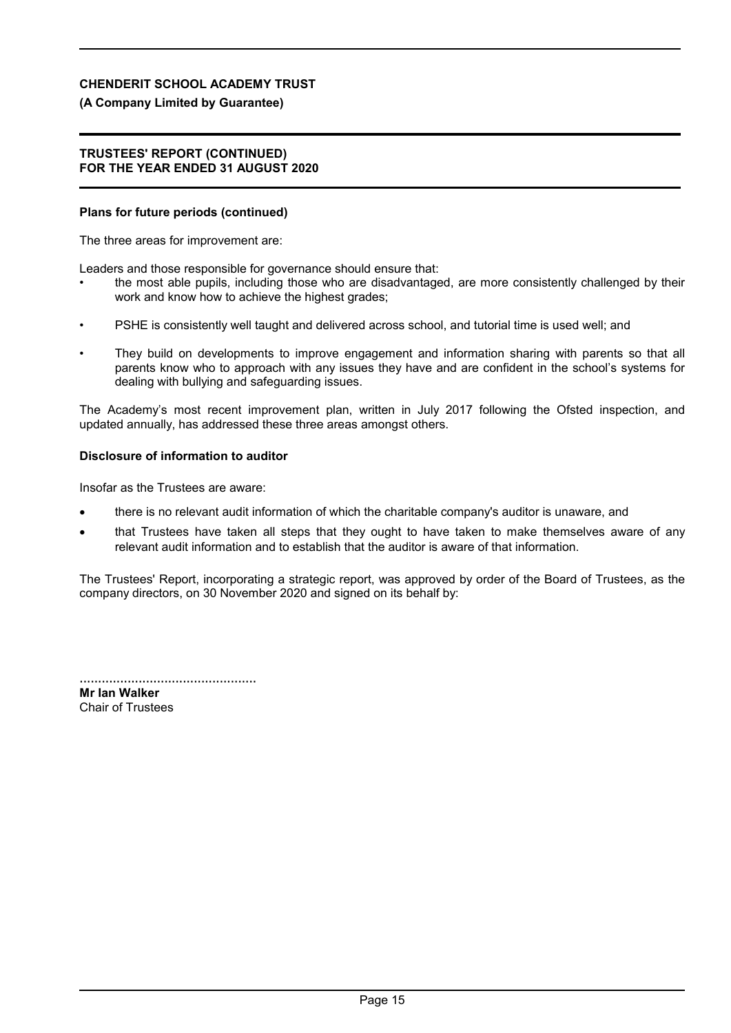**CHENDERIT SCHOOL ACADEMY TRUST**

**(A Company Limited by Guarantee)**

**TRUSTEES' REPORT (CONTINUED)**
**FOR THE YEAR ENDED 31 AUGUST 2020**

**Plans for future periods (continued)**

The three areas for improvement are:

Leaders and those responsible for governance should ensure that:

- the most able pupils, including those who are disadvantaged, are more consistently challenged by their work and know how to achieve the highest grades;
- PSHE is consistently well taught and delivered across school, and tutorial time is used well; and
- They build on developments to improve engagement and information sharing with parents so that all parents know who to approach with any issues they have and are confident in the school's systems for dealing with bullying and safeguarding issues.

The Academy's most recent improvement plan, written in July 2017 following the Ofsted inspection, and updated annually, has addressed these three areas amongst others.

**Disclosure of information to auditor**

Insofar as the Trustees are aware:

- there is no relevant audit information of which the charitable company's auditor is unaware, and
- that Trustees have taken all steps that they ought to have taken to make themselves aware of any relevant audit information and to establish that the auditor is aware of that information.

The Trustees' Report, incorporating a strategic report, was approved by order of the Board of Trustees, as the company directors, on 30 November 2020 and signed on its behalf by:

................................................
**Mr Ian Walker**
Chair of Trustees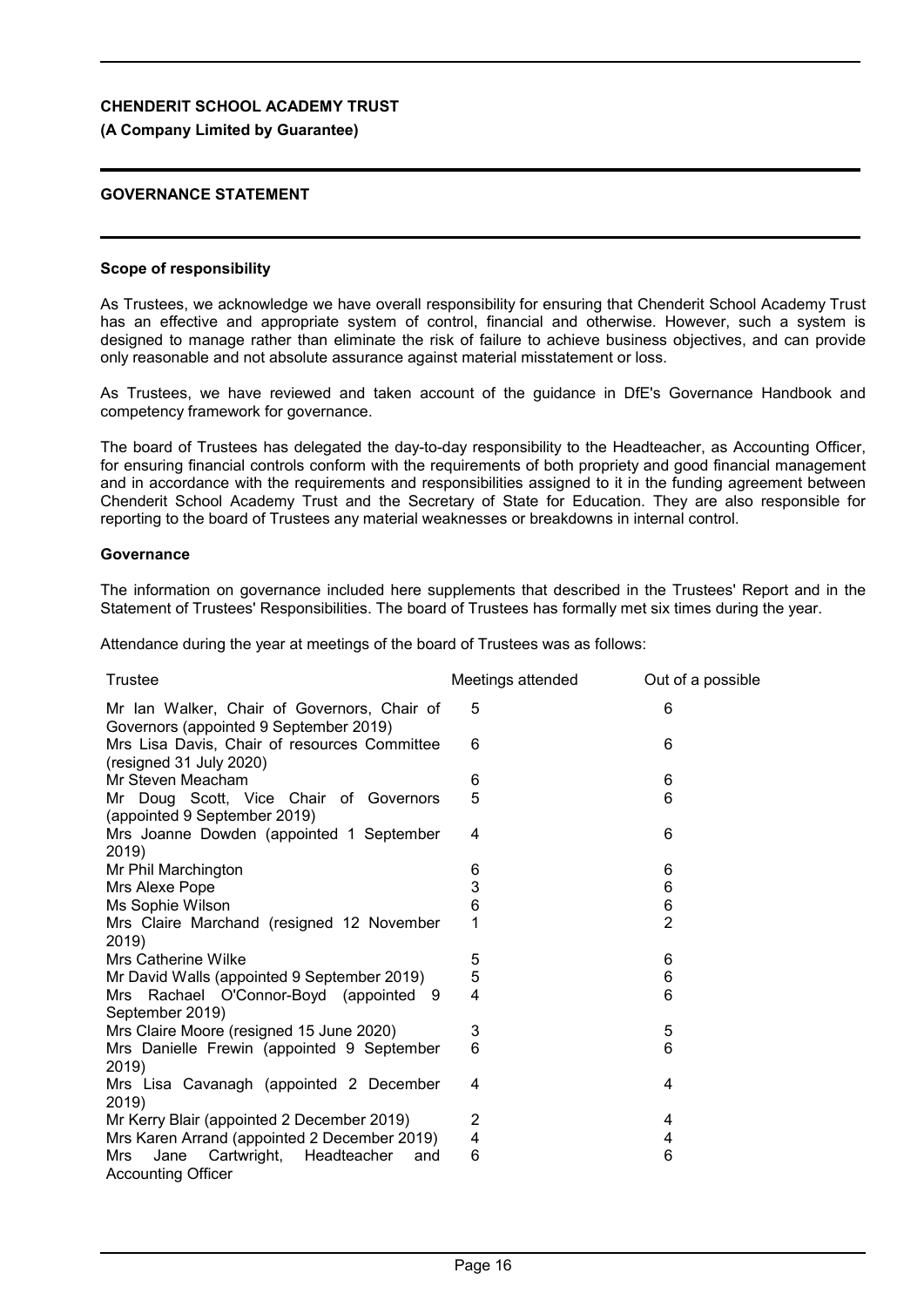# GOVERNANCE STATEMENT

## Scope of responsibility

As Trustees, we acknowledge we have overall responsibility for ensuring that Chenderit School Academy Trust has an effective and appropriate system of control, financial and otherwise. However, such a system is designed to manage rather than eliminate the risk of failure to achieve business objectives, and can provide only reasonable and not absolute assurance against material misstatement or loss.

As Trustees, we have reviewed and taken account of the guidance in DfE's Governance Handbook and competency framework for governance.

The board of Trustees has delegated the day-to-day responsibility to the Headteacher, as Accounting Officer, for ensuring financial controls conform with the requirements of both propriety and good financial management and in accordance with the requirements and responsibilities assigned to it in the funding agreement between Chenderit School Academy Trust and the Secretary of State for Education. They are also responsible for reporting to the board of Trustees any material weaknesses or breakdowns in internal control.

## Governance

The information on governance included here supplements that described in the Trustees' Report and in the Statement of Trustees' Responsibilities. The board of Trustees has formally met six times during the year.

Attendance during the year at meetings of the board of Trustees was as follows:

| Trustee | Meetings attended | Out of a possible |
|---|---|---|
| Mr Ian Walker, Chair of Governors, Chair of Governors (appointed 9 September 2019) | 5 | 6 |
| Mrs Lisa Davis, Chair of resources Committee (resigned 31 July 2020) | 6 | 6 |
| Mr Steven Meacham | 6 | 6 |
| Mr Doug Scott, Vice Chair of Governors (appointed 9 September 2019) | 5 | 6 |
| Mrs Joanne Dowden (appointed 1 September 2019) | 4 | 6 |
| Mr Phil Marchington | 6 | 6 |
| Mrs Alexe Pope | 3 | 6 |
| Ms Sophie Wilson | 6 | 6 |
| Mrs Claire Marchand (resigned 12 November 2019) | 1 | 2 |
| Mrs Catherine Wilke | 5 | 6 |
| Mr David Walls (appointed 9 September 2019) | 5 | 6 |
| Mrs Rachael O'Connor-Boyd (appointed 9 September 2019) | 4 | 6 |
| Mrs Claire Moore (resigned 15 June 2020) | 3 | 5 |
| Mrs Danielle Frewin (appointed 9 September 2019) | 6 | 6 |
| Mrs Lisa Cavanagh (appointed 2 December 2019) | 4 | 4 |
| Mr Kerry Blair (appointed 2 December 2019) | 2 | 4 |
| Mrs Karen Arrand (appointed 2 December 2019) | 4 | 4 |
| Mrs Jane Cartwright, Headteacher and Accounting Officer | 6 | 6 |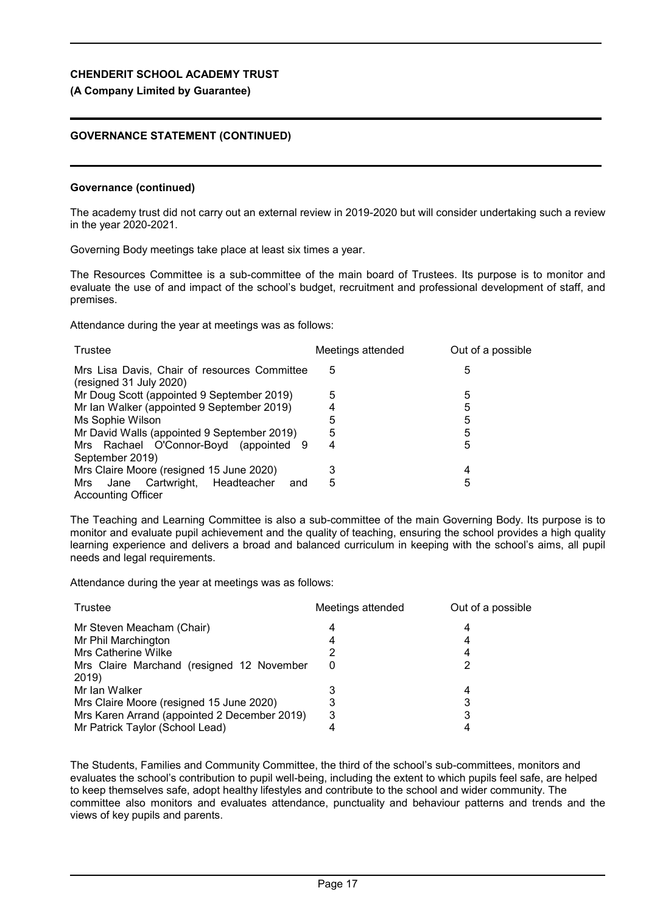**Governance (continued)**

The academy trust did not carry out an external review in 2019-2020 but will consider undertaking such a review in the year 2020-2021.

Governing Body meetings take place at least six times a year.

The Resources Committee is a sub-committee of the main board of Trustees. Its purpose is to monitor and evaluate the use of and impact of the school's budget, recruitment and professional development of staff, and premises.

Attendance during the year at meetings was as follows:

| Trustee | Meetings attended | Out of a possible |
|---|---|---|
| Mrs Lisa Davis, Chair of resources Committee (resigned 31 July 2020) | 5 | 5 |
| Mr Doug Scott (appointed 9 September 2019) | 5 | 5 |
| Mr Ian Walker (appointed 9 September 2019) | 4 | 5 |
| Ms Sophie Wilson | 5 | 5 |
| Mr David Walls (appointed 9 September 2019) | 5 | 5 |
| Mrs Rachael O'Connor-Boyd (appointed 9 September 2019) | 4 | 5 |
| Mrs Claire Moore (resigned 15 June 2020) | 3 | 4 |
| Mrs Jane Cartwright, Headteacher and Accounting Officer | 5 | 5 |

The Teaching and Learning Committee is also a sub-committee of the main Governing Body. Its purpose is to monitor and evaluate pupil achievement and the quality of teaching, ensuring the school provides a high quality learning experience and delivers a broad and balanced curriculum in keeping with the school's aims, all pupil needs and legal requirements.

Attendance during the year at meetings was as follows:

| Trustee | Meetings attended | Out of a possible |
|---|---|---|
| Mr Steven Meacham (Chair) | 4 | 4 |
| Mr Phil Marchington | 4 | 4 |
| Mrs Catherine Wilke | 2 | 4 |
| Mrs Claire Marchand (resigned 12 November 2019) | 0 | 2 |
| Mr Ian Walker | 3 | 4 |
| Mrs Claire Moore (resigned 15 June 2020) | 3 | 3 |
| Mrs Karen Arrand (appointed 2 December 2019) | 3 | 3 |
| Mr Patrick Taylor (School Lead) | 4 | 4 |

The Students, Families and Community Committee, the third of the school's sub-committees, monitors and evaluates the school's contribution to pupil well-being, including the extent to which pupils feel safe, are helped to keep themselves safe, adopt healthy lifestyles and contribute to the school and wider community. The committee also monitors and evaluates attendance, punctuality and behaviour patterns and trends and the views of key pupils and parents.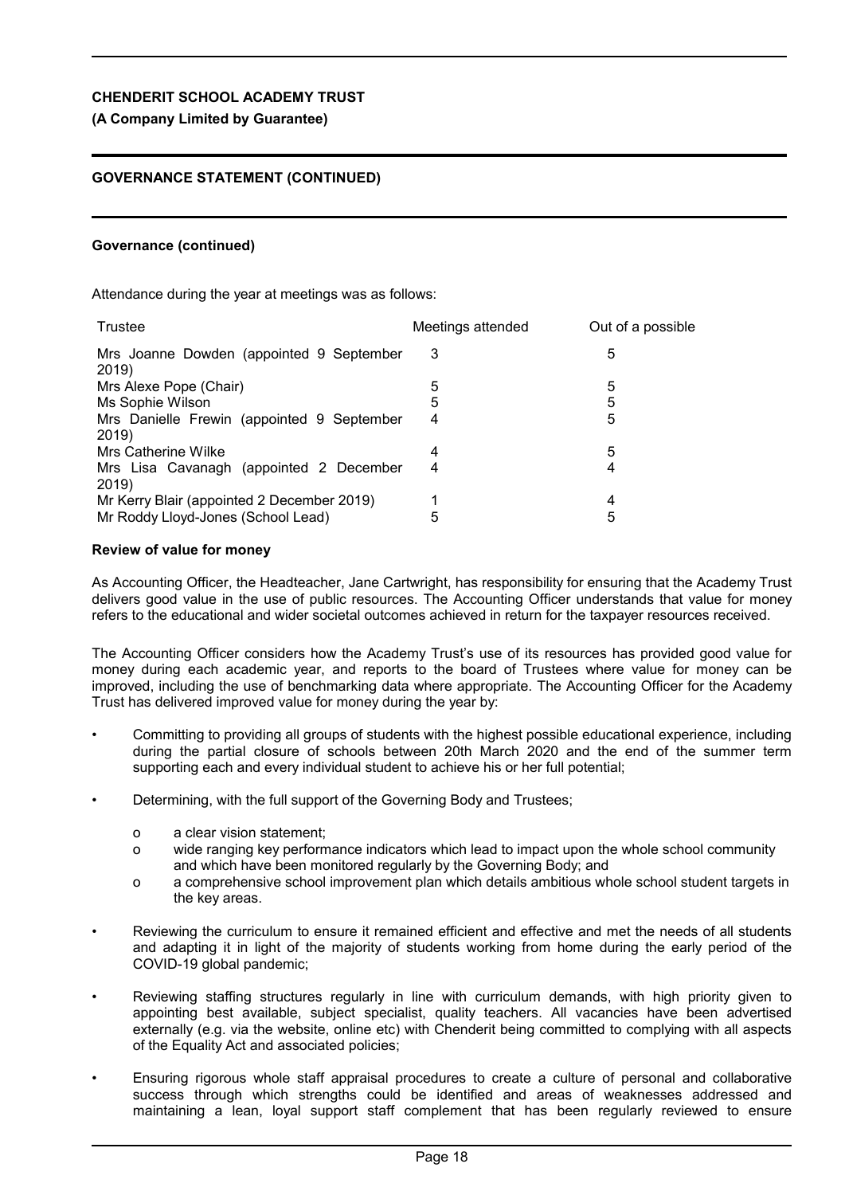**CHENDERIT SCHOOL ACADEMY TRUST**

**(A Company Limited by Guarantee)**

**GOVERNANCE STATEMENT (CONTINUED)**

**Governance (continued)**

Attendance during the year at meetings was as follows:

| Trustee | Meetings attended | Out of a possible |
|---|---|---|
| Mrs Joanne Dowden (appointed 9 September 2019) | 3 | 5 |
| Mrs Alexe Pope (Chair) | 5 | 5 |
| Ms Sophie Wilson | 5 | 5 |
| Mrs Danielle Frewin (appointed 9 September 2019) | 4 | 5 |
| Mrs Catherine Wilke | 4 | 5 |
| Mrs Lisa Cavanagh (appointed 2 December 2019) | 4 | 4 |
| Mr Kerry Blair (appointed 2 December 2019) | 1 | 4 |
| Mr Roddy Lloyd-Jones (School Lead) | 5 | 5 |

**Review of value for money**

As Accounting Officer, the Headteacher, Jane Cartwright, has responsibility for ensuring that the Academy Trust delivers good value in the use of public resources. The Accounting Officer understands that value for money refers to the educational and wider societal outcomes achieved in return for the taxpayer resources received.

The Accounting Officer considers how the Academy Trust's use of its resources has provided good value for money during each academic year, and reports to the board of Trustees where value for money can be improved, including the use of benchmarking data where appropriate. The Accounting Officer for the Academy Trust has delivered improved value for money during the year by:

- Committing to providing all groups of students with the highest possible educational experience, including during the partial closure of schools between 20th March 2020 and the end of the summer term supporting each and every individual student to achieve his or her full potential;
- Determining, with the full support of the Governing Body and Trustees;
  - a clear vision statement;
  - wide ranging key performance indicators which lead to impact upon the whole school community and which have been monitored regularly by the Governing Body; and
  - a comprehensive school improvement plan which details ambitious whole school student targets in the key areas.
- Reviewing the curriculum to ensure it remained efficient and effective and met the needs of all students and adapting it in light of the majority of students working from home during the early period of the COVID-19 global pandemic;
- Reviewing staffing structures regularly in line with curriculum demands, with high priority given to appointing best available, subject specialist, quality teachers. All vacancies have been advertised externally (e.g. via the website, online etc) with Chenderit being committed to complying with all aspects of the Equality Act and associated policies;
- Ensuring rigorous whole staff appraisal procedures to create a culture of personal and collaborative success through which strengths could be identified and areas of weaknesses addressed and maintaining a lean, loyal support staff complement that has been regularly reviewed to ensure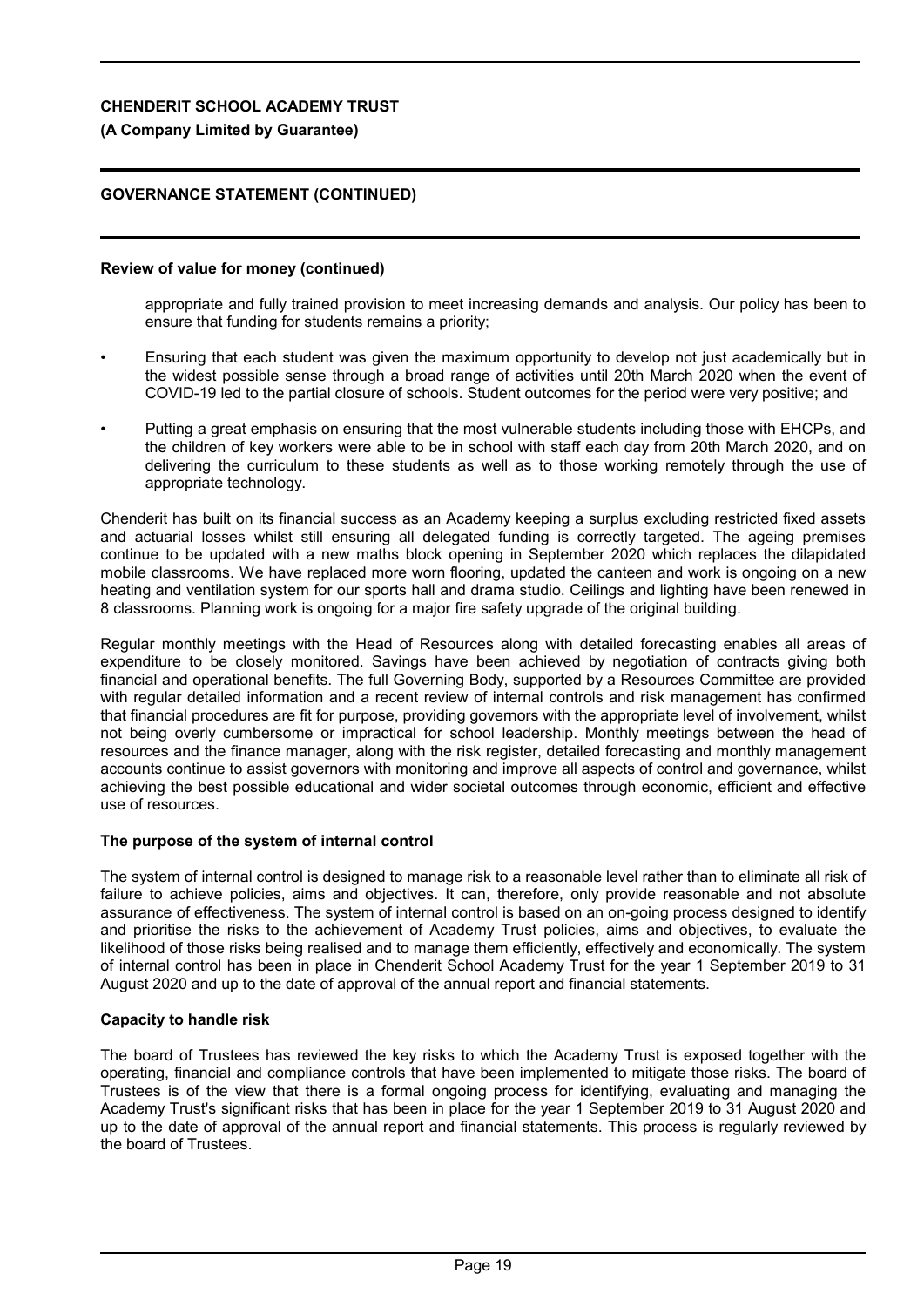## Review of value for money (continued)

appropriate and fully trained provision to meet increasing demands and analysis. Our policy has been to ensure that funding for students remains a priority;

- Ensuring that each student was given the maximum opportunity to develop not just academically but in the widest possible sense through a broad range of activities until 20th March 2020 when the event of COVID-19 led to the partial closure of schools. Student outcomes for the period were very positive; and
- Putting a great emphasis on ensuring that the most vulnerable students including those with EHCPs, and the children of key workers were able to be in school with staff each day from 20th March 2020, and on delivering the curriculum to these students as well as to those working remotely through the use of appropriate technology.

Chenderit has built on its financial success as an Academy keeping a surplus excluding restricted fixed assets and actuarial losses whilst still ensuring all delegated funding is correctly targeted. The ageing premises continue to be updated with a new maths block opening in September 2020 which replaces the dilapidated mobile classrooms. We have replaced more worn flooring, updated the canteen and work is ongoing on a new heating and ventilation system for our sports hall and drama studio. Ceilings and lighting have been renewed in 8 classrooms. Planning work is ongoing for a major fire safety upgrade of the original building.

Regular monthly meetings with the Head of Resources along with detailed forecasting enables all areas of expenditure to be closely monitored. Savings have been achieved by negotiation of contracts giving both financial and operational benefits. The full Governing Body, supported by a Resources Committee are provided with regular detailed information and a recent review of internal controls and risk management has confirmed that financial procedures are fit for purpose, providing governors with the appropriate level of involvement, whilst not being overly cumbersome or impractical for school leadership. Monthly meetings between the head of resources and the finance manager, along with the risk register, detailed forecasting and monthly management accounts continue to assist governors with monitoring and improve all aspects of control and governance, whilst achieving the best possible educational and wider societal outcomes through economic, efficient and effective use of resources.

## The purpose of the system of internal control

The system of internal control is designed to manage risk to a reasonable level rather than to eliminate all risk of failure to achieve policies, aims and objectives. It can, therefore, only provide reasonable and not absolute assurance of effectiveness. The system of internal control is based on an on-going process designed to identify and prioritise the risks to the achievement of Academy Trust policies, aims and objectives, to evaluate the likelihood of those risks being realised and to manage them efficiently, effectively and economically. The system of internal control has been in place in Chenderit School Academy Trust for the year 1 September 2019 to 31 August 2020 and up to the date of approval of the annual report and financial statements.

## Capacity to handle risk

The board of Trustees has reviewed the key risks to which the Academy Trust is exposed together with the operating, financial and compliance controls that have been implemented to mitigate those risks. The board of Trustees is of the view that there is a formal ongoing process for identifying, evaluating and managing the Academy Trust's significant risks that has been in place for the year 1 September 2019 to 31 August 2020 and up to the date of approval of the annual report and financial statements. This process is regularly reviewed by the board of Trustees.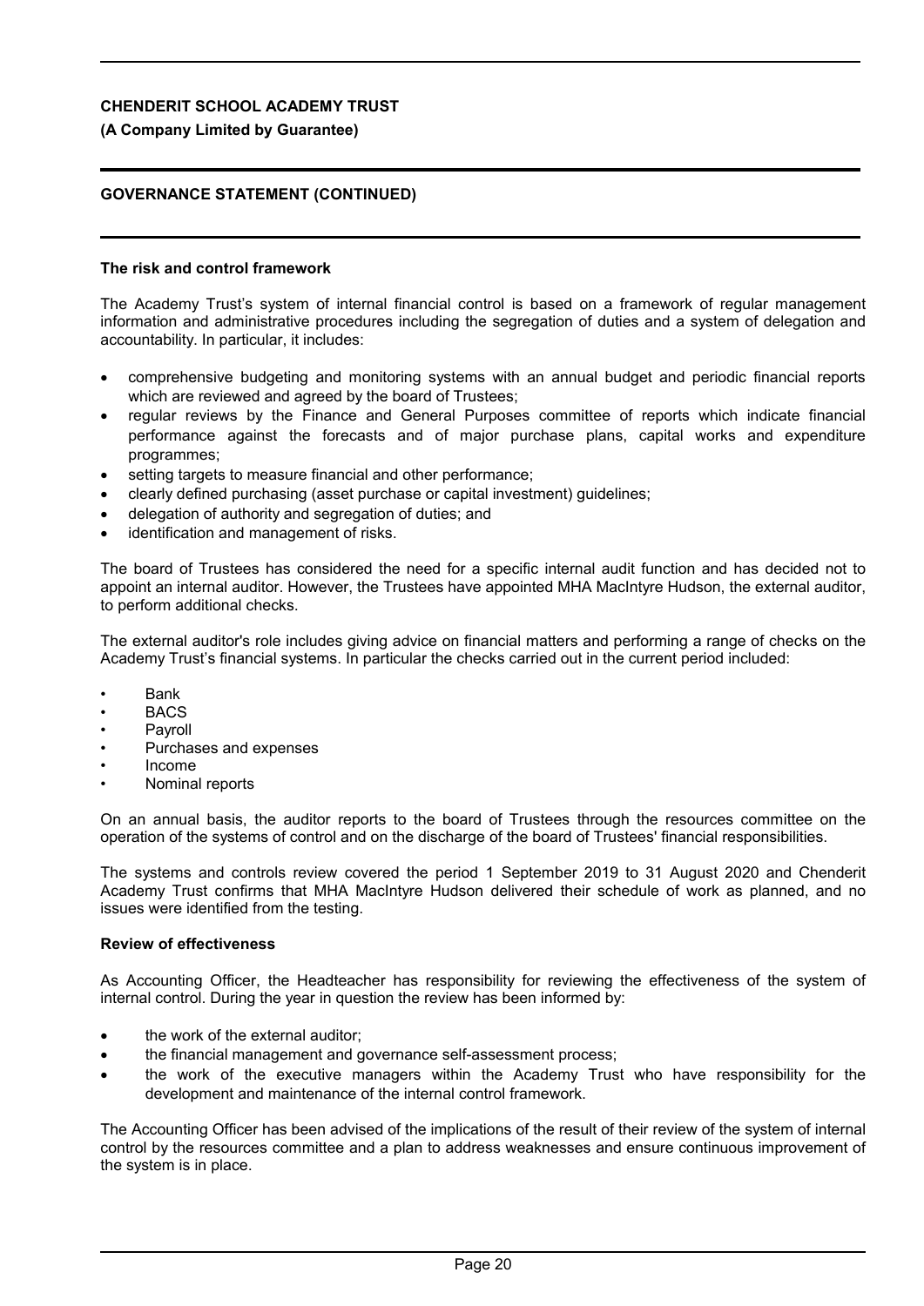## The risk and control framework

The Academy Trust's system of internal financial control is based on a framework of regular management information and administrative procedures including the segregation of duties and a system of delegation and accountability. In particular, it includes:

- comprehensive budgeting and monitoring systems with an annual budget and periodic financial reports which are reviewed and agreed by the board of Trustees;
- regular reviews by the Finance and General Purposes committee of reports which indicate financial performance against the forecasts and of major purchase plans, capital works and expenditure programmes;
- setting targets to measure financial and other performance;
- clearly defined purchasing (asset purchase or capital investment) guidelines;
- delegation of authority and segregation of duties; and
- identification and management of risks.

The board of Trustees has considered the need for a specific internal audit function and has decided not to appoint an internal auditor. However, the Trustees have appointed MHA MacIntyre Hudson, the external auditor, to perform additional checks.

The external auditor's role includes giving advice on financial matters and performing a range of checks on the Academy Trust's financial systems. In particular the checks carried out in the current period included:

- Bank
- BACS
- Payroll
- Purchases and expenses
- Income
- Nominal reports

On an annual basis, the auditor reports to the board of Trustees through the resources committee on the operation of the systems of control and on the discharge of the board of Trustees' financial responsibilities.

The systems and controls review covered the period 1 September 2019 to 31 August 2020 and Chenderit Academy Trust confirms that MHA MacIntyre Hudson delivered their schedule of work as planned, and no issues were identified from the testing.

## Review of effectiveness

As Accounting Officer, the Headteacher has responsibility for reviewing the effectiveness of the system of internal control. During the year in question the review has been informed by:

- the work of the external auditor;
- the financial management and governance self-assessment process;
- the work of the executive managers within the Academy Trust who have responsibility for the development and maintenance of the internal control framework.

The Accounting Officer has been advised of the implications of the result of their review of the system of internal control by the resources committee and a plan to address weaknesses and ensure continuous improvement of the system is in place.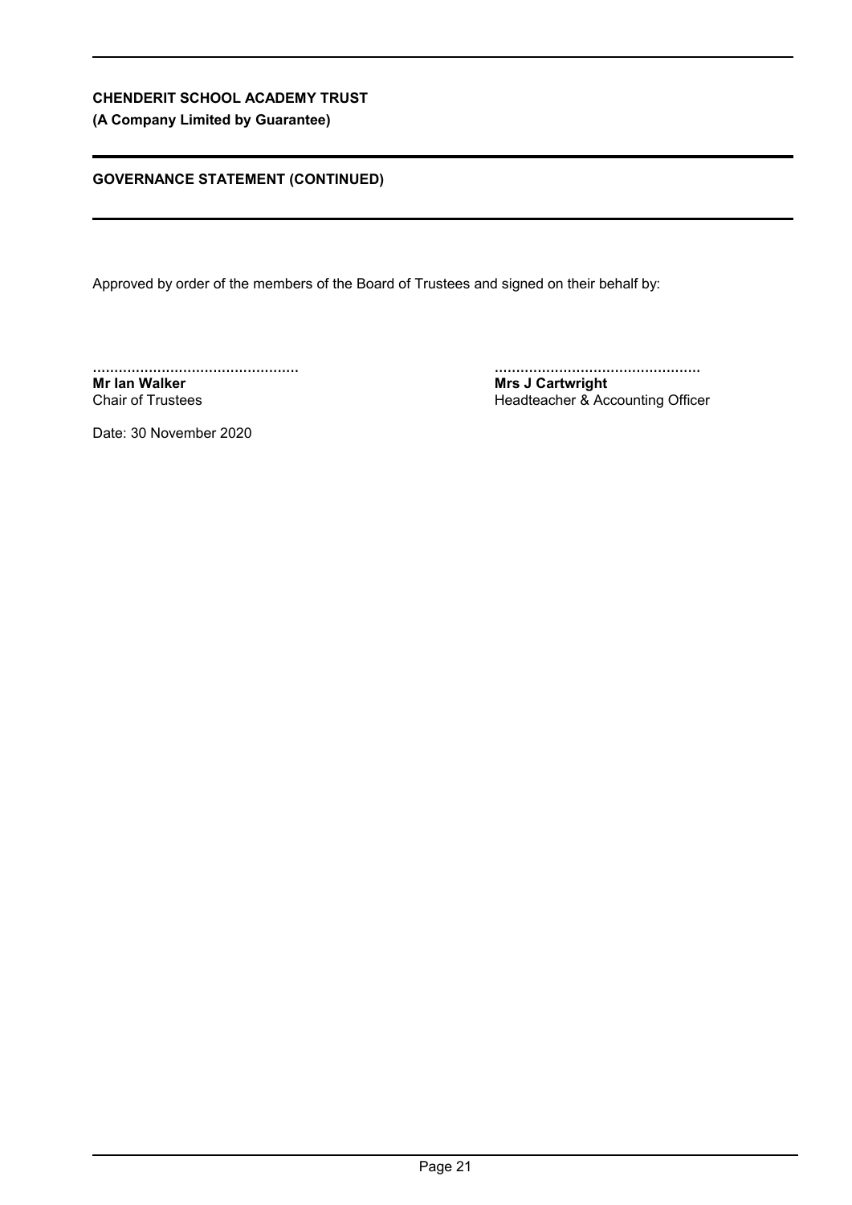**CHENDERIT SCHOOL ACADEMY TRUST**
**(A Company Limited by Guarantee)**

**GOVERNANCE STATEMENT (CONTINUED)**

Approved by order of the members of the Board of Trustees and signed on their behalf by:

................................................
**Mr Ian Walker**
Chair of Trustees

................................................
**Mrs J Cartwright**
Headteacher & Accounting Officer

Date: 30 November 2020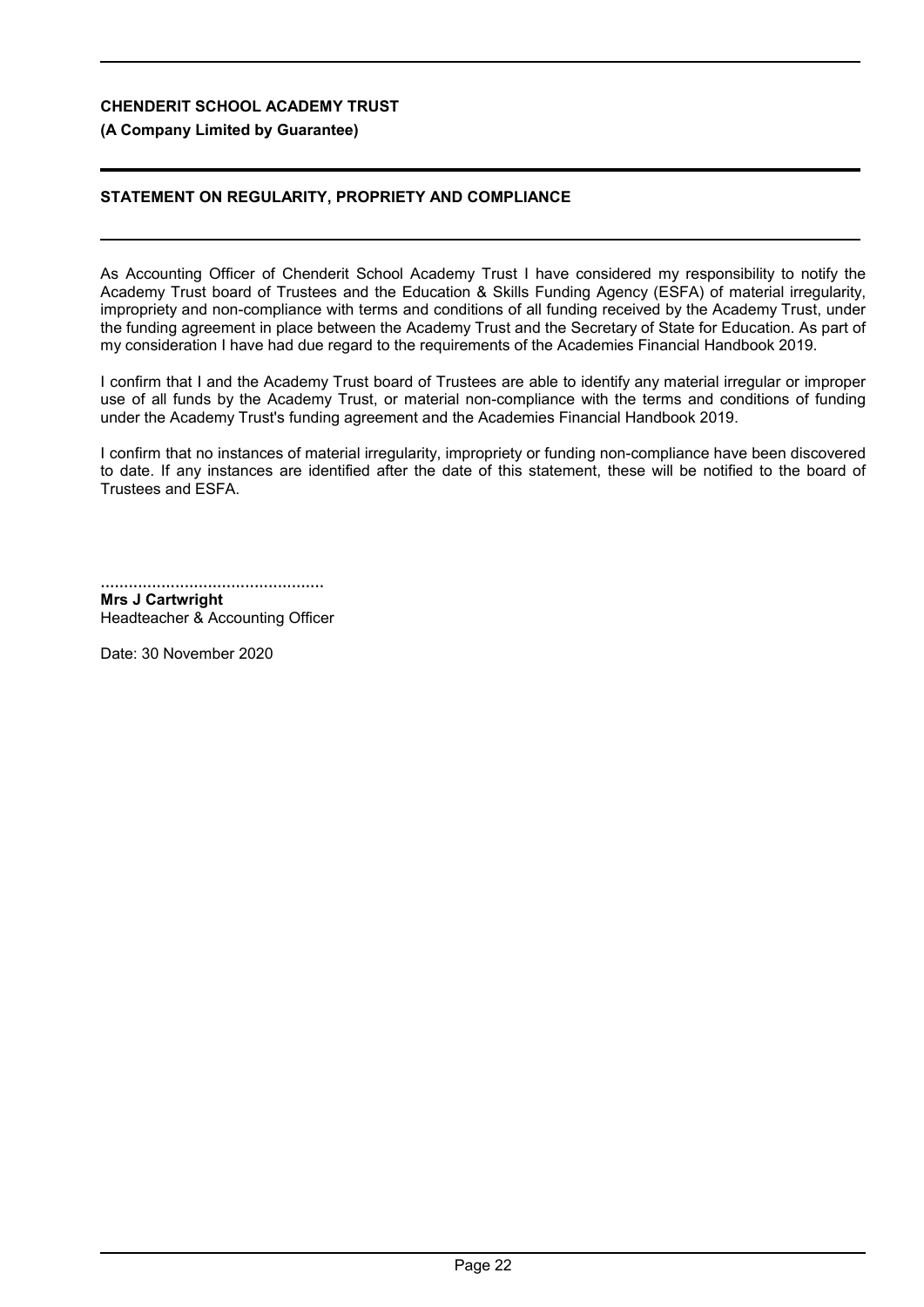**CHENDERIT SCHOOL ACADEMY TRUST**

**(A Company Limited by Guarantee)**

## STATEMENT ON REGULARITY, PROPRIETY AND COMPLIANCE

As Accounting Officer of Chenderit School Academy Trust I have considered my responsibility to notify the Academy Trust board of Trustees and the Education & Skills Funding Agency (ESFA) of material irregularity, impropriety and non-compliance with terms and conditions of all funding received by the Academy Trust, under the funding agreement in place between the Academy Trust and the Secretary of State for Education. As part of my consideration I have had due regard to the requirements of the Academies Financial Handbook 2019.

I confirm that I and the Academy Trust board of Trustees are able to identify any material irregular or improper use of all funds by the Academy Trust, or material non-compliance with the terms and conditions of funding under the Academy Trust's funding agreement and the Academies Financial Handbook 2019.

I confirm that no instances of material irregularity, impropriety or funding non-compliance have been discovered to date. If any instances are identified after the date of this statement, these will be notified to the board of Trustees and ESFA.

................................................
**Mrs J Cartwright**
Headteacher & Accounting Officer

Date: 30 November 2020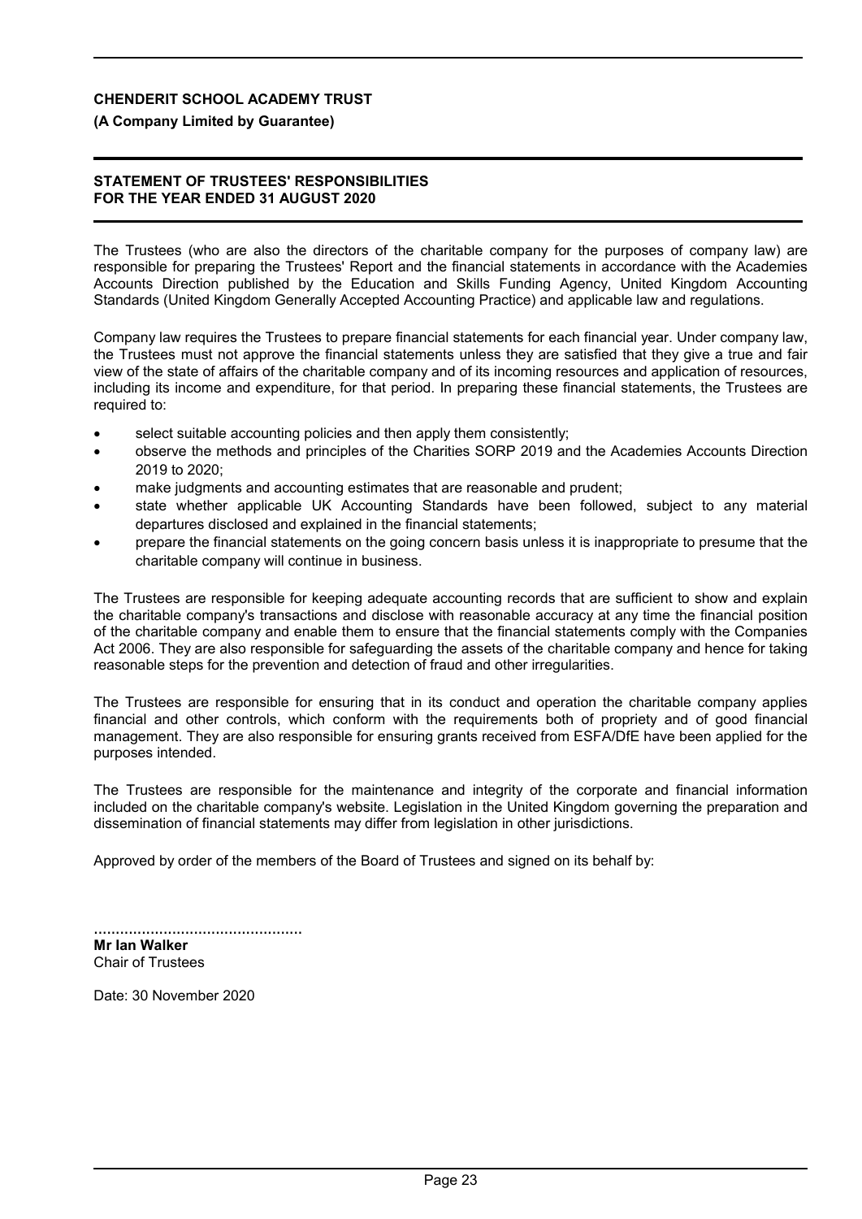**CHENDERIT SCHOOL ACADEMY TRUST**

**(A Company Limited by Guarantee)**

## STATEMENT OF TRUSTEES' RESPONSIBILITIES FOR THE YEAR ENDED 31 AUGUST 2020

The Trustees (who are also the directors of the charitable company for the purposes of company law) are responsible for preparing the Trustees' Report and the financial statements in accordance with the Academies Accounts Direction published by the Education and Skills Funding Agency, United Kingdom Accounting Standards (United Kingdom Generally Accepted Accounting Practice) and applicable law and regulations.

Company law requires the Trustees to prepare financial statements for each financial year. Under company law, the Trustees must not approve the financial statements unless they are satisfied that they give a true and fair view of the state of affairs of the charitable company and of its incoming resources and application of resources, including its income and expenditure, for that period. In preparing these financial statements, the Trustees are required to:

- select suitable accounting policies and then apply them consistently;
- observe the methods and principles of the Charities SORP 2019 and the Academies Accounts Direction 2019 to 2020;
- make judgments and accounting estimates that are reasonable and prudent;
- state whether applicable UK Accounting Standards have been followed, subject to any material departures disclosed and explained in the financial statements;
- prepare the financial statements on the going concern basis unless it is inappropriate to presume that the charitable company will continue in business.

The Trustees are responsible for keeping adequate accounting records that are sufficient to show and explain the charitable company's transactions and disclose with reasonable accuracy at any time the financial position of the charitable company and enable them to ensure that the financial statements comply with the Companies Act 2006. They are also responsible for safeguarding the assets of the charitable company and hence for taking reasonable steps for the prevention and detection of fraud and other irregularities.

The Trustees are responsible for ensuring that in its conduct and operation the charitable company applies financial and other controls, which conform with the requirements both of propriety and of good financial management. They are also responsible for ensuring grants received from ESFA/DfE have been applied for the purposes intended.

The Trustees are responsible for the maintenance and integrity of the corporate and financial information included on the charitable company's website. Legislation in the United Kingdom governing the preparation and dissemination of financial statements may differ from legislation in other jurisdictions.

Approved by order of the members of the Board of Trustees and signed on its behalf by:

................................................

**Mr Ian Walker**
Chair of Trustees

Date: 30 November 2020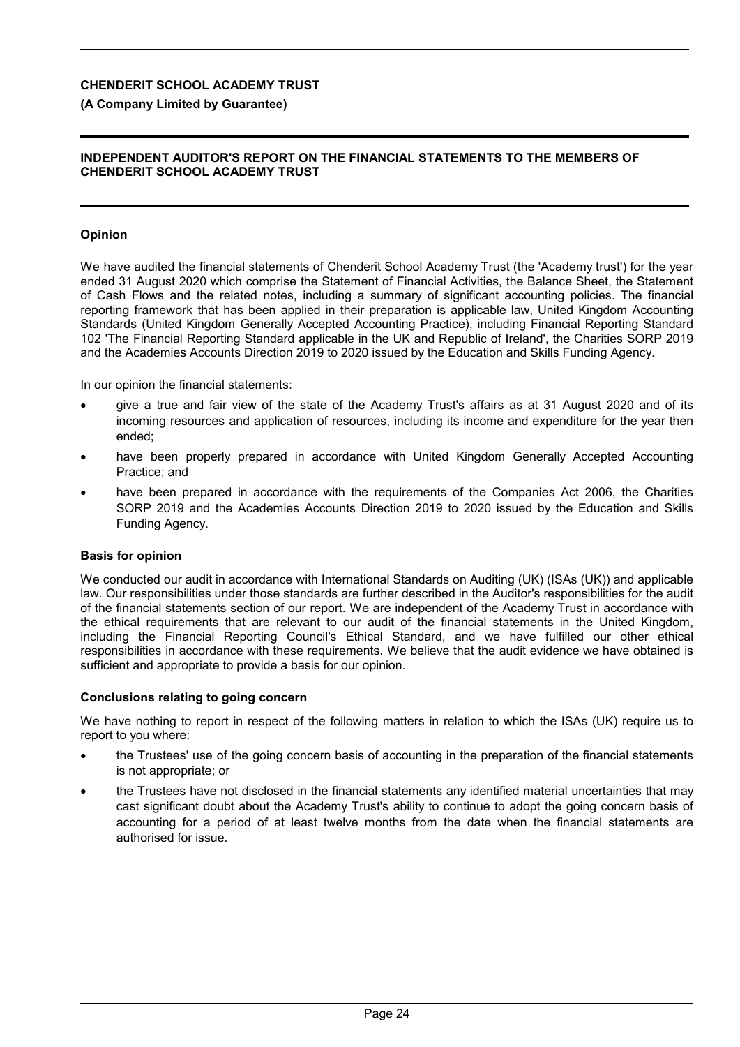**CHENDERIT SCHOOL ACADEMY TRUST**

**(A Company Limited by Guarantee)**

**INDEPENDENT AUDITOR'S REPORT ON THE FINANCIAL STATEMENTS TO THE MEMBERS OF CHENDERIT SCHOOL ACADEMY TRUST**

### Opinion

We have audited the financial statements of Chenderit School Academy Trust (the 'Academy trust') for the year ended 31 August 2020 which comprise the Statement of Financial Activities, the Balance Sheet, the Statement of Cash Flows and the related notes, including a summary of significant accounting policies. The financial reporting framework that has been applied in their preparation is applicable law, United Kingdom Accounting Standards (United Kingdom Generally Accepted Accounting Practice), including Financial Reporting Standard 102 'The Financial Reporting Standard applicable in the UK and Republic of Ireland', the Charities SORP 2019 and the Academies Accounts Direction 2019 to 2020 issued by the Education and Skills Funding Agency.

In our opinion the financial statements:

- give a true and fair view of the state of the Academy Trust's affairs as at 31 August 2020 and of its incoming resources and application of resources, including its income and expenditure for the year then ended;
- have been properly prepared in accordance with United Kingdom Generally Accepted Accounting Practice; and
- have been prepared in accordance with the requirements of the Companies Act 2006, the Charities SORP 2019 and the Academies Accounts Direction 2019 to 2020 issued by the Education and Skills Funding Agency.

### Basis for opinion

We conducted our audit in accordance with International Standards on Auditing (UK) (ISAs (UK)) and applicable law. Our responsibilities under those standards are further described in the Auditor's responsibilities for the audit of the financial statements section of our report. We are independent of the Academy Trust in accordance with the ethical requirements that are relevant to our audit of the financial statements in the United Kingdom, including the Financial Reporting Council's Ethical Standard, and we have fulfilled our other ethical responsibilities in accordance with these requirements. We believe that the audit evidence we have obtained is sufficient and appropriate to provide a basis for our opinion.

### Conclusions relating to going concern

We have nothing to report in respect of the following matters in relation to which the ISAs (UK) require us to report to you where:

- the Trustees' use of the going concern basis of accounting in the preparation of the financial statements is not appropriate; or
- the Trustees have not disclosed in the financial statements any identified material uncertainties that may cast significant doubt about the Academy Trust's ability to continue to adopt the going concern basis of accounting for a period of at least twelve months from the date when the financial statements are authorised for issue.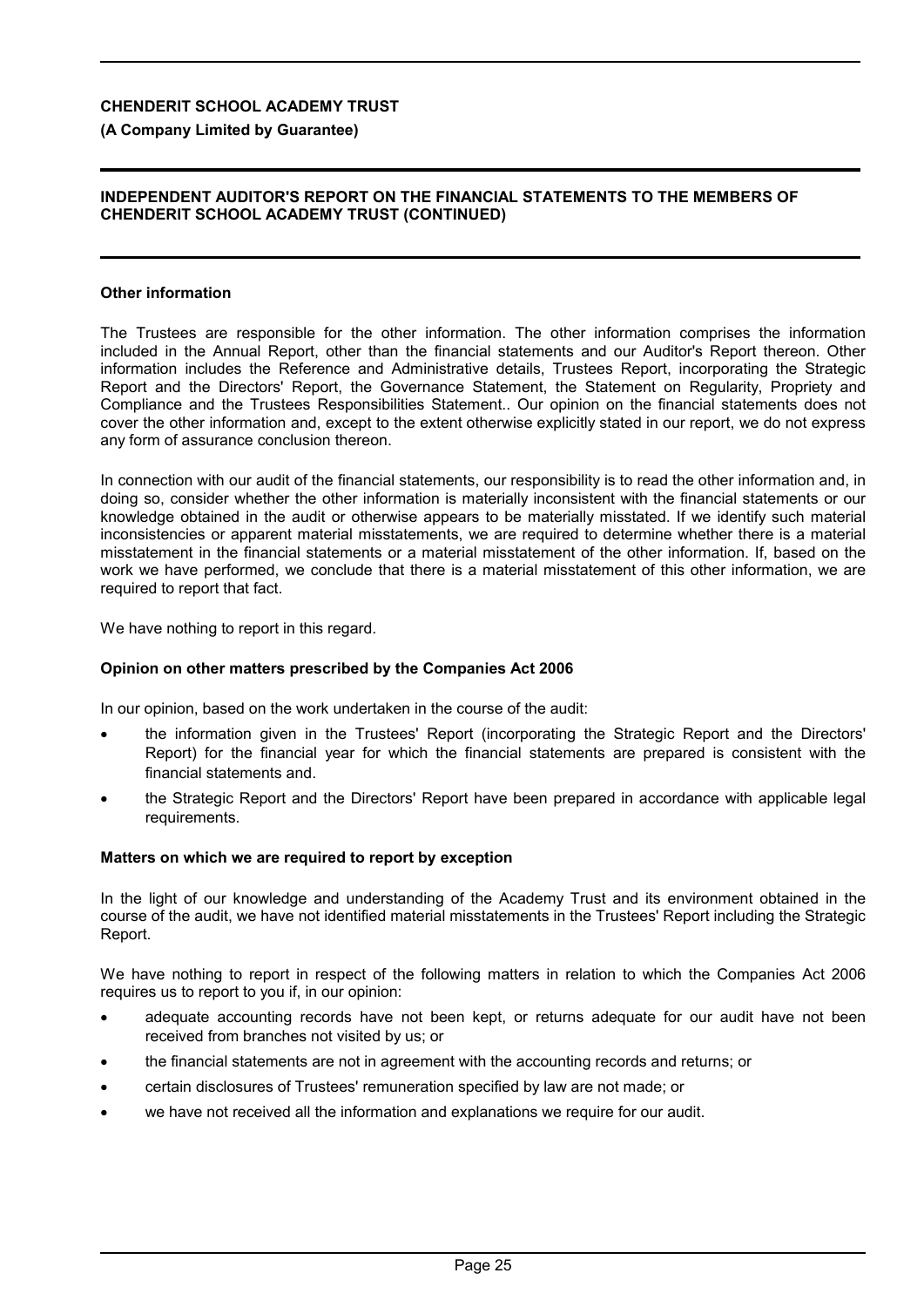**CHENDERIT SCHOOL ACADEMY TRUST**

**(A Company Limited by Guarantee)**

**INDEPENDENT AUDITOR'S REPORT ON THE FINANCIAL STATEMENTS TO THE MEMBERS OF CHENDERIT SCHOOL ACADEMY TRUST (CONTINUED)**

**Other information**

The Trustees are responsible for the other information. The other information comprises the information included in the Annual Report, other than the financial statements and our Auditor's Report thereon. Other information includes the Reference and Administrative details, Trustees Report, incorporating the Strategic Report and the Directors' Report, the Governance Statement, the Statement on Regularity, Propriety and Compliance and the Trustees Responsibilities Statement.. Our opinion on the financial statements does not cover the other information and, except to the extent otherwise explicitly stated in our report, we do not express any form of assurance conclusion thereon.

In connection with our audit of the financial statements, our responsibility is to read the other information and, in doing so, consider whether the other information is materially inconsistent with the financial statements or our knowledge obtained in the audit or otherwise appears to be materially misstated. If we identify such material inconsistencies or apparent material misstatements, we are required to determine whether there is a material misstatement in the financial statements or a material misstatement of the other information. If, based on the work we have performed, we conclude that there is a material misstatement of this other information, we are required to report that fact.

We have nothing to report in this regard.

**Opinion on other matters prescribed by the Companies Act 2006**

In our opinion, based on the work undertaken in the course of the audit:

- the information given in the Trustees' Report (incorporating the Strategic Report and the Directors' Report) for the financial year for which the financial statements are prepared is consistent with the financial statements and.
- the Strategic Report and the Directors' Report have been prepared in accordance with applicable legal requirements.

**Matters on which we are required to report by exception**

In the light of our knowledge and understanding of the Academy Trust and its environment obtained in the course of the audit, we have not identified material misstatements in the Trustees' Report including the Strategic Report.

We have nothing to report in respect of the following matters in relation to which the Companies Act 2006 requires us to report to you if, in our opinion:

- adequate accounting records have not been kept, or returns adequate for our audit have not been received from branches not visited by us; or
- the financial statements are not in agreement with the accounting records and returns; or
- certain disclosures of Trustees' remuneration specified by law are not made; or
- we have not received all the information and explanations we require for our audit.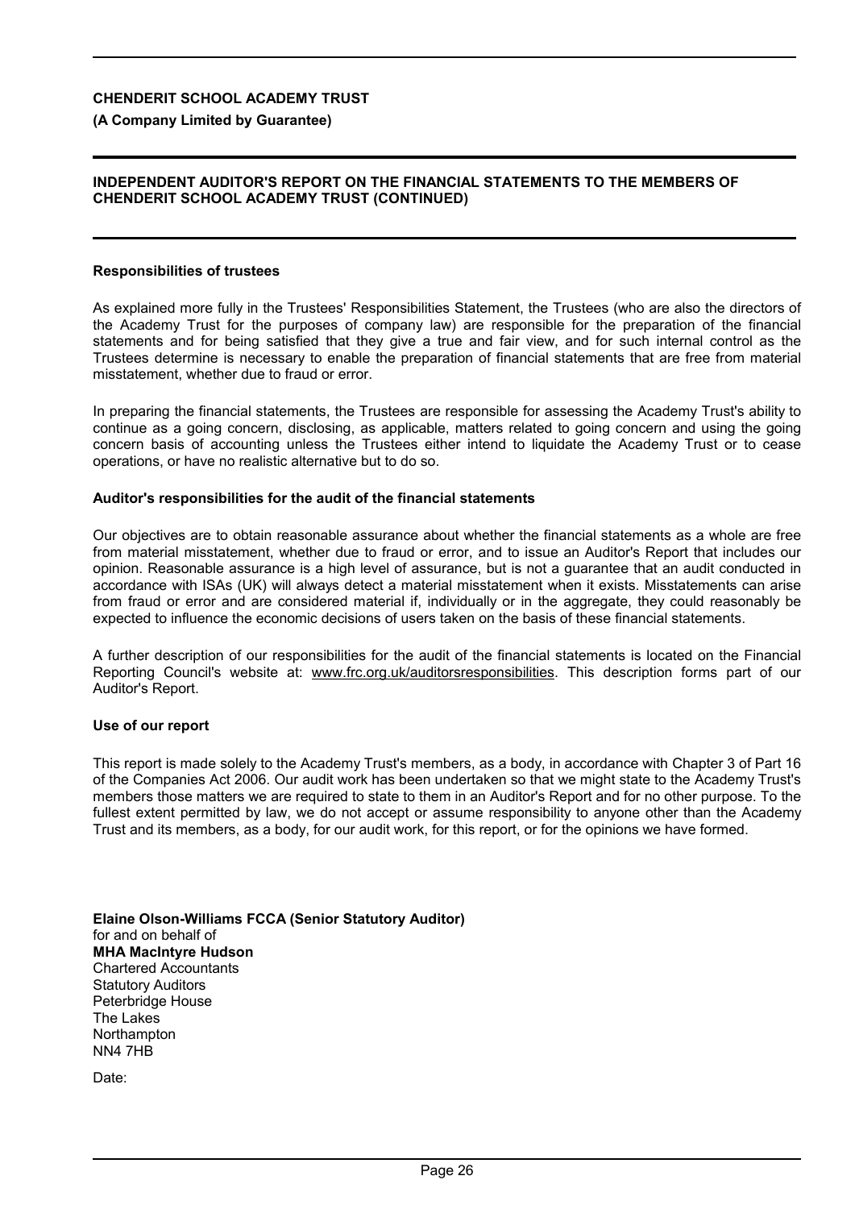**CHENDERIT SCHOOL ACADEMY TRUST**

**(A Company Limited by Guarantee)**

**INDEPENDENT AUDITOR'S REPORT ON THE FINANCIAL STATEMENTS TO THE MEMBERS OF CHENDERIT SCHOOL ACADEMY TRUST (CONTINUED)**

**Responsibilities of trustees**

As explained more fully in the Trustees' Responsibilities Statement, the Trustees (who are also the directors of the Academy Trust for the purposes of company law) are responsible for the preparation of the financial statements and for being satisfied that they give a true and fair view, and for such internal control as the Trustees determine is necessary to enable the preparation of financial statements that are free from material misstatement, whether due to fraud or error.

In preparing the financial statements, the Trustees are responsible for assessing the Academy Trust's ability to continue as a going concern, disclosing, as applicable, matters related to going concern and using the going concern basis of accounting unless the Trustees either intend to liquidate the Academy Trust or to cease operations, or have no realistic alternative but to do so.

**Auditor's responsibilities for the audit of the financial statements**

Our objectives are to obtain reasonable assurance about whether the financial statements as a whole are free from material misstatement, whether due to fraud or error, and to issue an Auditor's Report that includes our opinion. Reasonable assurance is a high level of assurance, but is not a guarantee that an audit conducted in accordance with ISAs (UK) will always detect a material misstatement when it exists. Misstatements can arise from fraud or error and are considered material if, individually or in the aggregate, they could reasonably be expected to influence the economic decisions of users taken on the basis of these financial statements.

A further description of our responsibilities for the audit of the financial statements is located on the Financial Reporting Council's website at: www.frc.org.uk/auditorsresponsibilities. This description forms part of our Auditor's Report.

**Use of our report**

This report is made solely to the Academy Trust's members, as a body, in accordance with Chapter 3 of Part 16 of the Companies Act 2006. Our audit work has been undertaken so that we might state to the Academy Trust's members those matters we are required to state to them in an Auditor's Report and for no other purpose. To the fullest extent permitted by law, we do not accept or assume responsibility to anyone other than the Academy Trust and its members, as a body, for our audit work, for this report, or for the opinions we have formed.

**Elaine Olson-Williams FCCA (Senior Statutory Auditor)**
for and on behalf of
**MHA MacIntyre Hudson**
Chartered Accountants
Statutory Auditors
Peterbridge House
The Lakes
Northampton
NN4 7HB

Date: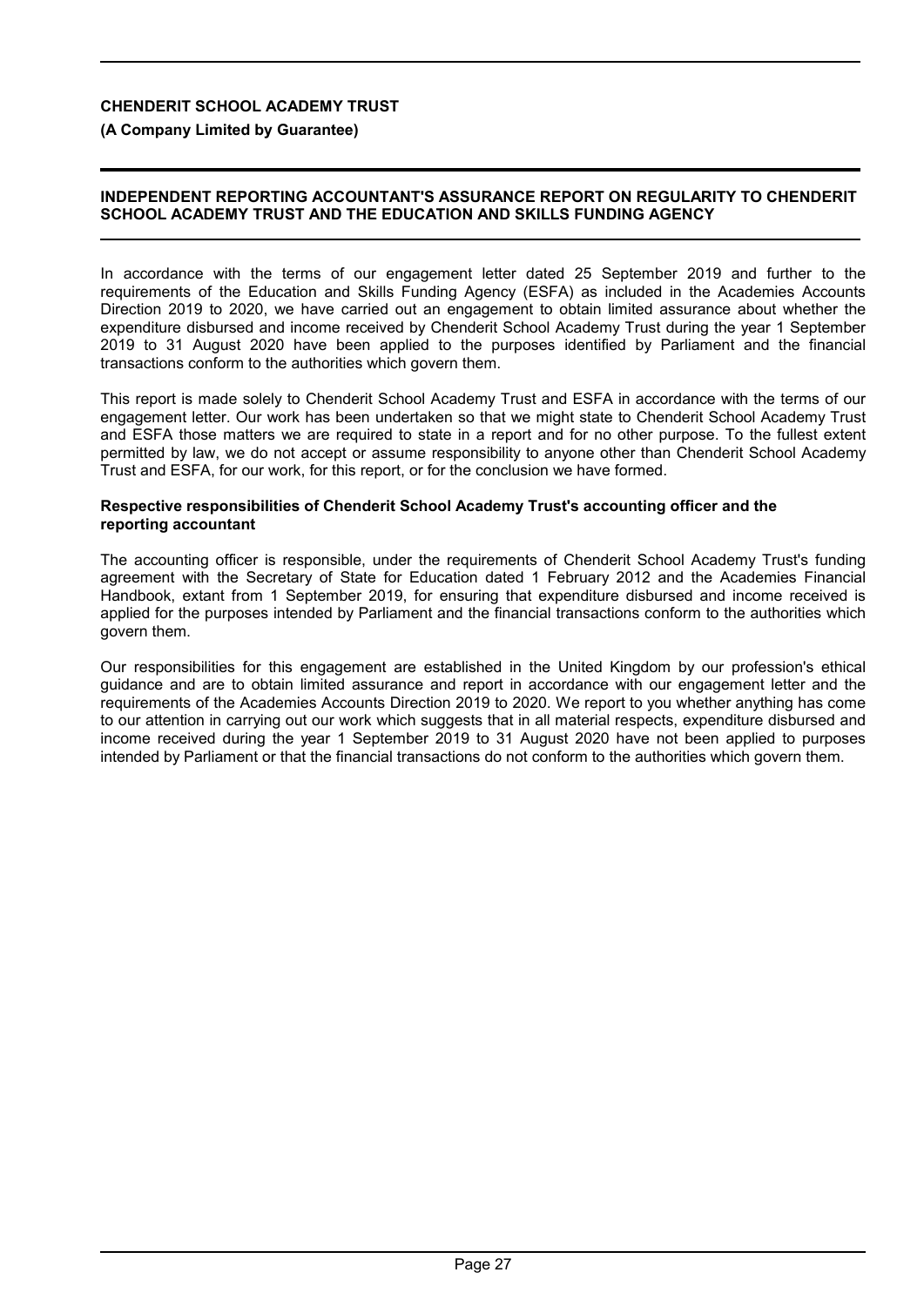**CHENDERIT SCHOOL ACADEMY TRUST**

**(A Company Limited by Guarantee)**

## INDEPENDENT REPORTING ACCOUNTANT'S ASSURANCE REPORT ON REGULARITY TO CHENDERIT SCHOOL ACADEMY TRUST AND THE EDUCATION AND SKILLS FUNDING AGENCY

In accordance with the terms of our engagement letter dated 25 September 2019 and further to the requirements of the Education and Skills Funding Agency (ESFA) as included in the Academies Accounts Direction 2019 to 2020, we have carried out an engagement to obtain limited assurance about whether the expenditure disbursed and income received by Chenderit School Academy Trust during the year 1 September 2019 to 31 August 2020 have been applied to the purposes identified by Parliament and the financial transactions conform to the authorities which govern them.

This report is made solely to Chenderit School Academy Trust and ESFA in accordance with the terms of our engagement letter. Our work has been undertaken so that we might state to Chenderit School Academy Trust and ESFA those matters we are required to state in a report and for no other purpose. To the fullest extent permitted by law, we do not accept or assume responsibility to anyone other than Chenderit School Academy Trust and ESFA, for our work, for this report, or for the conclusion we have formed.

### Respective responsibilities of Chenderit School Academy Trust's accounting officer and the reporting accountant

The accounting officer is responsible, under the requirements of Chenderit School Academy Trust's funding agreement with the Secretary of State for Education dated 1 February 2012 and the Academies Financial Handbook, extant from 1 September 2019, for ensuring that expenditure disbursed and income received is applied for the purposes intended by Parliament and the financial transactions conform to the authorities which govern them.

Our responsibilities for this engagement are established in the United Kingdom by our profession's ethical guidance and are to obtain limited assurance and report in accordance with our engagement letter and the requirements of the Academies Accounts Direction 2019 to 2020. We report to you whether anything has come to our attention in carrying out our work which suggests that in all material respects, expenditure disbursed and income received during the year 1 September 2019 to 31 August 2020 have not been applied to purposes intended by Parliament or that the financial transactions do not conform to the authorities which govern them.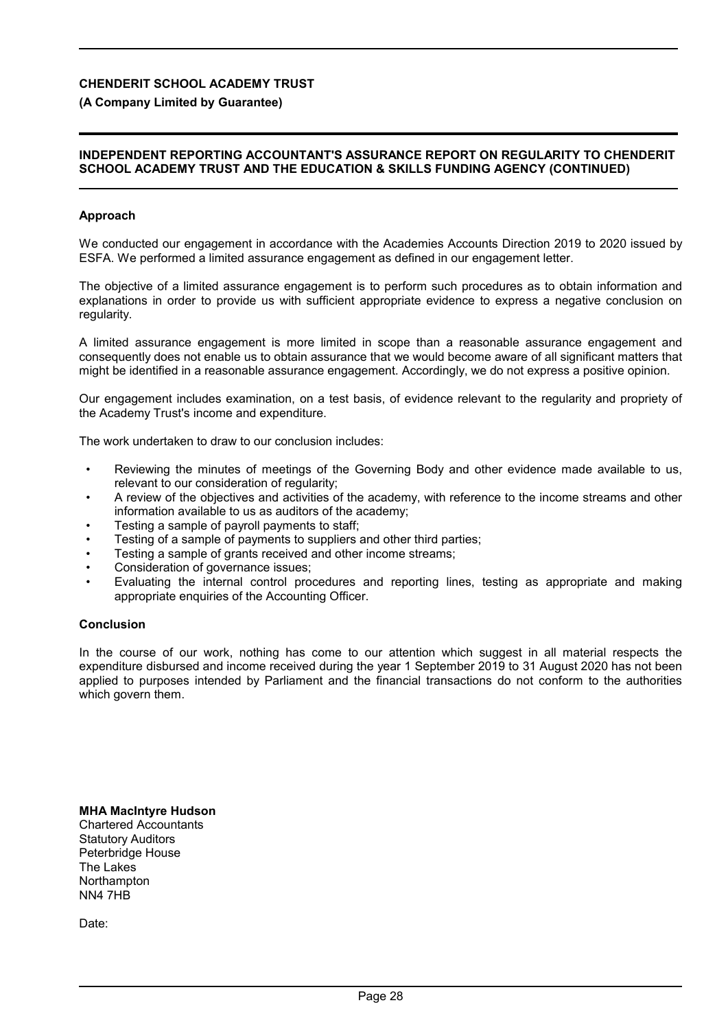**CHENDERIT SCHOOL ACADEMY TRUST**

**(A Company Limited by Guarantee)**

**INDEPENDENT REPORTING ACCOUNTANT'S ASSURANCE REPORT ON REGULARITY TO CHENDERIT SCHOOL ACADEMY TRUST AND THE EDUCATION & SKILLS FUNDING AGENCY (CONTINUED)**

**Approach**

We conducted our engagement in accordance with the Academies Accounts Direction 2019 to 2020 issued by ESFA. We performed a limited assurance engagement as defined in our engagement letter.

The objective of a limited assurance engagement is to perform such procedures as to obtain information and explanations in order to provide us with sufficient appropriate evidence to express a negative conclusion on regularity.

A limited assurance engagement is more limited in scope than a reasonable assurance engagement and consequently does not enable us to obtain assurance that we would become aware of all significant matters that might be identified in a reasonable assurance engagement. Accordingly, we do not express a positive opinion.

Our engagement includes examination, on a test basis, of evidence relevant to the regularity and propriety of the Academy Trust's income and expenditure.

The work undertaken to draw to our conclusion includes:

- Reviewing the minutes of meetings of the Governing Body and other evidence made available to us, relevant to our consideration of regularity;
- A review of the objectives and activities of the academy, with reference to the income streams and other information available to us as auditors of the academy;
- Testing a sample of payroll payments to staff;
- Testing of a sample of payments to suppliers and other third parties;
- Testing a sample of grants received and other income streams;
- Consideration of governance issues;
- Evaluating the internal control procedures and reporting lines, testing as appropriate and making appropriate enquiries of the Accounting Officer.

**Conclusion**

In the course of our work, nothing has come to our attention which suggest in all material respects the expenditure disbursed and income received during the year 1 September 2019 to 31 August 2020 has not been applied to purposes intended by Parliament and the financial transactions do not conform to the authorities which govern them.

**MHA MacIntyre Hudson**
Chartered Accountants
Statutory Auditors
Peterbridge House
The Lakes
Northampton
NN4 7HB

Date: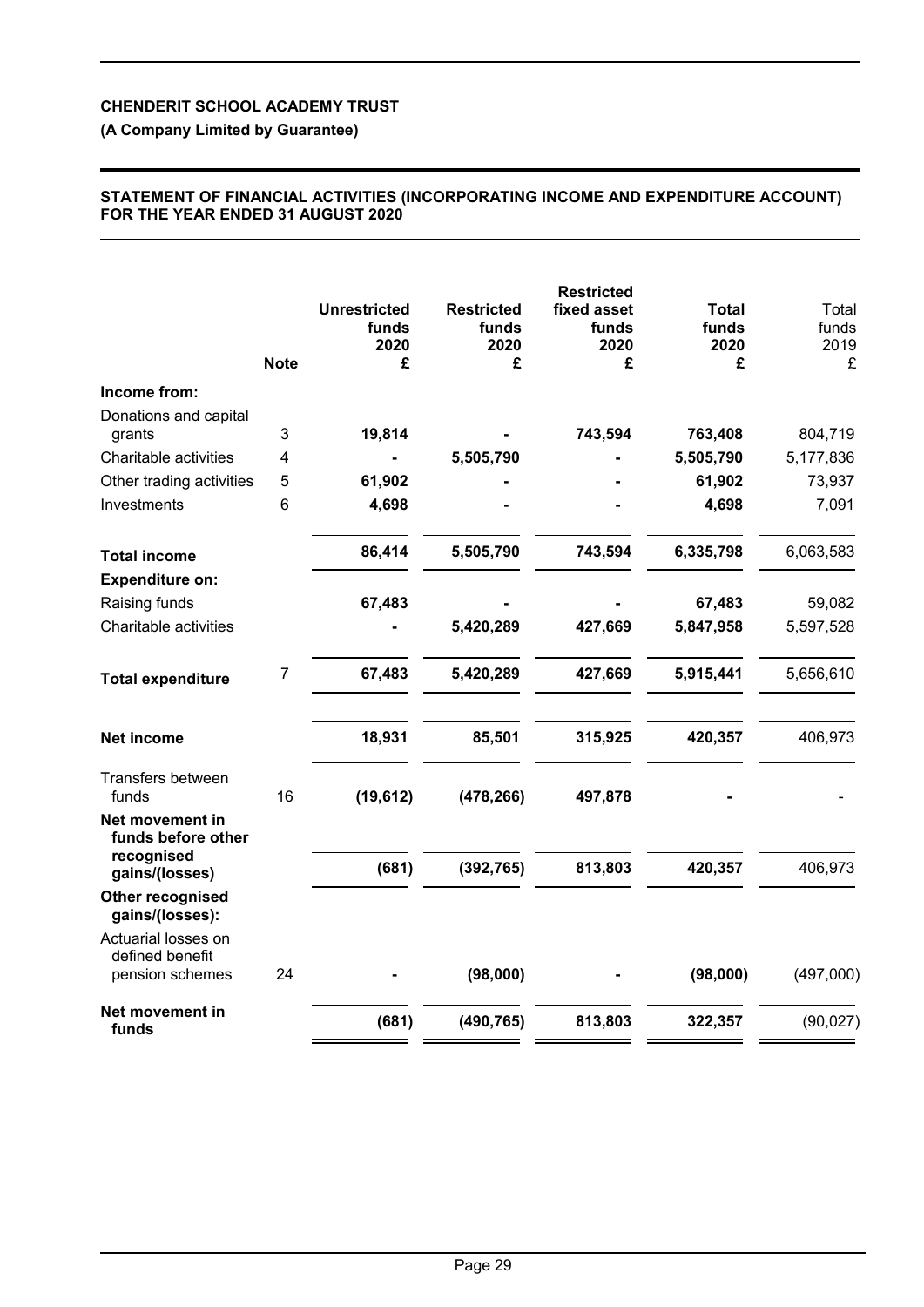**CHENDERIT SCHOOL ACADEMY TRUST**

**(A Company Limited by Guarantee)**

**STATEMENT OF FINANCIAL ACTIVITIES (INCORPORATING INCOME AND EXPENDITURE ACCOUNT) FOR THE YEAR ENDED 31 AUGUST 2020**

| | Note | Unrestricted funds 2020 £ | Restricted funds 2020 £ | Restricted fixed asset funds 2020 £ | Total funds 2020 £ | Total funds 2019 £ |
|---|---|---|---|---|---|---|
| **Income from:** | | | | | | |
| Donations and capital grants | 3 | 19,814 | - | 743,594 | 763,408 | 804,719 |
| Charitable activities | 4 | - | 5,505,790 | - | 5,505,790 | 5,177,836 |
| Other trading activities | 5 | 61,902 | - | - | 61,902 | 73,937 |
| Investments | 6 | 4,698 | - | - | 4,698 | 7,091 |
| **Total income** | | 86,414 | 5,505,790 | 743,594 | 6,335,798 | 6,063,583 |
| **Expenditure on:** | | | | | | |
| Raising funds | | 67,483 | - | - | 67,483 | 59,082 |
| Charitable activities | | - | 5,420,289 | 427,669 | 5,847,958 | 5,597,528 |
| **Total expenditure** | 7 | 67,483 | 5,420,289 | 427,669 | 5,915,441 | 5,656,610 |
| **Net income** | | 18,931 | 85,501 | 315,925 | 420,357 | 406,973 |
| Transfers between funds | 16 | (19,612) | (478,266) | 497,878 | - | - |
| **Net movement in funds before other recognised gains/(losses)** | | (681) | (392,765) | 813,803 | 420,357 | 406,973 |
| **Other recognised gains/(losses):** | | | | | | |
| Actuarial losses on defined benefit pension schemes | 24 | - | (98,000) | - | (98,000) | (497,000) |
| **Net movement in funds** | | (681) | (490,765) | 813,803 | 322,357 | (90,027) |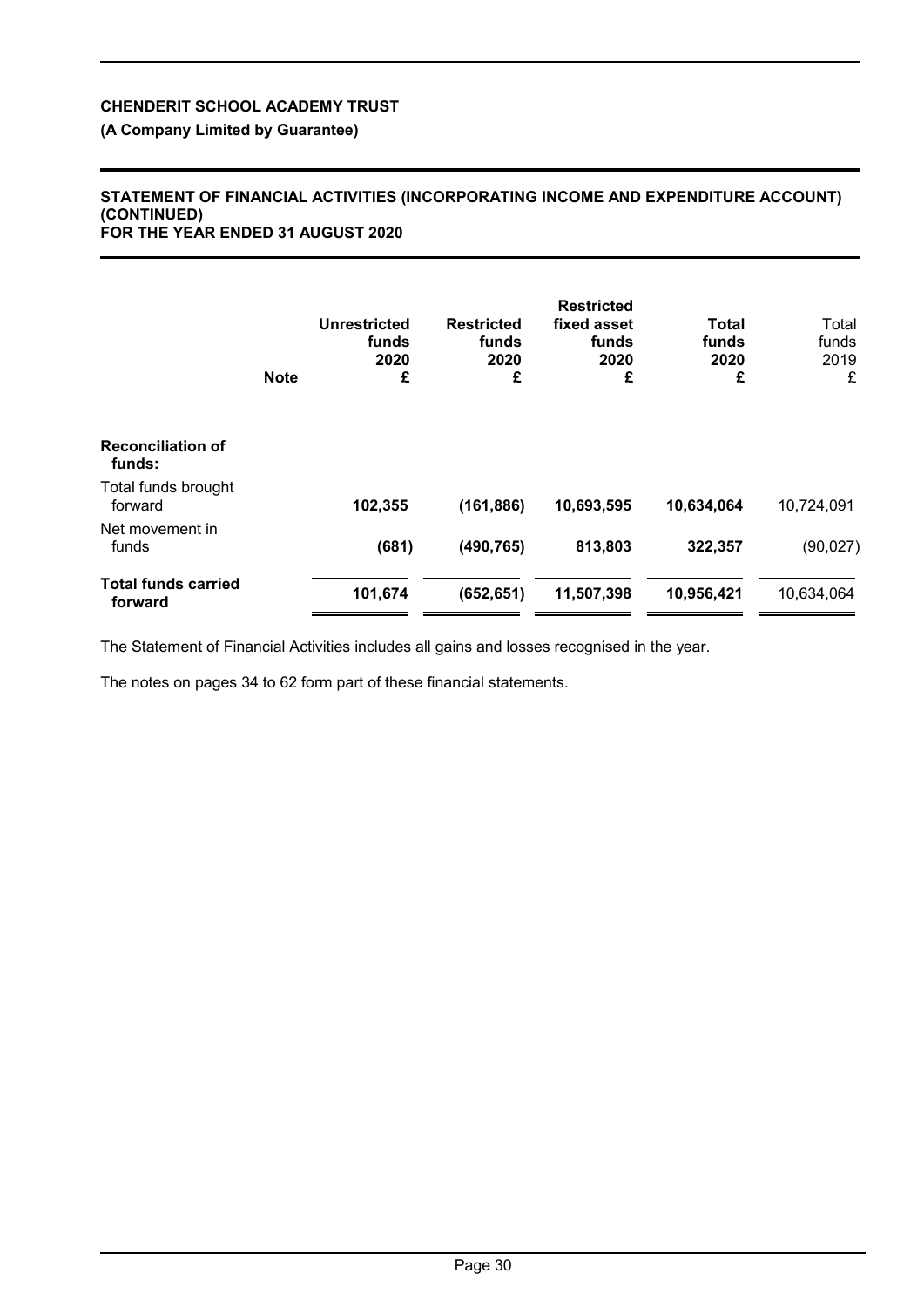**CHENDERIT SCHOOL ACADEMY TRUST**

**(A Company Limited by Guarantee)**

**STATEMENT OF FINANCIAL ACTIVITIES (INCORPORATING INCOME AND EXPENDITURE ACCOUNT) (CONTINUED) FOR THE YEAR ENDED 31 AUGUST 2020**

| | Note | Unrestricted funds 2020 £ | Restricted funds 2020 £ | Restricted fixed asset funds 2020 £ | Total funds 2020 £ | Total funds 2019 £ |
|---|---|---|---|---|---|---|
| **Reconciliation of funds:** | | | | | | |
| Total funds brought forward | | **102,355** | **(161,886)** | **10,693,595** | **10,634,064** | 10,724,091 |
| Net movement in funds | | **(681)** | **(490,765)** | **813,803** | **322,357** | (90,027) |
| **Total funds carried forward** | | **101,674** | **(652,651)** | **11,507,398** | **10,956,421** | 10,634,064 |

The Statement of Financial Activities includes all gains and losses recognised in the year.

The notes on pages 34 to 62 form part of these financial statements.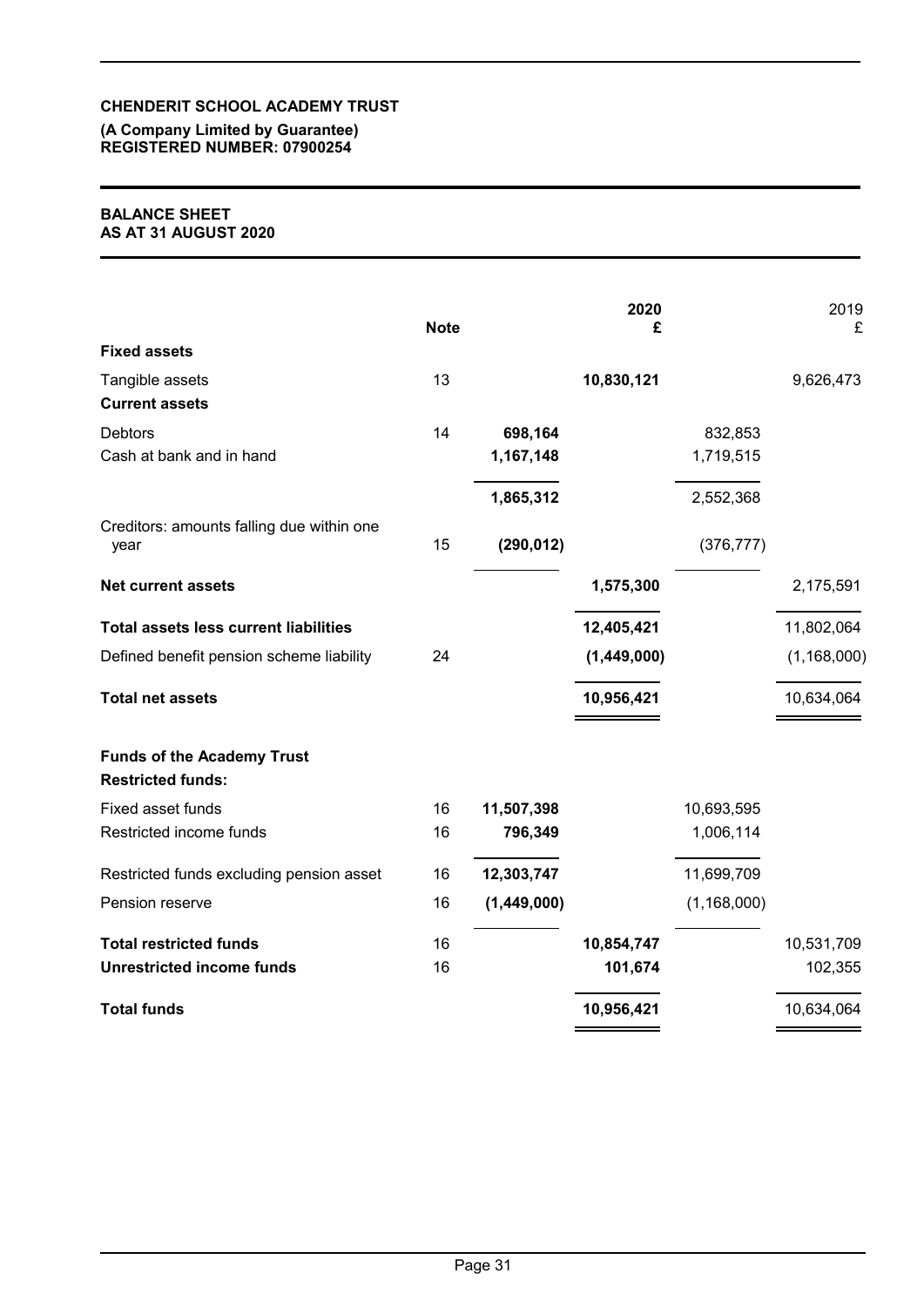**CHENDERIT SCHOOL ACADEMY TRUST**
**(A Company Limited by Guarantee)**
**REGISTERED NUMBER: 07900254**

# BALANCE SHEET
## AS AT 31 AUGUST 2020

| | Note | | 2020 £ | | 2019 £ |
|---|---|---|---|---|---|
| **Fixed assets** | | | | | |
| Tangible assets | 13 | | **10,830,121** | | 9,626,473 |
| **Current assets** | | | | | |
| Debtors | 14 | **698,164** | | 832,853 | |
| Cash at bank and in hand | | **1,167,148** | | 1,719,515 | |
| | | **1,865,312** | | 2,552,368 | |
| Creditors: amounts falling due within one year | 15 | **(290,012)** | | (376,777) | |
| **Net current assets** | | | **1,575,300** | | 2,175,591 |
| **Total assets less current liabilities** | | | **12,405,421** | | 11,802,064 |
| Defined benefit pension scheme liability | 24 | | **(1,449,000)** | | (1,168,000) |
| **Total net assets** | | | **10,956,421** | | 10,634,064 |
| **Funds of the Academy Trust** | | | | | |
| **Restricted funds:** | | | | | |
| Fixed asset funds | 16 | **11,507,398** | | 10,693,595 | |
| Restricted income funds | 16 | **796,349** | | 1,006,114 | |
| Restricted funds excluding pension asset | 16 | **12,303,747** | | 11,699,709 | |
| Pension reserve | 16 | **(1,449,000)** | | (1,168,000) | |
| **Total restricted funds** | 16 | | **10,854,747** | | 10,531,709 |
| **Unrestricted income funds** | 16 | | **101,674** | | 102,355 |
| **Total funds** | | | **10,956,421** | | 10,634,064 |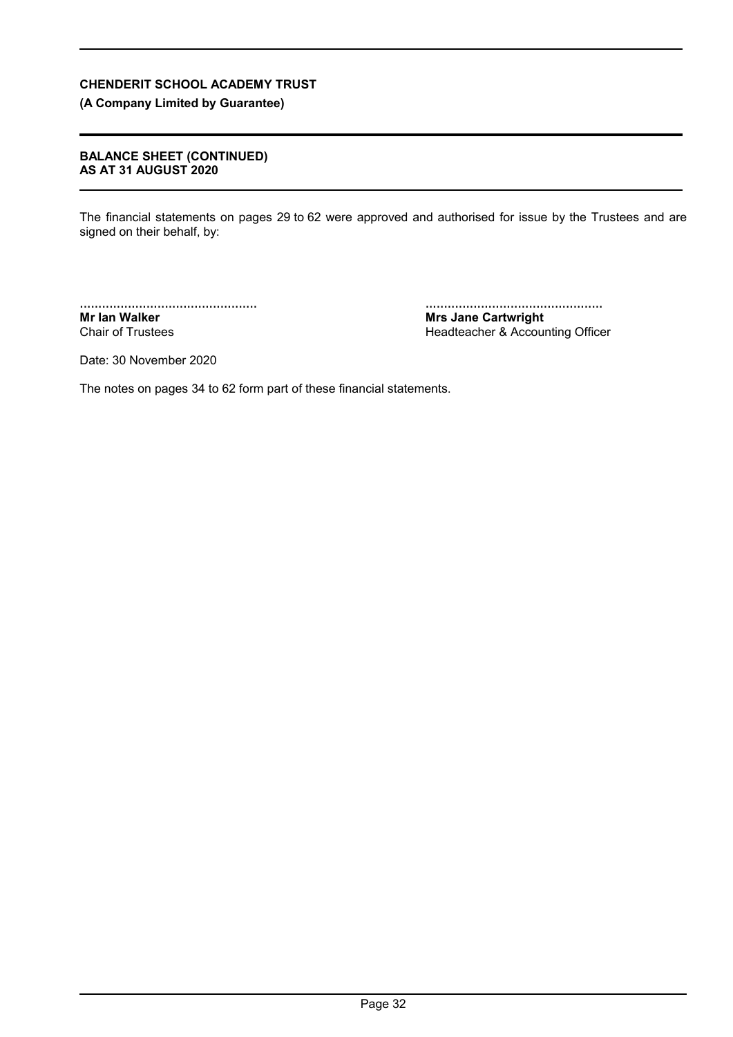**CHENDERIT SCHOOL ACADEMY TRUST**

**(A Company Limited by Guarantee)**

**BALANCE SHEET (CONTINUED)**
**AS AT 31 AUGUST 2020**

The financial statements on pages 29 to 62 were approved and authorised for issue by the Trustees and are signed on their behalf, by:

................................................
**Mr Ian Walker**
Chair of Trustees

................................................
**Mrs Jane Cartwright**
Headteacher & Accounting Officer

Date: 30 November 2020

The notes on pages 34 to 62 form part of these financial statements.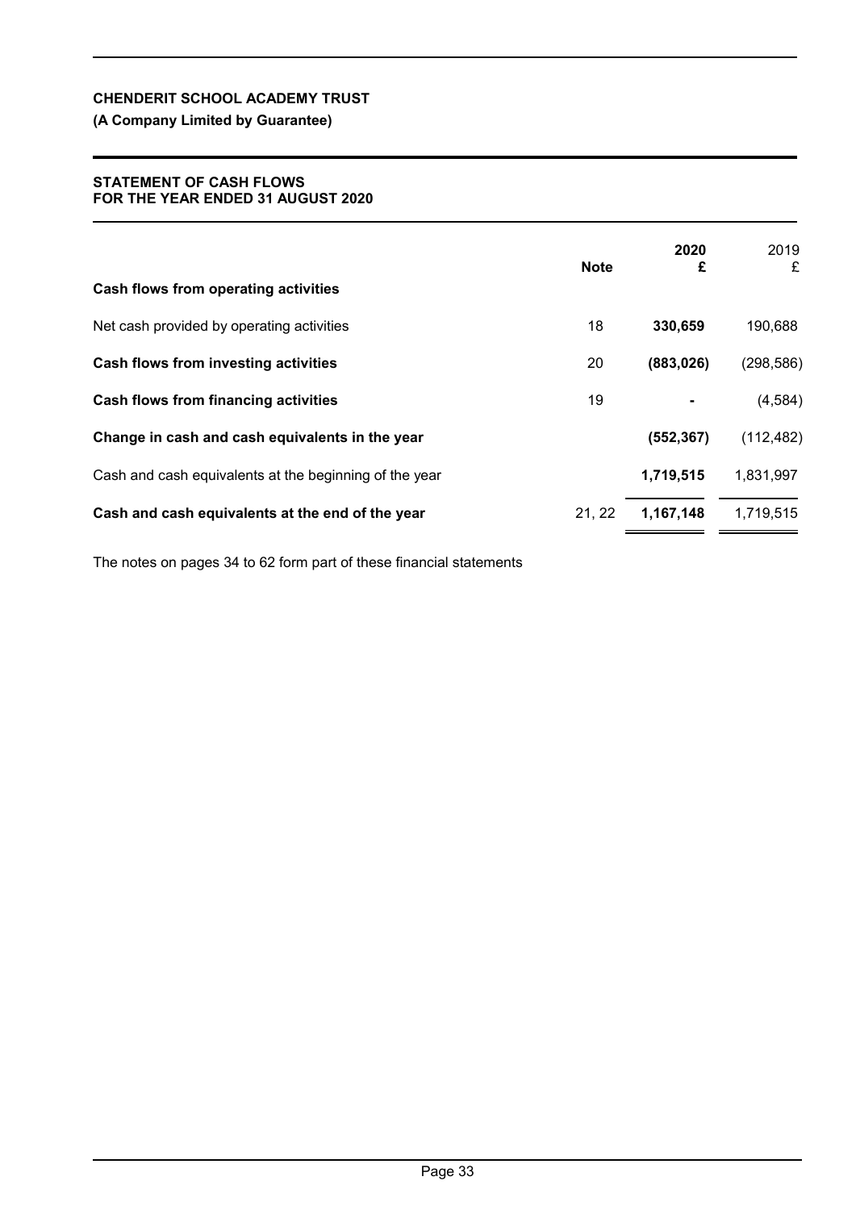**CHENDERIT SCHOOL ACADEMY TRUST**

**(A Company Limited by Guarantee)**

**STATEMENT OF CASH FLOWS**
**FOR THE YEAR ENDED 31 AUGUST 2020**

| | Note | 2020 £ | 2019 £ |
|---|---|---|---|
| **Cash flows from operating activities** | | | |
| Net cash provided by operating activities | 18 | **330,659** | 190,688 |
| **Cash flows from investing activities** | 20 | **(883,026)** | (298,586) |
| **Cash flows from financing activities** | 19 | **-** | (4,584) |
| **Change in cash and cash equivalents in the year** | | **(552,367)** | (112,482) |
| Cash and cash equivalents at the beginning of the year | | **1,719,515** | 1,831,997 |
| **Cash and cash equivalents at the end of the year** | 21, 22 | **1,167,148** | 1,719,515 |

The notes on pages 34 to 62 form part of these financial statements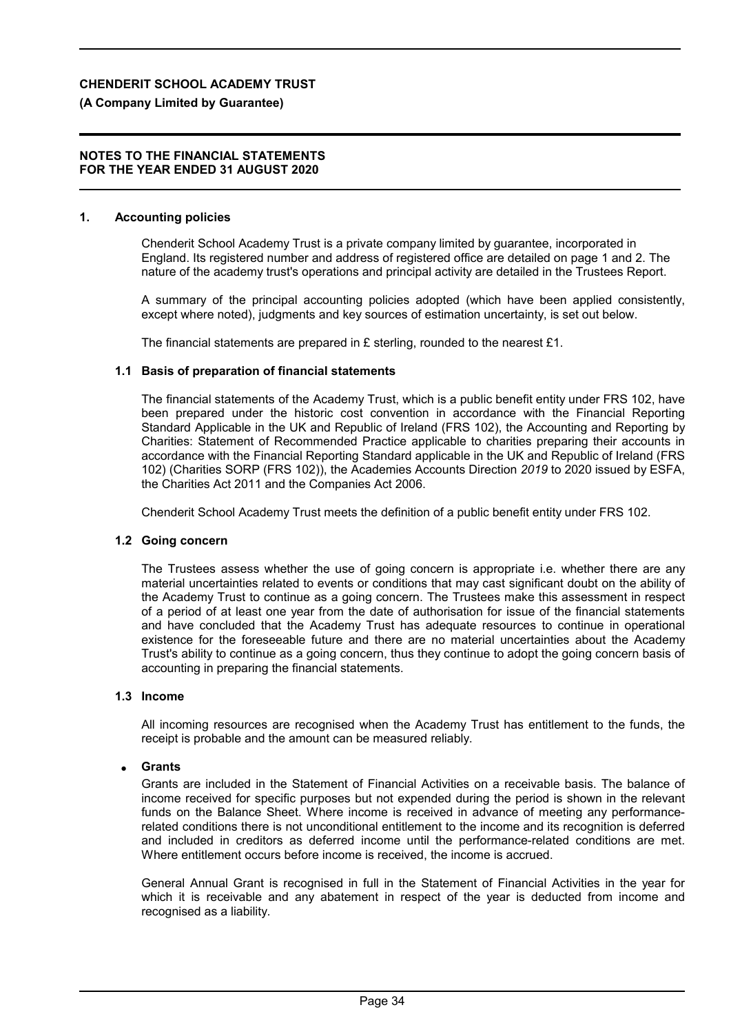**NOTES TO THE FINANCIAL STATEMENTS FOR THE YEAR ENDED 31 AUGUST 2020**

## 1. Accounting policies

Chenderit School Academy Trust is a private company limited by guarantee, incorporated in England. Its registered number and address of registered office are detailed on page 1 and 2. The nature of the academy trust's operations and principal activity are detailed in the Trustees Report.

A summary of the principal accounting policies adopted (which have been applied consistently, except where noted), judgments and key sources of estimation uncertainty, is set out below.

The financial statements are prepared in £ sterling, rounded to the nearest £1.

### 1.1 Basis of preparation of financial statements

The financial statements of the Academy Trust, which is a public benefit entity under FRS 102, have been prepared under the historic cost convention in accordance with the Financial Reporting Standard Applicable in the UK and Republic of Ireland (FRS 102), the Accounting and Reporting by Charities: Statement of Recommended Practice applicable to charities preparing their accounts in accordance with the Financial Reporting Standard applicable in the UK and Republic of Ireland (FRS 102) (Charities SORP (FRS 102)), the Academies Accounts Direction *2019* to 2020 issued by ESFA, the Charities Act 2011 and the Companies Act 2006.

Chenderit School Academy Trust meets the definition of a public benefit entity under FRS 102.

### 1.2 Going concern

The Trustees assess whether the use of going concern is appropriate i.e. whether there are any material uncertainties related to events or conditions that may cast significant doubt on the ability of the Academy Trust to continue as a going concern. The Trustees make this assessment in respect of a period of at least one year from the date of authorisation for issue of the financial statements and have concluded that the Academy Trust has adequate resources to continue in operational existence for the foreseeable future and there are no material uncertainties about the Academy Trust's ability to continue as a going concern, thus they continue to adopt the going concern basis of accounting in preparing the financial statements.

### 1.3 Income

All incoming resources are recognised when the Academy Trust has entitlement to the funds, the receipt is probable and the amount can be measured reliably.

- **Grants**

Grants are included in the Statement of Financial Activities on a receivable basis. The balance of income received for specific purposes but not expended during the period is shown in the relevant funds on the Balance Sheet. Where income is received in advance of meeting any performance-related conditions there is not unconditional entitlement to the income and its recognition is deferred and included in creditors as deferred income until the performance-related conditions are met. Where entitlement occurs before income is received, the income is accrued.

General Annual Grant is recognised in full in the Statement of Financial Activities in the year for which it is receivable and any abatement in respect of the year is deducted from income and recognised as a liability.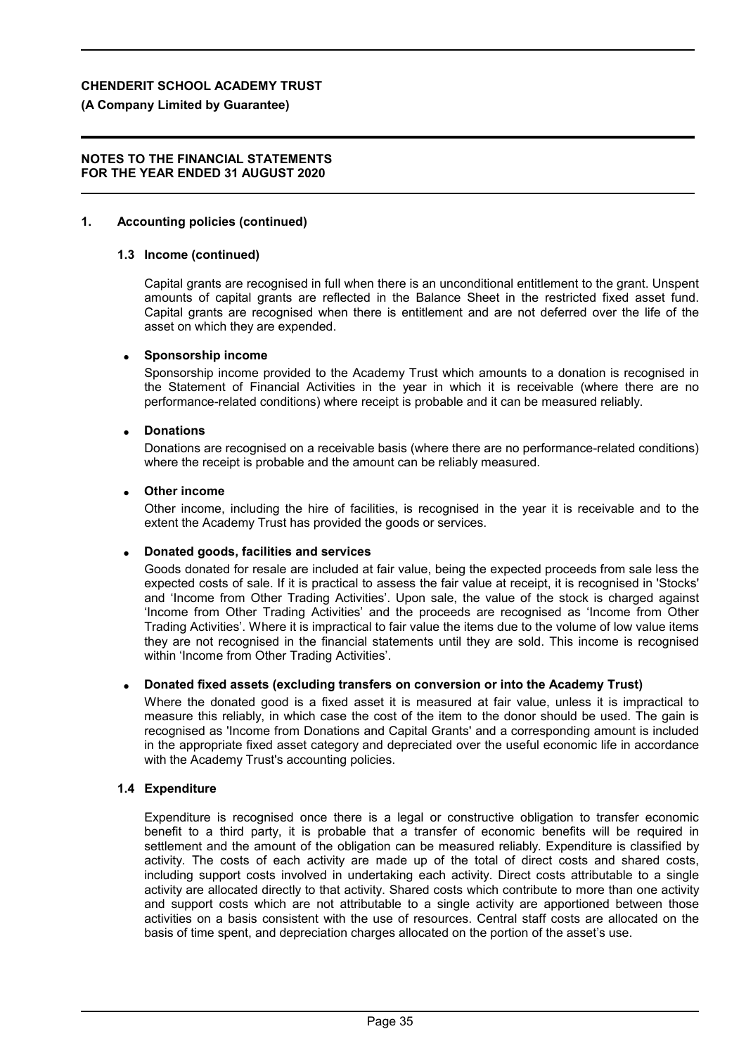## 1. Accounting policies (continued)

### 1.3 Income (continued)

Capital grants are recognised in full when there is an unconditional entitlement to the grant. Unspent amounts of capital grants are reflected in the Balance Sheet in the restricted fixed asset fund. Capital grants are recognised when there is entitlement and are not deferred over the life of the asset on which they are expended.

- **Sponsorship income**

  Sponsorship income provided to the Academy Trust which amounts to a donation is recognised in the Statement of Financial Activities in the year in which it is receivable (where there are no performance-related conditions) where receipt is probable and it can be measured reliably.

- **Donations**

  Donations are recognised on a receivable basis (where there are no performance-related conditions) where the receipt is probable and the amount can be reliably measured.

- **Other income**

  Other income, including the hire of facilities, is recognised in the year it is receivable and to the extent the Academy Trust has provided the goods or services.

- **Donated goods, facilities and services**

  Goods donated for resale are included at fair value, being the expected proceeds from sale less the expected costs of sale. If it is practical to assess the fair value at receipt, it is recognised in 'Stocks' and 'Income from Other Trading Activities'. Upon sale, the value of the stock is charged against 'Income from Other Trading Activities' and the proceeds are recognised as 'Income from Other Trading Activities'. Where it is impractical to fair value the items due to the volume of low value items they are not recognised in the financial statements until they are sold. This income is recognised within 'Income from Other Trading Activities'.

- **Donated fixed assets (excluding transfers on conversion or into the Academy Trust)**

  Where the donated good is a fixed asset it is measured at fair value, unless it is impractical to measure this reliably, in which case the cost of the item to the donor should be used. The gain is recognised as 'Income from Donations and Capital Grants' and a corresponding amount is included in the appropriate fixed asset category and depreciated over the useful economic life in accordance with the Academy Trust's accounting policies.

### 1.4 Expenditure

Expenditure is recognised once there is a legal or constructive obligation to transfer economic benefit to a third party, it is probable that a transfer of economic benefits will be required in settlement and the amount of the obligation can be measured reliably. Expenditure is classified by activity. The costs of each activity are made up of the total of direct costs and shared costs, including support costs involved in undertaking each activity. Direct costs attributable to a single activity are allocated directly to that activity. Shared costs which contribute to more than one activity and support costs which are not attributable to a single activity are apportioned between those activities on a basis consistent with the use of resources. Central staff costs are allocated on the basis of time spent, and depreciation charges allocated on the portion of the asset's use.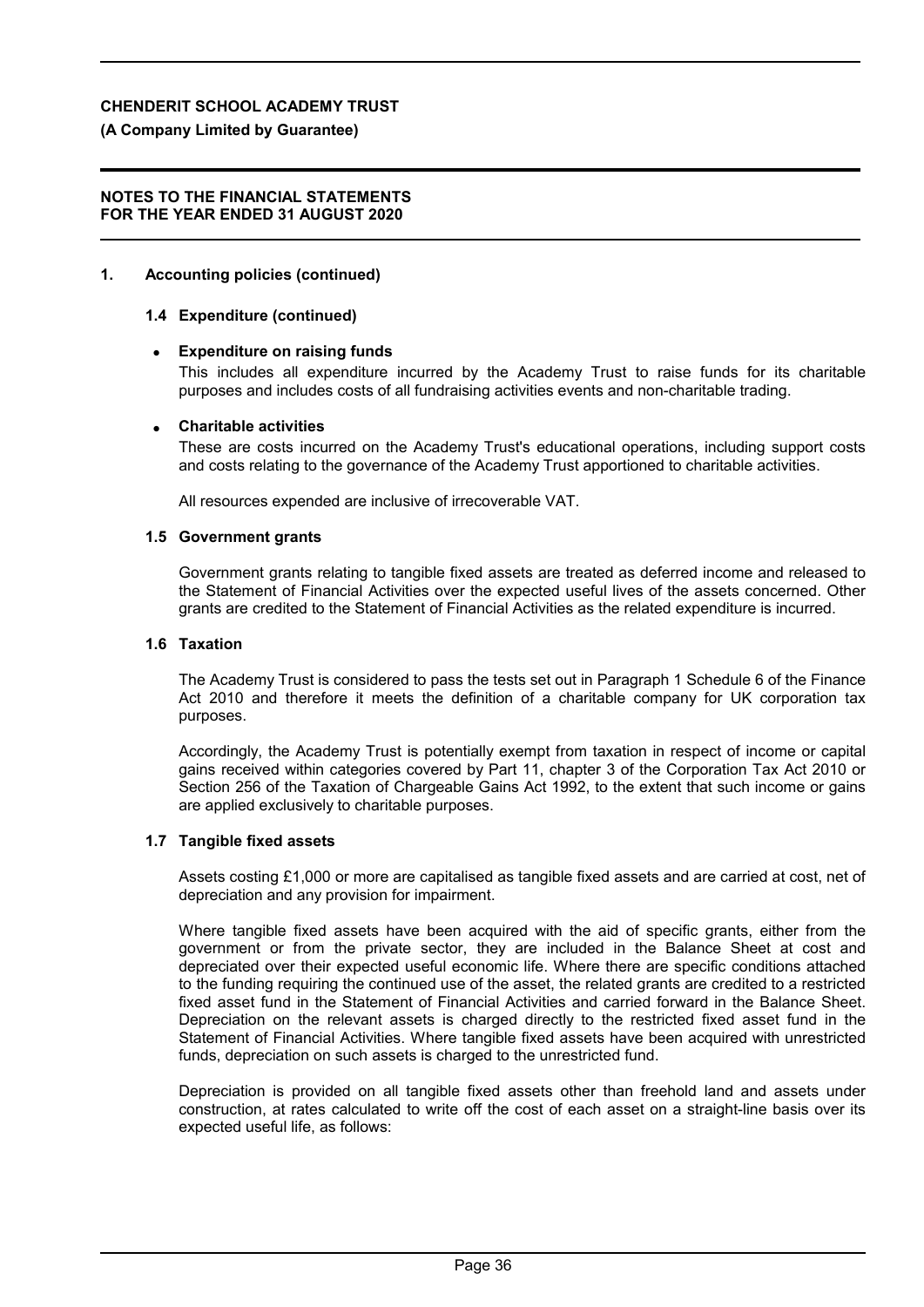## 1. Accounting policies (continued)

### 1.4 Expenditure (continued)

- **Expenditure on raising funds**

  This includes all expenditure incurred by the Academy Trust to raise funds for its charitable purposes and includes costs of all fundraising activities events and non-charitable trading.

- **Charitable activities**

  These are costs incurred on the Academy Trust's educational operations, including support costs and costs relating to the governance of the Academy Trust apportioned to charitable activities.

  All resources expended are inclusive of irrecoverable VAT.

### 1.5 Government grants

Government grants relating to tangible fixed assets are treated as deferred income and released to the Statement of Financial Activities over the expected useful lives of the assets concerned. Other grants are credited to the Statement of Financial Activities as the related expenditure is incurred.

### 1.6 Taxation

The Academy Trust is considered to pass the tests set out in Paragraph 1 Schedule 6 of the Finance Act 2010 and therefore it meets the definition of a charitable company for UK corporation tax purposes.

Accordingly, the Academy Trust is potentially exempt from taxation in respect of income or capital gains received within categories covered by Part 11, chapter 3 of the Corporation Tax Act 2010 or Section 256 of the Taxation of Chargeable Gains Act 1992, to the extent that such income or gains are applied exclusively to charitable purposes.

### 1.7 Tangible fixed assets

Assets costing £1,000 or more are capitalised as tangible fixed assets and are carried at cost, net of depreciation and any provision for impairment.

Where tangible fixed assets have been acquired with the aid of specific grants, either from the government or from the private sector, they are included in the Balance Sheet at cost and depreciated over their expected useful economic life. Where there are specific conditions attached to the funding requiring the continued use of the asset, the related grants are credited to a restricted fixed asset fund in the Statement of Financial Activities and carried forward in the Balance Sheet. Depreciation on the relevant assets is charged directly to the restricted fixed asset fund in the Statement of Financial Activities. Where tangible fixed assets have been acquired with unrestricted funds, depreciation on such assets is charged to the unrestricted fund.

Depreciation is provided on all tangible fixed assets other than freehold land and assets under construction, at rates calculated to write off the cost of each asset on a straight-line basis over its expected useful life, as follows: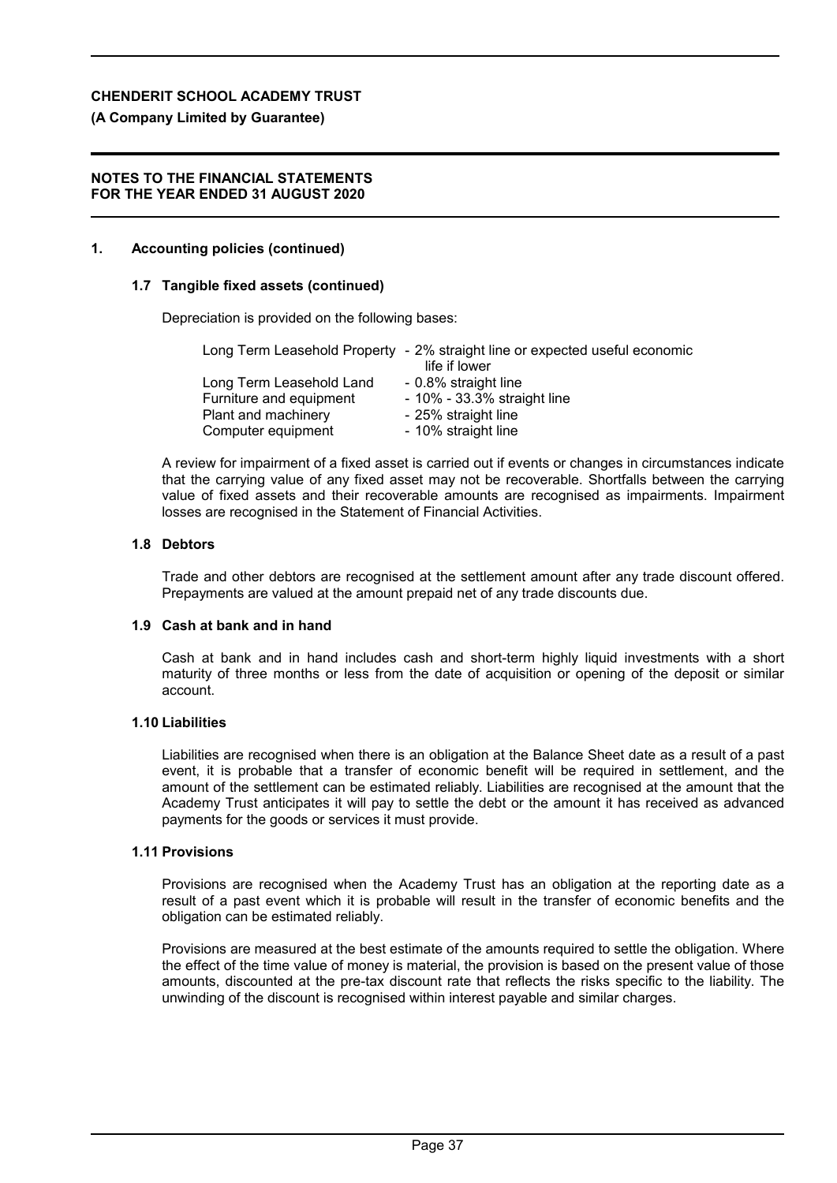**CHENDERIT SCHOOL ACADEMY TRUST**

**(A Company Limited by Guarantee)**

**NOTES TO THE FINANCIAL STATEMENTS**
**FOR THE YEAR ENDED 31 AUGUST 2020**

## 1. Accounting policies (continued)

### 1.7 Tangible fixed assets (continued)

Depreciation is provided on the following bases:

| | |
|---|---|
| Long Term Leasehold Property | - 2% straight line or expected useful economic life if lower |
| Long Term Leasehold Land | - 0.8% straight line |
| Furniture and equipment | - 10% - 33.3% straight line |
| Plant and machinery | - 25% straight line |
| Computer equipment | - 10% straight line |

A review for impairment of a fixed asset is carried out if events or changes in circumstances indicate that the carrying value of any fixed asset may not be recoverable. Shortfalls between the carrying value of fixed assets and their recoverable amounts are recognised as impairments. Impairment losses are recognised in the Statement of Financial Activities.

### 1.8 Debtors

Trade and other debtors are recognised at the settlement amount after any trade discount offered. Prepayments are valued at the amount prepaid net of any trade discounts due.

### 1.9 Cash at bank and in hand

Cash at bank and in hand includes cash and short-term highly liquid investments with a short maturity of three months or less from the date of acquisition or opening of the deposit or similar account.

### 1.10 Liabilities

Liabilities are recognised when there is an obligation at the Balance Sheet date as a result of a past event, it is probable that a transfer of economic benefit will be required in settlement, and the amount of the settlement can be estimated reliably. Liabilities are recognised at the amount that the Academy Trust anticipates it will pay to settle the debt or the amount it has received as advanced payments for the goods or services it must provide.

### 1.11 Provisions

Provisions are recognised when the Academy Trust has an obligation at the reporting date as a result of a past event which it is probable will result in the transfer of economic benefits and the obligation can be estimated reliably.

Provisions are measured at the best estimate of the amounts required to settle the obligation. Where the effect of the time value of money is material, the provision is based on the present value of those amounts, discounted at the pre-tax discount rate that reflects the risks specific to the liability. The unwinding of the discount is recognised within interest payable and similar charges.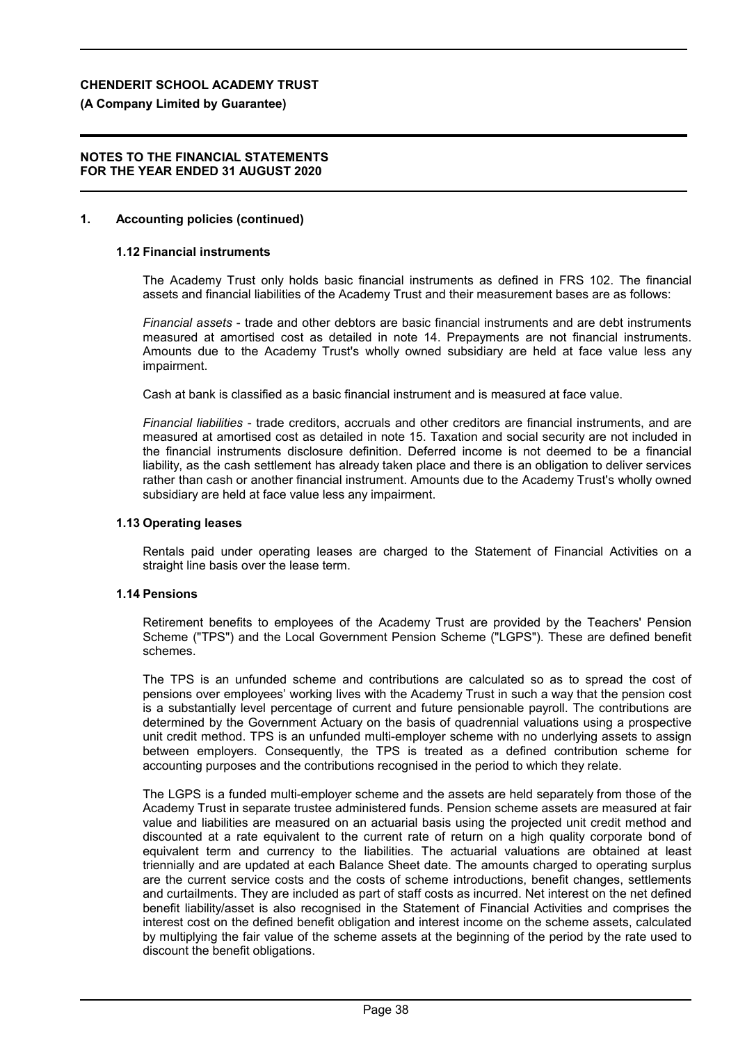## 1. Accounting policies (continued)

### 1.12 Financial instruments

The Academy Trust only holds basic financial instruments as defined in FRS 102. The financial assets and financial liabilities of the Academy Trust and their measurement bases are as follows:

*Financial assets* - trade and other debtors are basic financial instruments and are debt instruments measured at amortised cost as detailed in note 14. Prepayments are not financial instruments. Amounts due to the Academy Trust's wholly owned subsidiary are held at face value less any impairment.

Cash at bank is classified as a basic financial instrument and is measured at face value.

*Financial liabilities* - trade creditors, accruals and other creditors are financial instruments, and are measured at amortised cost as detailed in note 15. Taxation and social security are not included in the financial instruments disclosure definition. Deferred income is not deemed to be a financial liability, as the cash settlement has already taken place and there is an obligation to deliver services rather than cash or another financial instrument. Amounts due to the Academy Trust's wholly owned subsidiary are held at face value less any impairment.

### 1.13 Operating leases

Rentals paid under operating leases are charged to the Statement of Financial Activities on a straight line basis over the lease term.

### 1.14 Pensions

Retirement benefits to employees of the Academy Trust are provided by the Teachers' Pension Scheme ("TPS") and the Local Government Pension Scheme ("LGPS"). These are defined benefit schemes.

The TPS is an unfunded scheme and contributions are calculated so as to spread the cost of pensions over employees' working lives with the Academy Trust in such a way that the pension cost is a substantially level percentage of current and future pensionable payroll. The contributions are determined by the Government Actuary on the basis of quadrennial valuations using a prospective unit credit method. TPS is an unfunded multi-employer scheme with no underlying assets to assign between employers. Consequently, the TPS is treated as a defined contribution scheme for accounting purposes and the contributions recognised in the period to which they relate.

The LGPS is a funded multi-employer scheme and the assets are held separately from those of the Academy Trust in separate trustee administered funds. Pension scheme assets are measured at fair value and liabilities are measured on an actuarial basis using the projected unit credit method and discounted at a rate equivalent to the current rate of return on a high quality corporate bond of equivalent term and currency to the liabilities. The actuarial valuations are obtained at least triennially and are updated at each Balance Sheet date. The amounts charged to operating surplus are the current service costs and the costs of scheme introductions, benefit changes, settlements and curtailments. They are included as part of staff costs as incurred. Net interest on the net defined benefit liability/asset is also recognised in the Statement of Financial Activities and comprises the interest cost on the defined benefit obligation and interest income on the scheme assets, calculated by multiplying the fair value of the scheme assets at the beginning of the period by the rate used to discount the benefit obligations.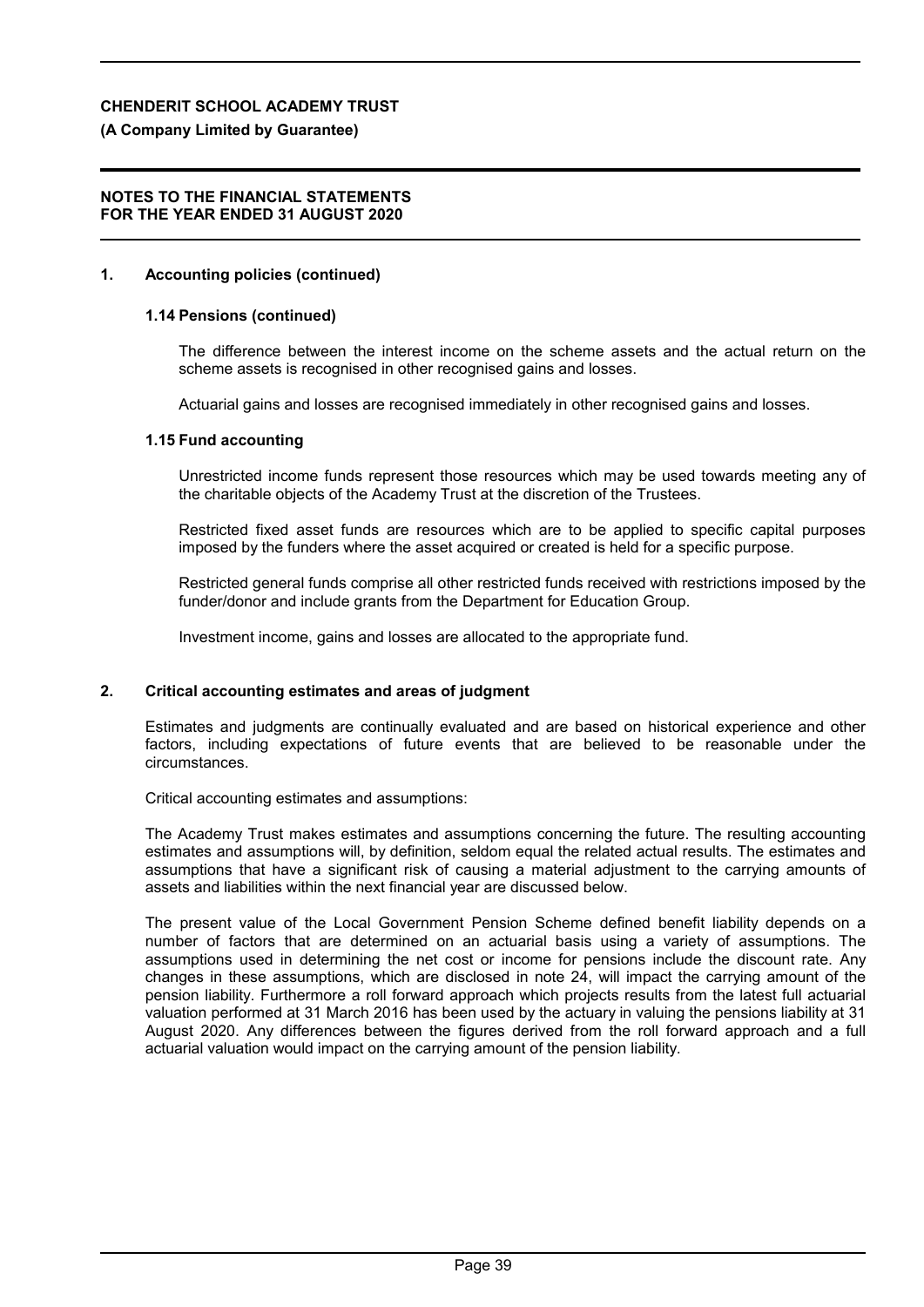## 1. Accounting policies (continued)

### 1.14 Pensions (continued)

The difference between the interest income on the scheme assets and the actual return on the scheme assets is recognised in other recognised gains and losses.

Actuarial gains and losses are recognised immediately in other recognised gains and losses.

### 1.15 Fund accounting

Unrestricted income funds represent those resources which may be used towards meeting any of the charitable objects of the Academy Trust at the discretion of the Trustees.

Restricted fixed asset funds are resources which are to be applied to specific capital purposes imposed by the funders where the asset acquired or created is held for a specific purpose.

Restricted general funds comprise all other restricted funds received with restrictions imposed by the funder/donor and include grants from the Department for Education Group.

Investment income, gains and losses are allocated to the appropriate fund.

## 2. Critical accounting estimates and areas of judgment

Estimates and judgments are continually evaluated and are based on historical experience and other factors, including expectations of future events that are believed to be reasonable under the circumstances.

Critical accounting estimates and assumptions:

The Academy Trust makes estimates and assumptions concerning the future. The resulting accounting estimates and assumptions will, by definition, seldom equal the related actual results. The estimates and assumptions that have a significant risk of causing a material adjustment to the carrying amounts of assets and liabilities within the next financial year are discussed below.

The present value of the Local Government Pension Scheme defined benefit liability depends on a number of factors that are determined on an actuarial basis using a variety of assumptions. The assumptions used in determining the net cost or income for pensions include the discount rate. Any changes in these assumptions, which are disclosed in note 24, will impact the carrying amount of the pension liability. Furthermore a roll forward approach which projects results from the latest full actuarial valuation performed at 31 March 2016 has been used by the actuary in valuing the pensions liability at 31 August 2020. Any differences between the figures derived from the roll forward approach and a full actuarial valuation would impact on the carrying amount of the pension liability.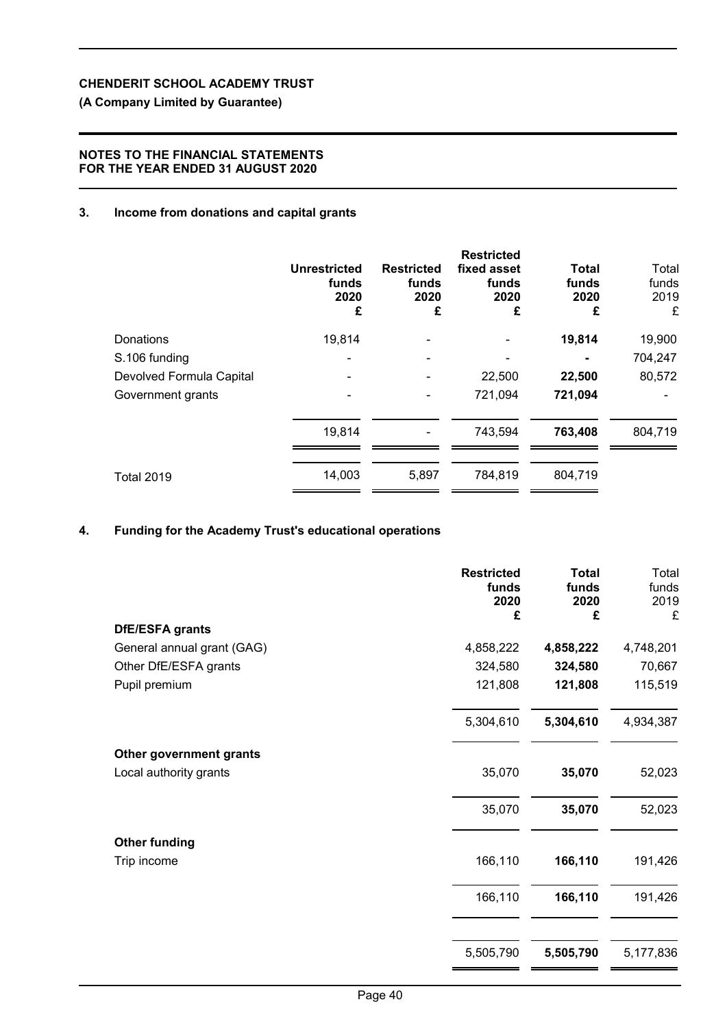**CHENDERIT SCHOOL ACADEMY TRUST**

**(A Company Limited by Guarantee)**

**NOTES TO THE FINANCIAL STATEMENTS FOR THE YEAR ENDED 31 AUGUST 2020**

## 3. Income from donations and capital grants

| | Unrestricted funds 2020 £ | Restricted funds 2020 £ | Restricted fixed asset funds 2020 £ | Total funds 2020 £ | Total funds 2019 £ |
|---|---|---|---|---|---|
| Donations | 19,814 | - | - | **19,814** | 19,900 |
| S.106 funding | - | - | - | **-** | 704,247 |
| Devolved Formula Capital | - | - | 22,500 | **22,500** | 80,572 |
| Government grants | - | - | 721,094 | **721,094** | - |
| | 19,814 | - | 743,594 | **763,408** | 804,719 |
| Total 2019 | 14,003 | 5,897 | 784,819 | 804,719 | |

## 4. Funding for the Academy Trust's educational operations

| | Restricted funds 2020 £ | Total funds 2020 £ | Total funds 2019 £ |
|---|---|---|---|
| **DfE/ESFA grants** | | | |
| General annual grant (GAG) | 4,858,222 | **4,858,222** | 4,748,201 |
| Other DfE/ESFA grants | 324,580 | **324,580** | 70,667 |
| Pupil premium | 121,808 | **121,808** | 115,519 |
| | 5,304,610 | **5,304,610** | 4,934,387 |
| **Other government grants** | | | |
| Local authority grants | 35,070 | **35,070** | 52,023 |
| | 35,070 | **35,070** | 52,023 |
| **Other funding** | | | |
| Trip income | 166,110 | **166,110** | 191,426 |
| | 166,110 | **166,110** | 191,426 |
| | 5,505,790 | **5,505,790** | 5,177,836 |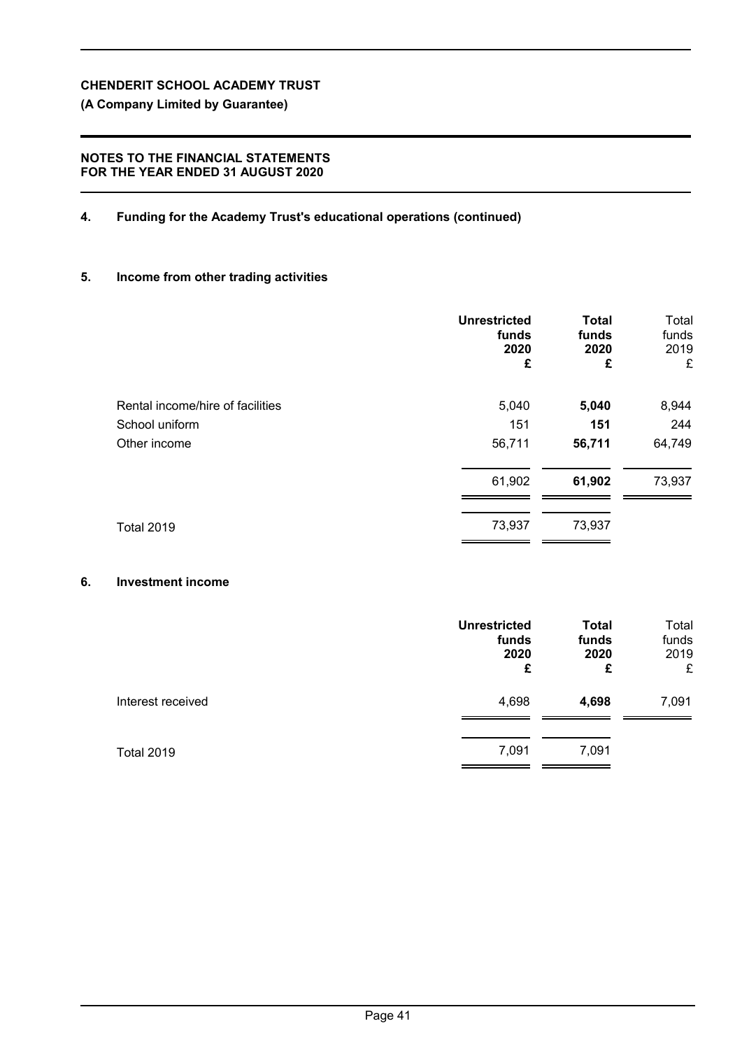**CHENDERIT SCHOOL ACADEMY TRUST**

**(A Company Limited by Guarantee)**

**NOTES TO THE FINANCIAL STATEMENTS FOR THE YEAR ENDED 31 AUGUST 2020**

## 4. Funding for the Academy Trust's educational operations (continued)

## 5. Income from other trading activities

| | **Unrestricted funds 2020 £** | **Total funds 2020 £** | Total funds 2019 £ |
|---|---|---|---|
| Rental income/hire of facilities | 5,040 | **5,040** | 8,944 |
| School uniform | 151 | **151** | 244 |
| Other income | 56,711 | **56,711** | 64,749 |
| | 61,902 | **61,902** | 73,937 |
| Total 2019 | 73,937 | 73,937 | |

## 6. Investment income

| | **Unrestricted funds 2020 £** | **Total funds 2020 £** | Total funds 2019 £ |
|---|---|---|---|
| Interest received | 4,698 | **4,698** | 7,091 |
| Total 2019 | 7,091 | 7,091 | |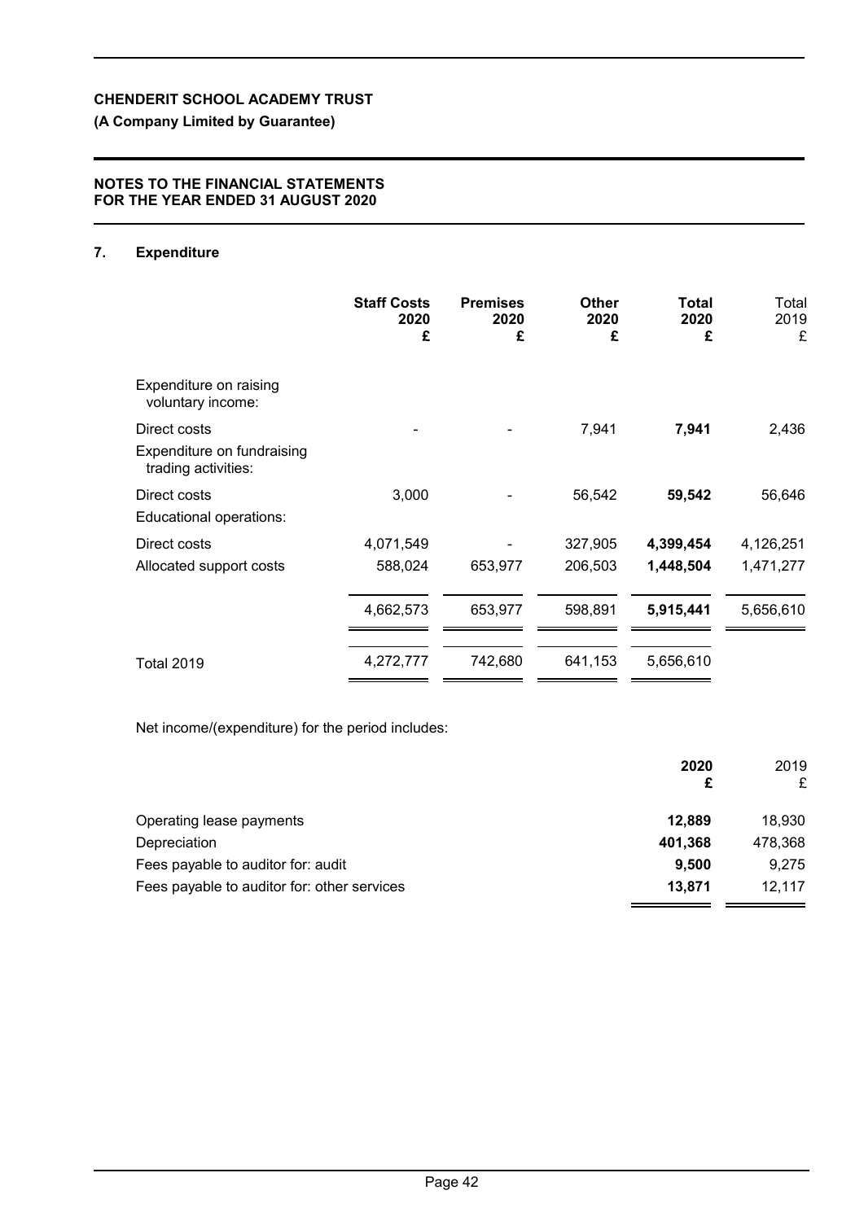## 7. Expenditure

| | Staff Costs 2020 £ | Premises 2020 £ | Other 2020 £ | Total 2020 £ | Total 2019 £ |
|---|---|---|---|---|---|
| Expenditure on raising voluntary income: | | | | | |
| Direct costs | - | - | 7,941 | **7,941** | 2,436 |
| Expenditure on fundraising trading activities: | | | | | |
| Direct costs | 3,000 | - | 56,542 | **59,542** | 56,646 |
| Educational operations: | | | | | |
| Direct costs | 4,071,549 | - | 327,905 | **4,399,454** | 4,126,251 |
| Allocated support costs | 588,024 | 653,977 | 206,503 | **1,448,504** | 1,471,277 |
| | 4,662,573 | 653,977 | 598,891 | **5,915,441** | 5,656,610 |
| Total 2019 | 4,272,777 | 742,680 | 641,153 | 5,656,610 | |

Net income/(expenditure) for the period includes:

| | 2020 £ | 2019 £ |
|---|---|---|
| Operating lease payments | **12,889** | 18,930 |
| Depreciation | **401,368** | 478,368 |
| Fees payable to auditor for: audit | **9,500** | 9,275 |
| Fees payable to auditor for: other services | **13,871** | 12,117 |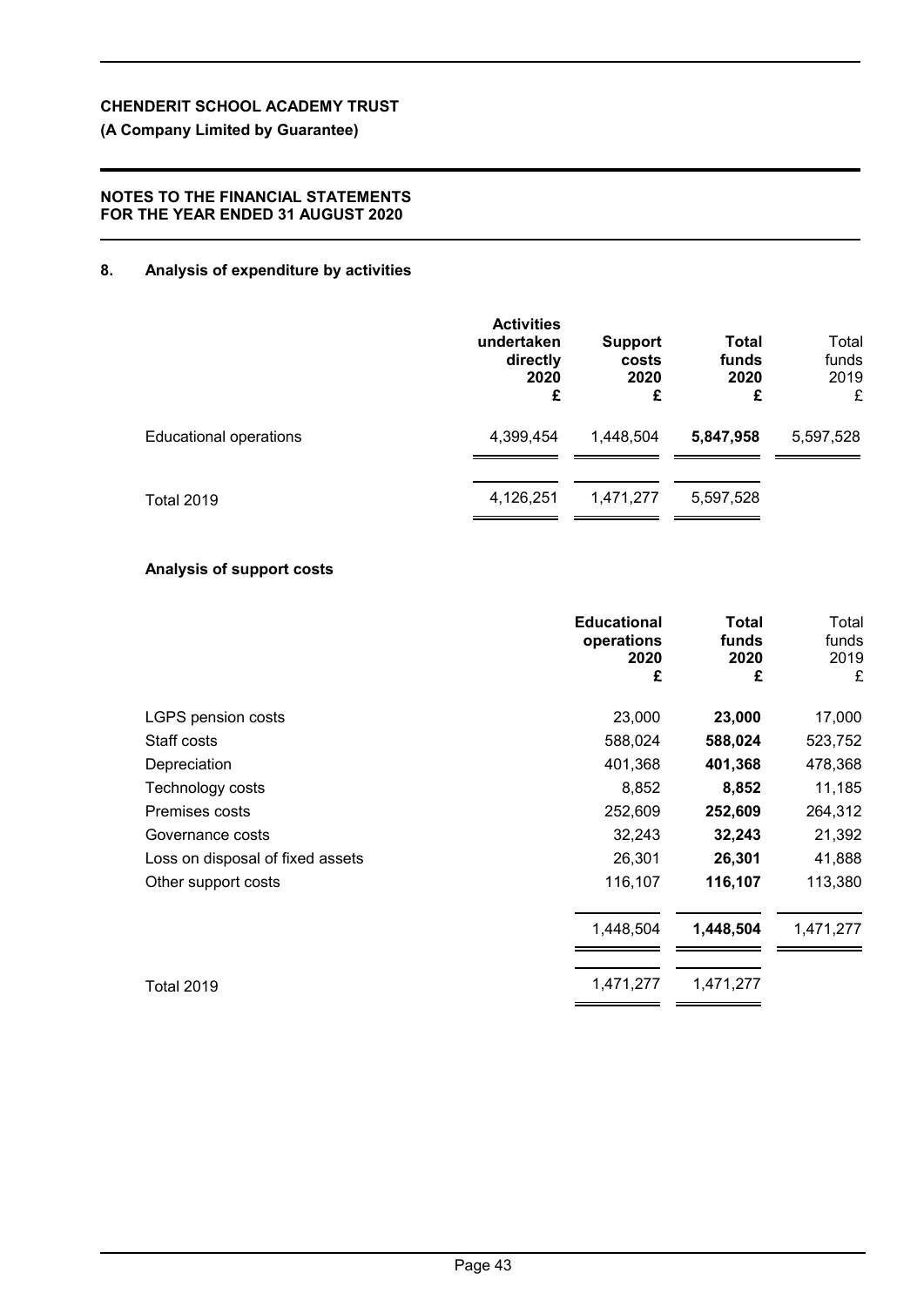**CHENDERIT SCHOOL ACADEMY TRUST**

**(A Company Limited by Guarantee)**

**NOTES TO THE FINANCIAL STATEMENTS FOR THE YEAR ENDED 31 AUGUST 2020**

## 8. Analysis of expenditure by activities

| | **Activities undertaken directly 2020 £** | **Support costs 2020 £** | **Total funds 2020 £** | Total funds 2019 £ |
|---|---|---|---|---|
| Educational operations | 4,399,454 | 1,448,504 | **5,847,958** | 5,597,528 |
| Total 2019 | 4,126,251 | 1,471,277 | 5,597,528 | |

### Analysis of support costs

| | **Educational operations 2020 £** | **Total funds 2020 £** | Total funds 2019 £ |
|---|---|---|---|
| LGPS pension costs | 23,000 | **23,000** | 17,000 |
| Staff costs | 588,024 | **588,024** | 523,752 |
| Depreciation | 401,368 | **401,368** | 478,368 |
| Technology costs | 8,852 | **8,852** | 11,185 |
| Premises costs | 252,609 | **252,609** | 264,312 |
| Governance costs | 32,243 | **32,243** | 21,392 |
| Loss on disposal of fixed assets | 26,301 | **26,301** | 41,888 |
| Other support costs | 116,107 | **116,107** | 113,380 |
| | 1,448,504 | **1,448,504** | 1,471,277 |
| Total 2019 | 1,471,277 | 1,471,277 | |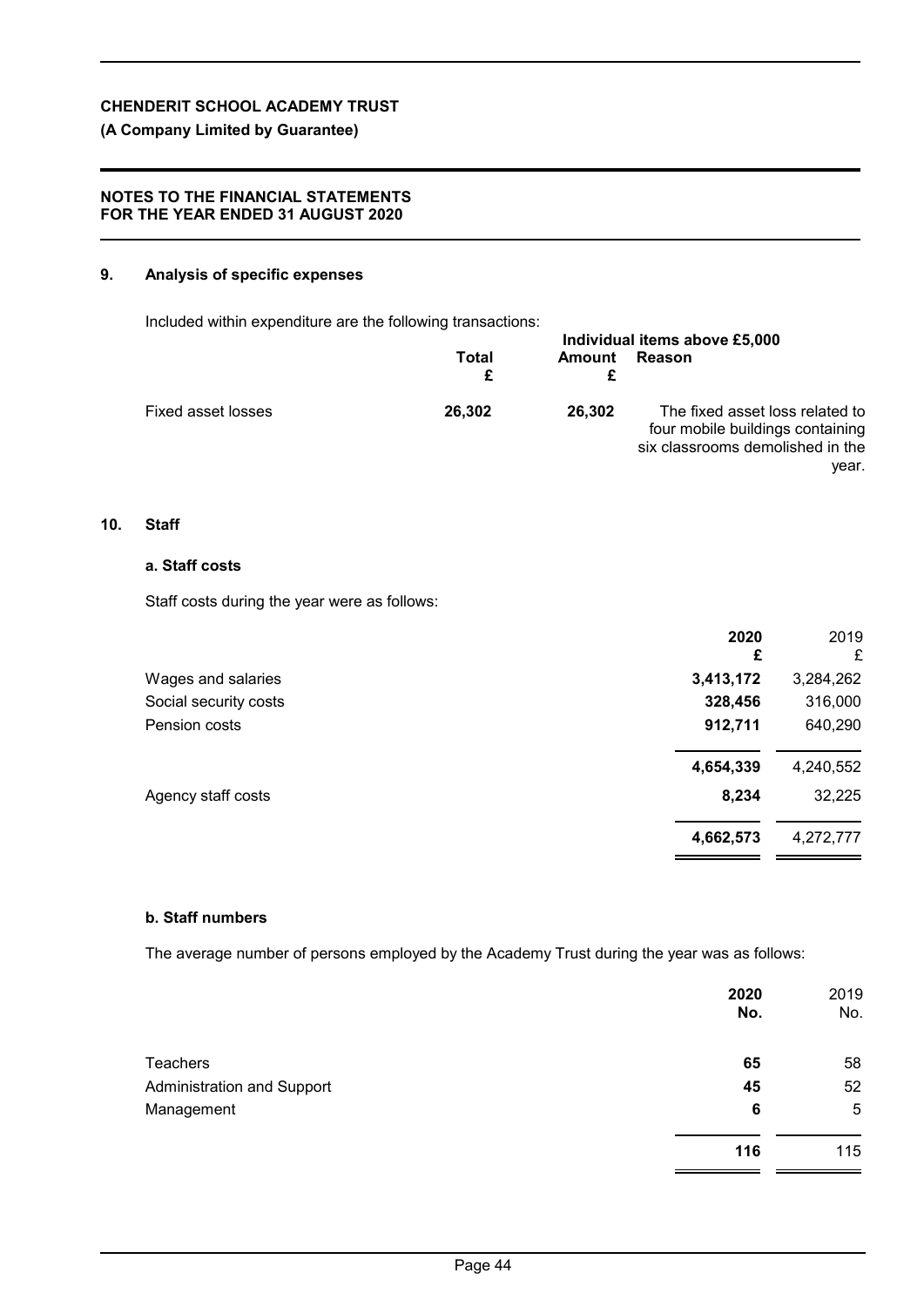**CHENDERIT SCHOOL ACADEMY TRUST**

**(A Company Limited by Guarantee)**

**NOTES TO THE FINANCIAL STATEMENTS FOR THE YEAR ENDED 31 AUGUST 2020**

## 9. Analysis of specific expenses

Included within expenditure are the following transactions:

| | Total £ | Individual items above £5,000 Amount £ | Reason |
|---|---|---|---|
| Fixed asset losses | **26,302** | **26,302** | The fixed asset loss related to four mobile buildings containing six classrooms demolished in the year. |

## 10. Staff

### a. Staff costs

Staff costs during the year were as follows:

| | **2020 £** | 2019 £ |
|---|---|---|
| Wages and salaries | **3,413,172** | 3,284,262 |
| Social security costs | **328,456** | 316,000 |
| Pension costs | **912,711** | 640,290 |
| | **4,654,339** | 4,240,552 |
| Agency staff costs | **8,234** | 32,225 |
| | **4,662,573** | 4,272,777 |

### b. Staff numbers

The average number of persons employed by the Academy Trust during the year was as follows:

| | **2020 No.** | 2019 No. |
|---|---|---|
| Teachers | **65** | 58 |
| Administration and Support | **45** | 52 |
| Management | **6** | 5 |
| | **116** | 115 |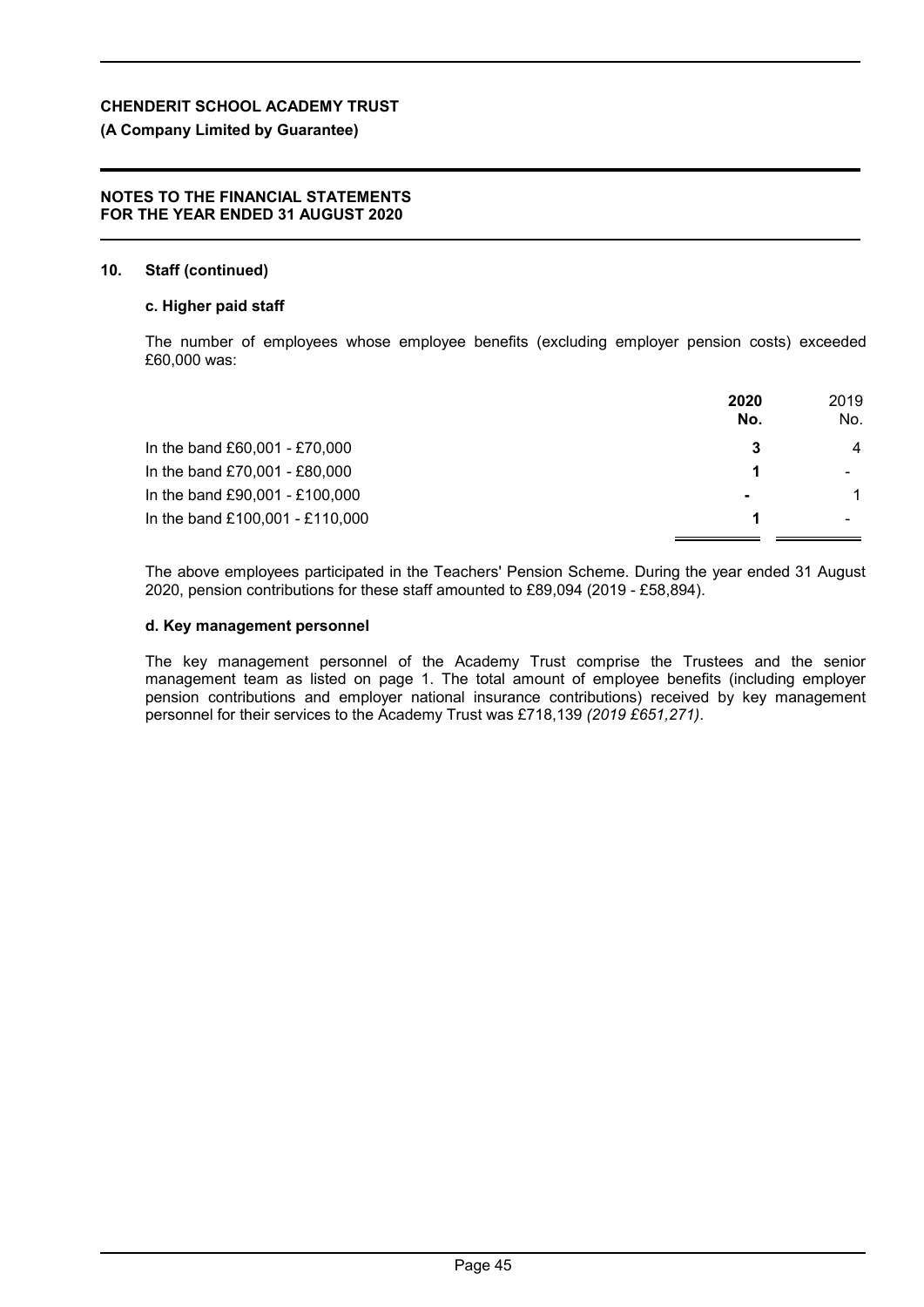**CHENDERIT SCHOOL ACADEMY TRUST**

**(A Company Limited by Guarantee)**

**NOTES TO THE FINANCIAL STATEMENTS FOR THE YEAR ENDED 31 AUGUST 2020**

**10. Staff (continued)**

**c. Higher paid staff**

The number of employees whose employee benefits (excluding employer pension costs) exceeded £60,000 was:

| | **2020 No.** | 2019 No. |
|---|---|---|
| In the band £60,001 - £70,000 | **3** | 4 |
| In the band £70,001 - £80,000 | **1** | - |
| In the band £90,001 - £100,000 | **-** | 1 |
| In the band £100,001 - £110,000 | **1** | - |

The above employees participated in the Teachers' Pension Scheme. During the year ended 31 August 2020, pension contributions for these staff amounted to £89,094 (2019 - £58,894).

**d. Key management personnel**

The key management personnel of the Academy Trust comprise the Trustees and the senior management team as listed on page 1. The total amount of employee benefits (including employer pension contributions and employer national insurance contributions) received by key management personnel for their services to the Academy Trust was £718,139 *(2019 £651,271)*.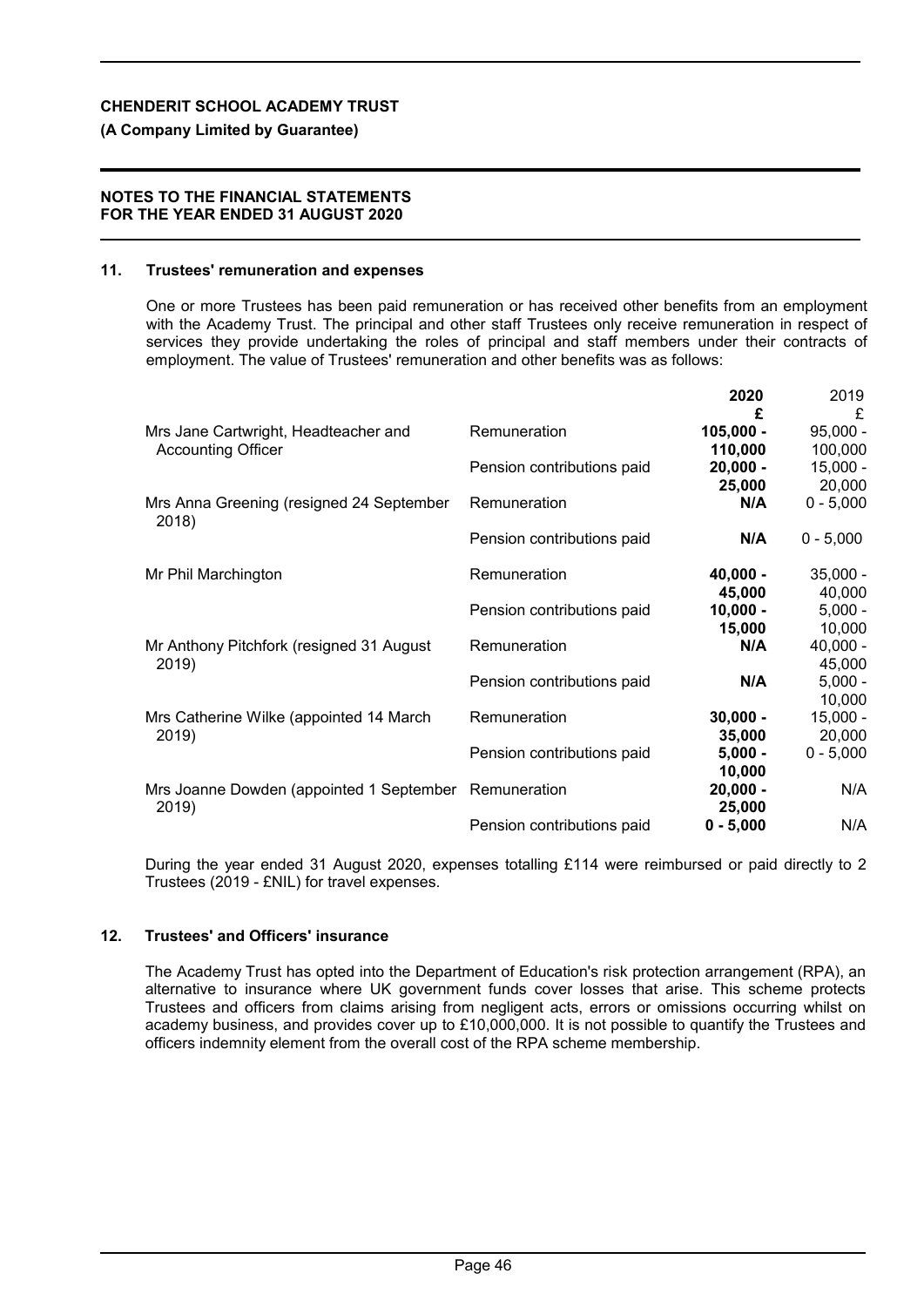## 11. Trustees' remuneration and expenses

One or more Trustees has been paid remuneration or has received other benefits from an employment with the Academy Trust. The principal and other staff Trustees only receive remuneration in respect of services they provide undertaking the roles of principal and staff members under their contracts of employment. The value of Trustees' remuneration and other benefits was as follows:

| | | **2020** | 2019 |
|---|---|---|---|
| | | **£** | £ |
| Mrs Jane Cartwright, Headteacher and Accounting Officer | Remuneration | **105,000 - 110,000** | 95,000 - 100,000 |
| | Pension contributions paid | **20,000 - 25,000** | 15,000 - 20,000 |
| Mrs Anna Greening (resigned 24 September 2018) | Remuneration | **N/A** | 0 - 5,000 |
| | Pension contributions paid | **N/A** | 0 - 5,000 |
| Mr Phil Marchington | Remuneration | **40,000 - 45,000** | 35,000 - 40,000 |
| | Pension contributions paid | **10,000 - 15,000** | 5,000 - 10,000 |
| Mr Anthony Pitchfork (resigned 31 August 2019) | Remuneration | **N/A** | 40,000 - 45,000 |
| | Pension contributions paid | **N/A** | 5,000 - 10,000 |
| Mrs Catherine Wilke (appointed 14 March 2019) | Remuneration | **30,000 - 35,000** | 15,000 - 20,000 |
| | Pension contributions paid | **5,000 - 10,000** | 0 - 5,000 |
| Mrs Joanne Dowden (appointed 1 September 2019) | Remuneration | **20,000 - 25,000** | N/A |
| | Pension contributions paid | **0 - 5,000** | N/A |

During the year ended 31 August 2020, expenses totalling £114 were reimbursed or paid directly to 2 Trustees (2019 - £NIL) for travel expenses.

## 12. Trustees' and Officers' insurance

The Academy Trust has opted into the Department of Education's risk protection arrangement (RPA), an alternative to insurance where UK government funds cover losses that arise. This scheme protects Trustees and officers from claims arising from negligent acts, errors or omissions occurring whilst on academy business, and provides cover up to £10,000,000. It is not possible to quantify the Trustees and officers indemnity element from the overall cost of the RPA scheme membership.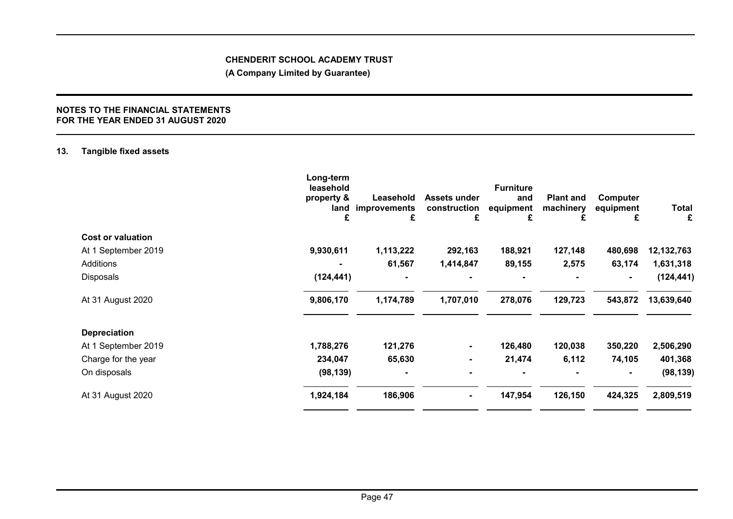## 13. Tangible fixed assets

| | Long-term leasehold property & land £ | Leasehold improvements £ | Assets under construction £ | Furniture and equipment £ | Plant and machinery £ | Computer equipment £ | Total £ |
|---|---|---|---|---|---|---|---|
| **Cost or valuation** | | | | | | | |
| At 1 September 2019 | **9,930,611** | **1,113,222** | **292,163** | **188,921** | **127,148** | **480,698** | **12,132,763** |
| Additions | **-** | **61,567** | **1,414,847** | **89,155** | **2,575** | **63,174** | **1,631,318** |
| Disposals | **(124,441)** | **-** | **-** | **-** | **-** | **-** | **(124,441)** |
| At 31 August 2020 | **9,806,170** | **1,174,789** | **1,707,010** | **278,076** | **129,723** | **543,872** | **13,639,640** |
| **Depreciation** | | | | | | | |
| At 1 September 2019 | **1,788,276** | **121,276** | **-** | **126,480** | **120,038** | **350,220** | **2,506,290** |
| Charge for the year | **234,047** | **65,630** | **-** | **21,474** | **6,112** | **74,105** | **401,368** |
| On disposals | **(98,139)** | **-** | **-** | **-** | **-** | **-** | **(98,139)** |
| At 31 August 2020 | **1,924,184** | **186,906** | **-** | **147,954** | **126,150** | **424,325** | **2,809,519** |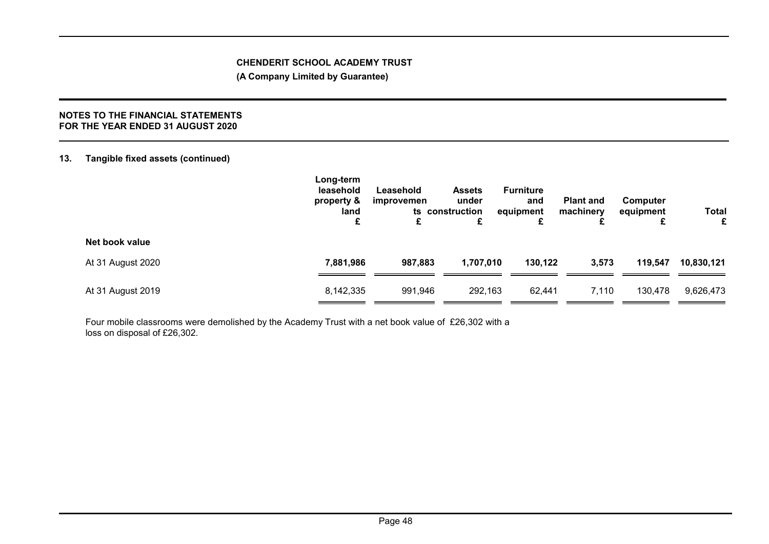**CHENDERIT SCHOOL ACADEMY TRUST**

**(A Company Limited by Guarantee)**

**NOTES TO THE FINANCIAL STATEMENTS**
**FOR THE YEAR ENDED 31 AUGUST 2020**

## 13. Tangible fixed assets (continued)

| | Long-term leasehold property & land £ | Leasehold improvements £ | Assets under construction £ | Furniture and equipment £ | Plant and machinery £ | Computer equipment £ | Total £ |
|---|---|---|---|---|---|---|---|
| **Net book value** | | | | | | | |
| At 31 August 2020 | **7,881,986** | **987,883** | **1,707,010** | **130,122** | **3,573** | **119,547** | **10,830,121** |
| At 31 August 2019 | 8,142,335 | 991,946 | 292,163 | 62,441 | 7,110 | 130,478 | 9,626,473 |

Four mobile classrooms were demolished by the Academy Trust with a net book value of £26,302 with a loss on disposal of £26,302.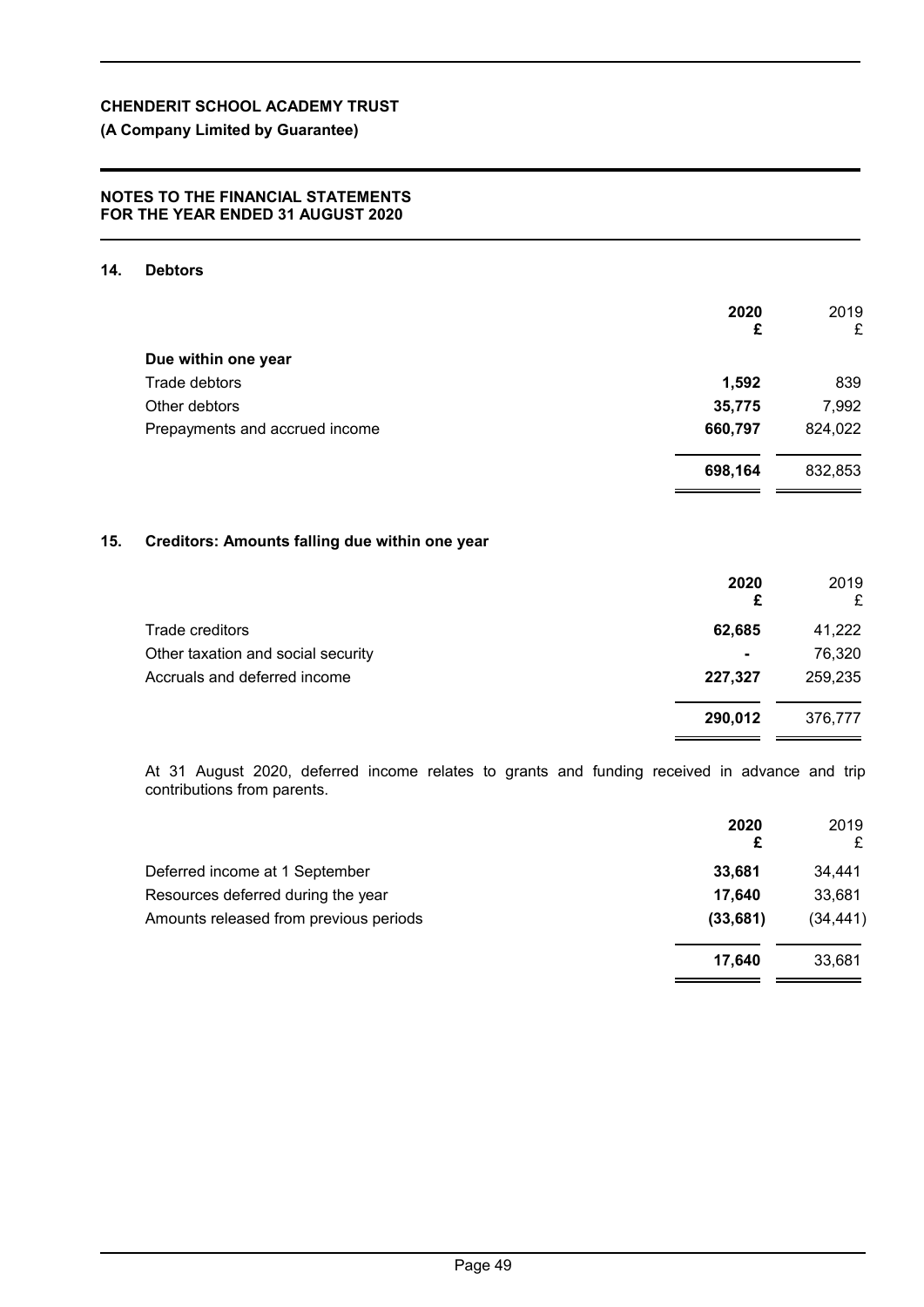## 14. Debtors

| | 2020 £ | 2019 £ |
|---|---|---|
| **Due within one year** | | |
| Trade debtors | **1,592** | 839 |
| Other debtors | **35,775** | 7,992 |
| Prepayments and accrued income | **660,797** | 824,022 |
| | **698,164** | 832,853 |

## 15. Creditors: Amounts falling due within one year

| | 2020 £ | 2019 £ |
|---|---|---|
| Trade creditors | **62,685** | 41,222 |
| Other taxation and social security | **-** | 76,320 |
| Accruals and deferred income | **227,327** | 259,235 |
| | **290,012** | 376,777 |

At 31 August 2020, deferred income relates to grants and funding received in advance and trip contributions from parents.

| | 2020 £ | 2019 £ |
|---|---|---|
| Deferred income at 1 September | **33,681** | 34,441 |
| Resources deferred during the year | **17,640** | 33,681 |
| Amounts released from previous periods | **(33,681)** | (34,441) |
| | **17,640** | 33,681 |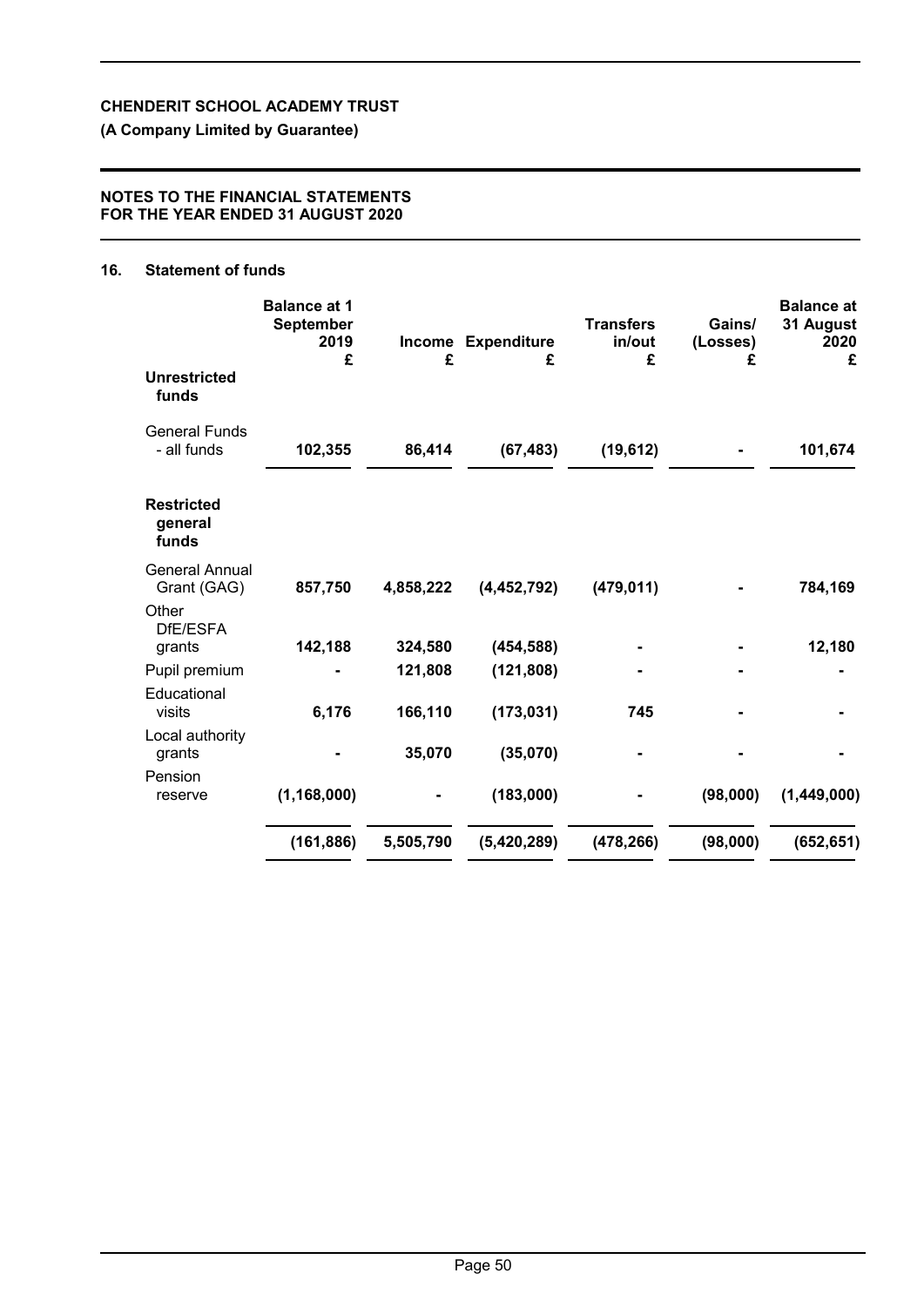**CHENDERIT SCHOOL ACADEMY TRUST**

**(A Company Limited by Guarantee)**

**NOTES TO THE FINANCIAL STATEMENTS FOR THE YEAR ENDED 31 AUGUST 2020**

## 16. Statement of funds

| | Balance at 1 September 2019 £ | Income £ | Expenditure £ | Transfers in/out £ | Gains/ (Losses) £ | Balance at 31 August 2020 £ |
|---|---|---|---|---|---|---|
| **Unrestricted funds** | | | | | | |
| General Funds - all funds | **102,355** | **86,414** | **(67,483)** | **(19,612)** | **-** | **101,674** |
| **Restricted general funds** | | | | | | |
| General Annual Grant (GAG) | **857,750** | **4,858,222** | **(4,452,792)** | **(479,011)** | **-** | **784,169** |
| Other DfE/ESFA grants | **142,188** | **324,580** | **(454,588)** | **-** | **-** | **12,180** |
| Pupil premium | **-** | **121,808** | **(121,808)** | **-** | **-** | **-** |
| Educational visits | **6,176** | **166,110** | **(173,031)** | **745** | **-** | **-** |
| Local authority grants | **-** | **35,070** | **(35,070)** | **-** | **-** | **-** |
| Pension reserve | **(1,168,000)** | **-** | **(183,000)** | **-** | **(98,000)** | **(1,449,000)** |
| | **(161,886)** | **5,505,790** | **(5,420,289)** | **(478,266)** | **(98,000)** | **(652,651)** |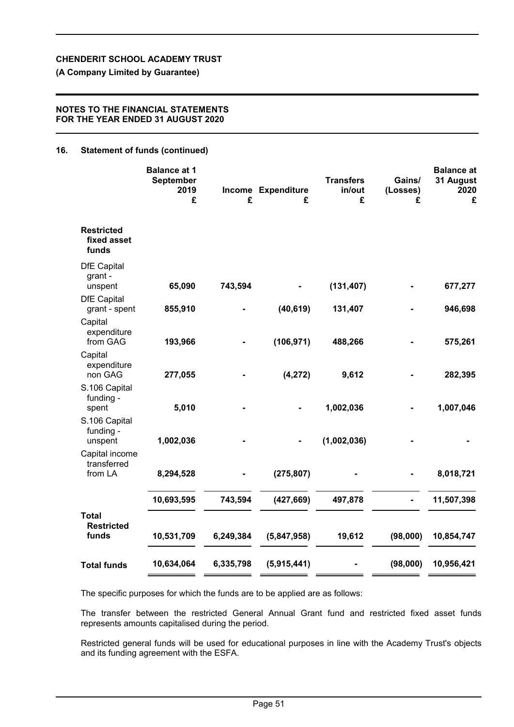**CHENDERIT SCHOOL ACADEMY TRUST**

**(A Company Limited by Guarantee)**

**NOTES TO THE FINANCIAL STATEMENTS FOR THE YEAR ENDED 31 AUGUST 2020**

## 16. Statement of funds (continued)

| | Balance at 1 September 2019 £ | Income £ | Expenditure £ | Transfers in/out £ | Gains/ (Losses) £ | Balance at 31 August 2020 £ |
|---|---|---|---|---|---|---|
| **Restricted fixed asset funds** | | | | | | |
| DfE Capital grant - unspent | 65,090 | 743,594 | - | (131,407) | - | 677,277 |
| DfE Capital grant - spent | 855,910 | - | (40,619) | 131,407 | - | 946,698 |
| Capital expenditure from GAG | 193,966 | - | (106,971) | 488,266 | - | 575,261 |
| Capital expenditure non GAG | 277,055 | - | (4,272) | 9,612 | - | 282,395 |
| S.106 Capital funding - spent | 5,010 | - | - | 1,002,036 | - | 1,007,046 |
| S.106 Capital funding - unspent | 1,002,036 | - | - | (1,002,036) | - | - |
| Capital income transferred from LA | 8,294,528 | - | (275,807) | - | - | 8,018,721 |
| | 10,693,595 | 743,594 | (427,669) | 497,878 | - | 11,507,398 |
| **Total Restricted funds** | 10,531,709 | 6,249,384 | (5,847,958) | 19,612 | (98,000) | 10,854,747 |
| **Total funds** | 10,634,064 | 6,335,798 | (5,915,441) | - | (98,000) | 10,956,421 |

The specific purposes for which the funds are to be applied are as follows:

The transfer between the restricted General Annual Grant fund and restricted fixed asset funds represents amounts capitalised during the period.

Restricted general funds will be used for educational purposes in line with the Academy Trust's objects and its funding agreement with the ESFA.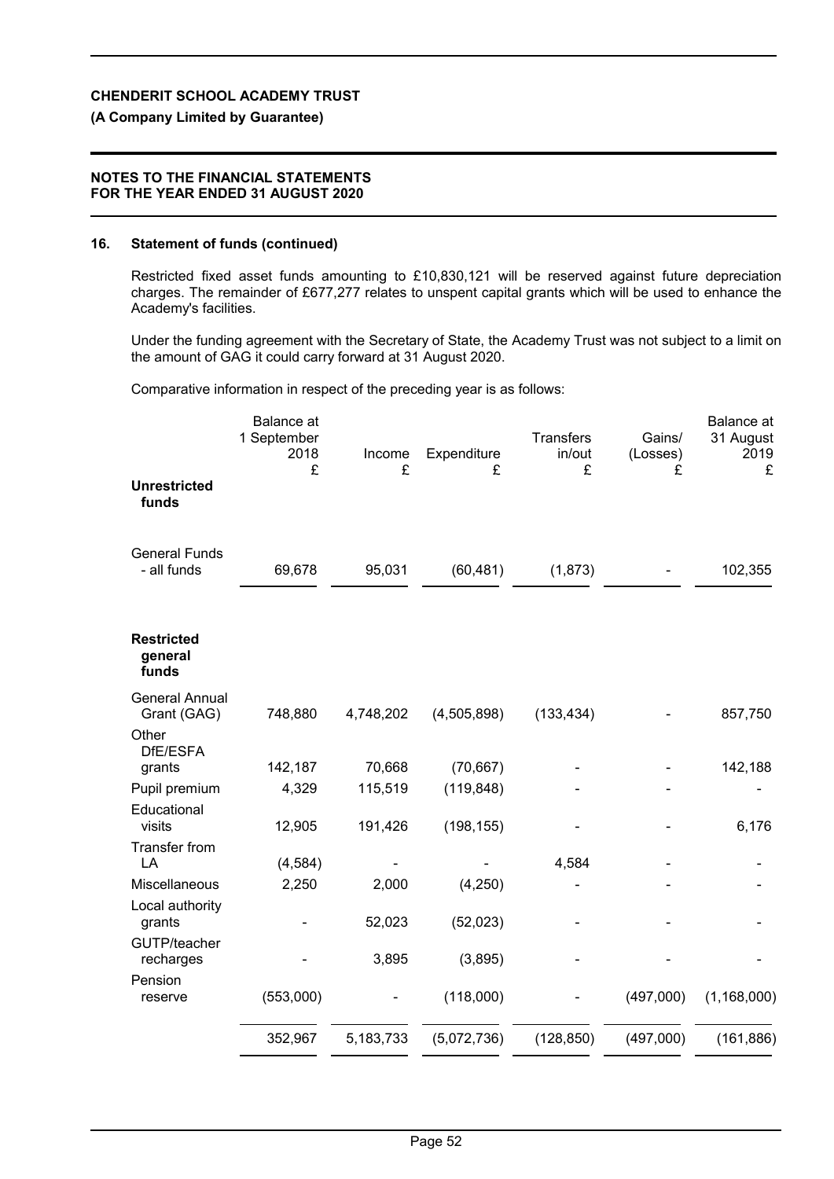**CHENDERIT SCHOOL ACADEMY TRUST**

**(A Company Limited by Guarantee)**

**NOTES TO THE FINANCIAL STATEMENTS FOR THE YEAR ENDED 31 AUGUST 2020**

### 16. Statement of funds (continued)

Restricted fixed asset funds amounting to £10,830,121 will be reserved against future depreciation charges. The remainder of £677,277 relates to unspent capital grants which will be used to enhance the Academy's facilities.

Under the funding agreement with the Secretary of State, the Academy Trust was not subject to a limit on the amount of GAG it could carry forward at 31 August 2020.

Comparative information in respect of the preceding year is as follows:

| | Balance at 1 September 2018 £ | Income £ | Expenditure £ | Transfers in/out £ | Gains/ (Losses) £ | Balance at 31 August 2019 £ |
|---|---|---|---|---|---|---|
| **Unrestricted funds** | | | | | | |
| General Funds - all funds | 69,678 | 95,031 | (60,481) | (1,873) | - | 102,355 |
| **Restricted general funds** | | | | | | |
| General Annual Grant (GAG) | 748,880 | 4,748,202 | (4,505,898) | (133,434) | - | 857,750 |
| Other DfE/ESFA grants | 142,187 | 70,668 | (70,667) | - | - | 142,188 |
| Pupil premium | 4,329 | 115,519 | (119,848) | - | - | - |
| Educational visits | 12,905 | 191,426 | (198,155) | - | - | 6,176 |
| Transfer from LA | (4,584) | - | - | 4,584 | - | - |
| Miscellaneous | 2,250 | 2,000 | (4,250) | - | - | - |
| Local authority grants | - | 52,023 | (52,023) | - | - | - |
| GUTP/teacher recharges | - | 3,895 | (3,895) | - | - | - |
| Pension reserve | (553,000) | - | (118,000) | - | (497,000) | (1,168,000) |
| | 352,967 | 5,183,733 | (5,072,736) | (128,850) | (497,000) | (161,886) |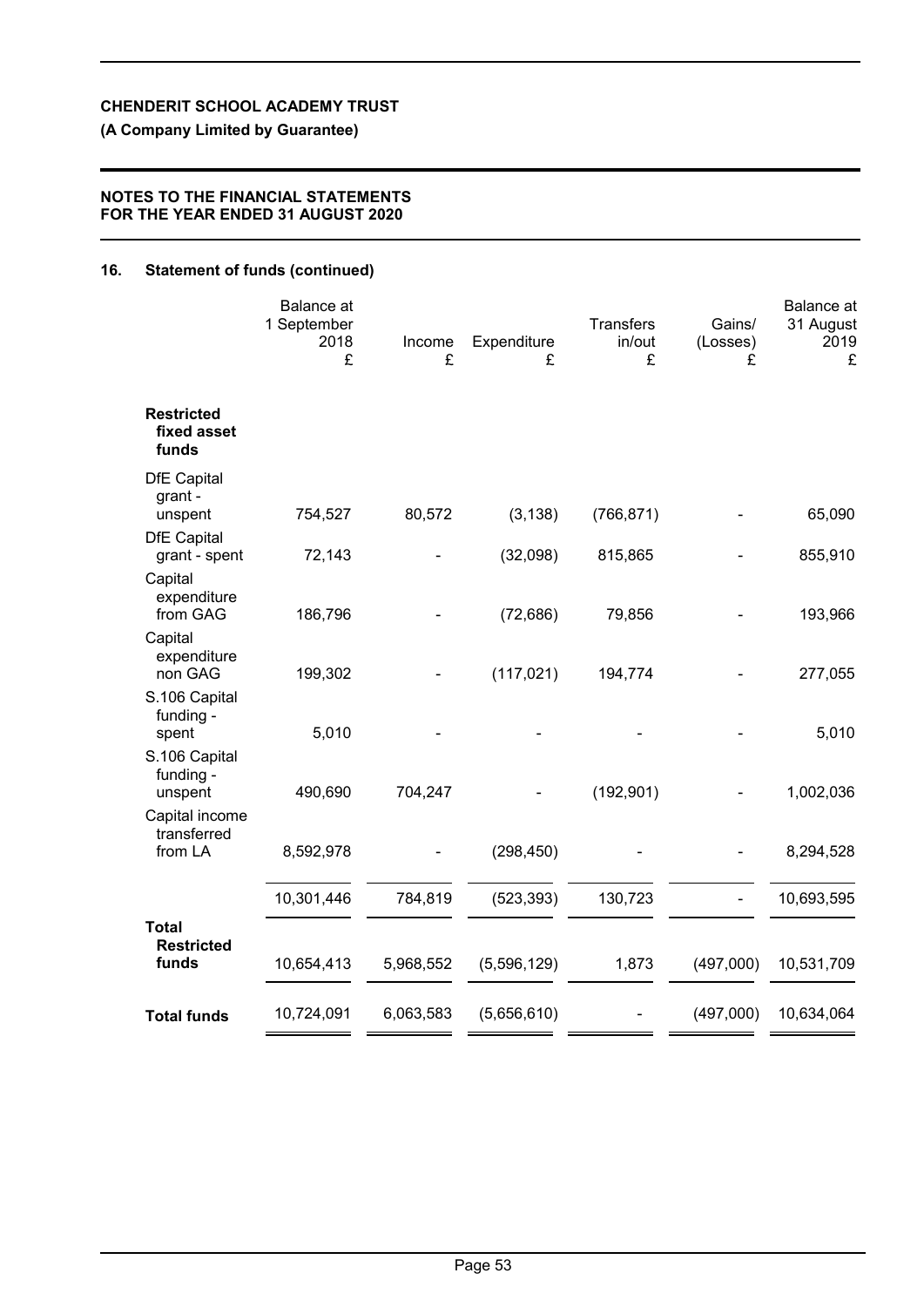**CHENDERIT SCHOOL ACADEMY TRUST**

**(A Company Limited by Guarantee)**

**NOTES TO THE FINANCIAL STATEMENTS FOR THE YEAR ENDED 31 AUGUST 2020**

## 16. Statement of funds (continued)

| | Balance at 1 September 2018 £ | Income £ | Expenditure £ | Transfers in/out £ | Gains/ (Losses) £ | Balance at 31 August 2019 £ |
|---|---|---|---|---|---|---|
| **Restricted fixed asset funds** | | | | | | |
| DfE Capital grant - unspent | 754,527 | 80,572 | (3,138) | (766,871) | - | 65,090 |
| DfE Capital grant - spent | 72,143 | - | (32,098) | 815,865 | - | 855,910 |
| Capital expenditure from GAG | 186,796 | - | (72,686) | 79,856 | - | 193,966 |
| Capital expenditure non GAG | 199,302 | - | (117,021) | 194,774 | - | 277,055 |
| S.106 Capital funding - spent | 5,010 | - | - | - | - | 5,010 |
| S.106 Capital funding - unspent | 490,690 | 704,247 | - | (192,901) | - | 1,002,036 |
| Capital income transferred from LA | 8,592,978 | - | (298,450) | - | - | 8,294,528 |
| | 10,301,446 | 784,819 | (523,393) | 130,723 | - | 10,693,595 |
| **Total Restricted funds** | 10,654,413 | 5,968,552 | (5,596,129) | 1,873 | (497,000) | 10,531,709 |
| **Total funds** | 10,724,091 | 6,063,583 | (5,656,610) | - | (497,000) | 10,634,064 |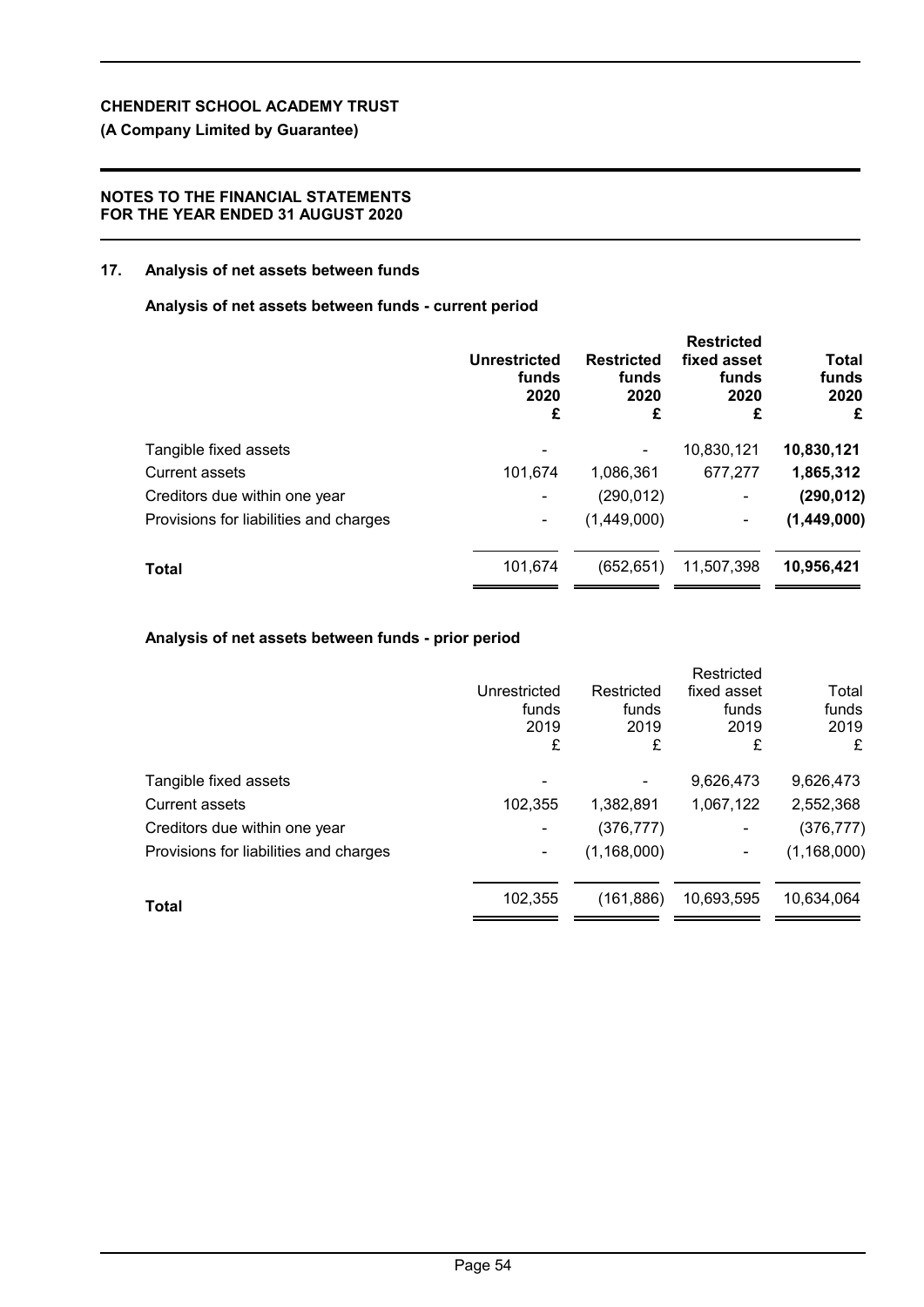**CHENDERIT SCHOOL ACADEMY TRUST**

**(A Company Limited by Guarantee)**

**NOTES TO THE FINANCIAL STATEMENTS FOR THE YEAR ENDED 31 AUGUST 2020**

## 17. Analysis of net assets between funds

### Analysis of net assets between funds - current period

| | Unrestricted funds 2020 £ | Restricted funds 2020 £ | Restricted fixed asset funds 2020 £ | Total funds 2020 £ |
|---|---|---|---|---|
| Tangible fixed assets | - | - | 10,830,121 | **10,830,121** |
| Current assets | 101,674 | 1,086,361 | 677,277 | **1,865,312** |
| Creditors due within one year | - | (290,012) | - | **(290,012)** |
| Provisions for liabilities and charges | - | (1,449,000) | - | **(1,449,000)** |
| **Total** | 101,674 | (652,651) | 11,507,398 | **10,956,421** |

### Analysis of net assets between funds - prior period

| | Unrestricted funds 2019 £ | Restricted funds 2019 £ | Restricted fixed asset funds 2019 £ | Total funds 2019 £ |
|---|---|---|---|---|
| Tangible fixed assets | - | - | 9,626,473 | 9,626,473 |
| Current assets | 102,355 | 1,382,891 | 1,067,122 | 2,552,368 |
| Creditors due within one year | - | (376,777) | - | (376,777) |
| Provisions for liabilities and charges | - | (1,168,000) | - | (1,168,000) |
| **Total** | 102,355 | (161,886) | 10,693,595 | 10,634,064 |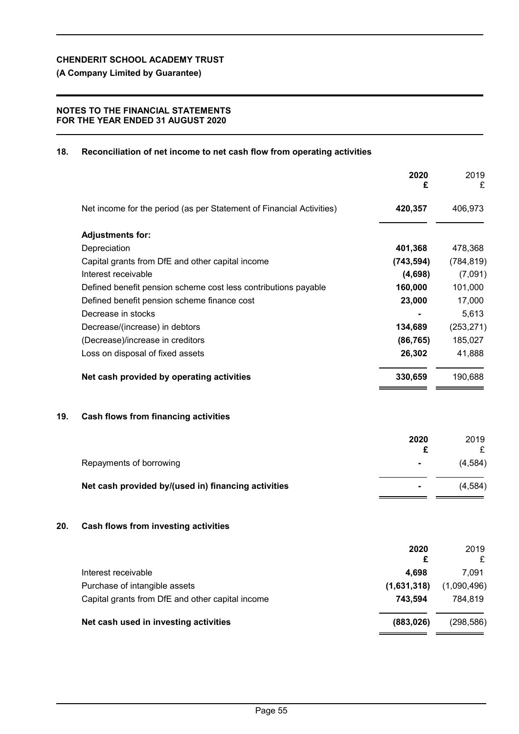**CHENDERIT SCHOOL ACADEMY TRUST**

**(A Company Limited by Guarantee)**

**NOTES TO THE FINANCIAL STATEMENTS FOR THE YEAR ENDED 31 AUGUST 2020**

## 18. Reconciliation of net income to net cash flow from operating activities

| | **2020 £** | 2019 £ |
|---|---|---|
| Net income for the period (as per Statement of Financial Activities) | **420,357** | 406,973 |
| **Adjustments for:** | | |
| Depreciation | **401,368** | 478,368 |
| Capital grants from DfE and other capital income | **(743,594)** | (784,819) |
| Interest receivable | **(4,698)** | (7,091) |
| Defined benefit pension scheme cost less contributions payable | **160,000** | 101,000 |
| Defined benefit pension scheme finance cost | **23,000** | 17,000 |
| Decrease in stocks | **-** | 5,613 |
| Decrease/(increase) in debtors | **134,689** | (253,271) |
| (Decrease)/increase in creditors | **(86,765)** | 185,027 |
| Loss on disposal of fixed assets | **26,302** | 41,888 |
| **Net cash provided by operating activities** | **330,659** | 190,688 |

## 19. Cash flows from financing activities

| | **2020 £** | 2019 £ |
|---|---|---|
| Repayments of borrowing | **-** | (4,584) |
| **Net cash provided by/(used in) financing activities** | **-** | (4,584) |

## 20. Cash flows from investing activities

| | **2020 £** | 2019 £ |
|---|---|---|
| Interest receivable | **4,698** | 7,091 |
| Purchase of intangible assets | **(1,631,318)** | (1,090,496) |
| Capital grants from DfE and other capital income | **743,594** | 784,819 |
| **Net cash used in investing activities** | **(883,026)** | (298,586) |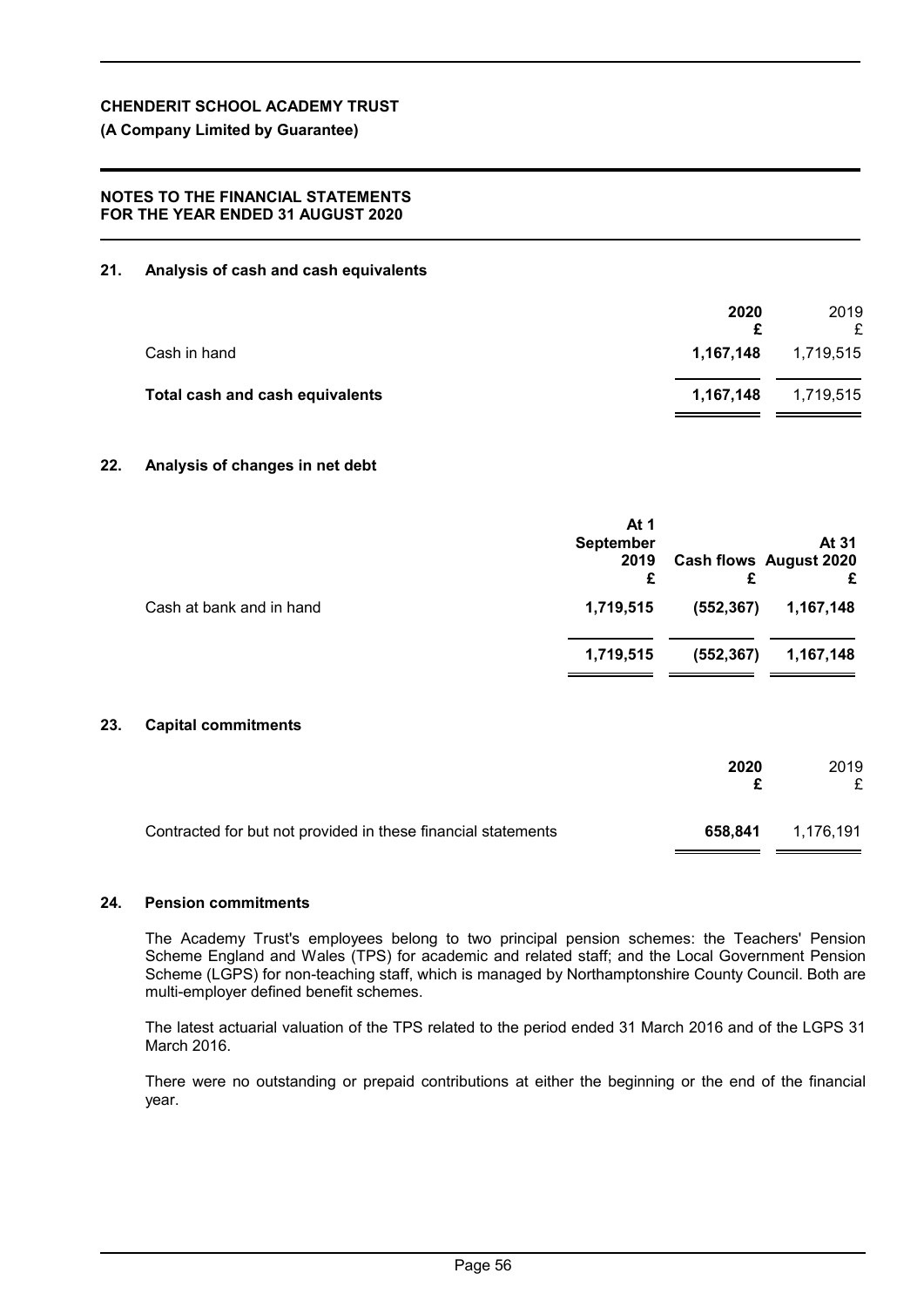**CHENDERIT SCHOOL ACADEMY TRUST**

**(A Company Limited by Guarantee)**

**NOTES TO THE FINANCIAL STATEMENTS FOR THE YEAR ENDED 31 AUGUST 2020**

## 21. Analysis of cash and cash equivalents

| | 2020 £ | 2019 £ |
|---|---|---|
| Cash in hand | **1,167,148** | 1,719,515 |
| **Total cash and cash equivalents** | **1,167,148** | 1,719,515 |

## 22. Analysis of changes in net debt

| | At 1 September 2019 £ | Cash flows £ | At 31 August 2020 £ |
|---|---|---|---|
| Cash at bank and in hand | 1,719,515 | (552,367) | 1,167,148 |
| | 1,719,515 | (552,367) | 1,167,148 |

## 23. Capital commitments

| | 2020 £ | 2019 £ |
|---|---|---|
| Contracted for but not provided in these financial statements | **658,841** | 1,176,191 |

## 24. Pension commitments

The Academy Trust's employees belong to two principal pension schemes: the Teachers' Pension Scheme England and Wales (TPS) for academic and related staff; and the Local Government Pension Scheme (LGPS) for non-teaching staff, which is managed by Northamptonshire County Council. Both are multi-employer defined benefit schemes.

The latest actuarial valuation of the TPS related to the period ended 31 March 2016 and of the LGPS 31 March 2016.

There were no outstanding or prepaid contributions at either the beginning or the end of the financial year.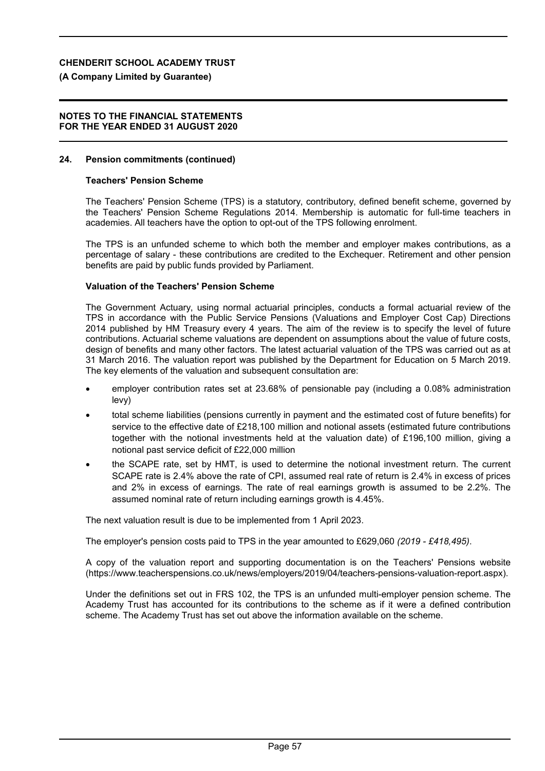## 24. Pension commitments (continued)

### Teachers' Pension Scheme

The Teachers' Pension Scheme (TPS) is a statutory, contributory, defined benefit scheme, governed by the Teachers' Pension Scheme Regulations 2014. Membership is automatic for full-time teachers in academies. All teachers have the option to opt-out of the TPS following enrolment.

The TPS is an unfunded scheme to which both the member and employer makes contributions, as a percentage of salary - these contributions are credited to the Exchequer. Retirement and other pension benefits are paid by public funds provided by Parliament.

### Valuation of the Teachers' Pension Scheme

The Government Actuary, using normal actuarial principles, conducts a formal actuarial review of the TPS in accordance with the Public Service Pensions (Valuations and Employer Cost Cap) Directions 2014 published by HM Treasury every 4 years. The aim of the review is to specify the level of future contributions. Actuarial scheme valuations are dependent on assumptions about the value of future costs, design of benefits and many other factors. The latest actuarial valuation of the TPS was carried out as at 31 March 2016. The valuation report was published by the Department for Education on 5 March 2019. The key elements of the valuation and subsequent consultation are:

- employer contribution rates set at 23.68% of pensionable pay (including a 0.08% administration levy)
- total scheme liabilities (pensions currently in payment and the estimated cost of future benefits) for service to the effective date of £218,100 million and notional assets (estimated future contributions together with the notional investments held at the valuation date) of £196,100 million, giving a notional past service deficit of £22,000 million
- the SCAPE rate, set by HMT, is used to determine the notional investment return. The current SCAPE rate is 2.4% above the rate of CPI, assumed real rate of return is 2.4% in excess of prices and 2% in excess of earnings. The rate of real earnings growth is assumed to be 2.2%. The assumed nominal rate of return including earnings growth is 4.45%.

The next valuation result is due to be implemented from 1 April 2023.

The employer's pension costs paid to TPS in the year amounted to £629,060 *(2019 - £418,495)*.

A copy of the valuation report and supporting documentation is on the Teachers' Pensions website (https://www.teacherspensions.co.uk/news/employers/2019/04/teachers-pensions-valuation-report.aspx).

Under the definitions set out in FRS 102, the TPS is an unfunded multi-employer pension scheme. The Academy Trust has accounted for its contributions to the scheme as if it were a defined contribution scheme. The Academy Trust has set out above the information available on the scheme.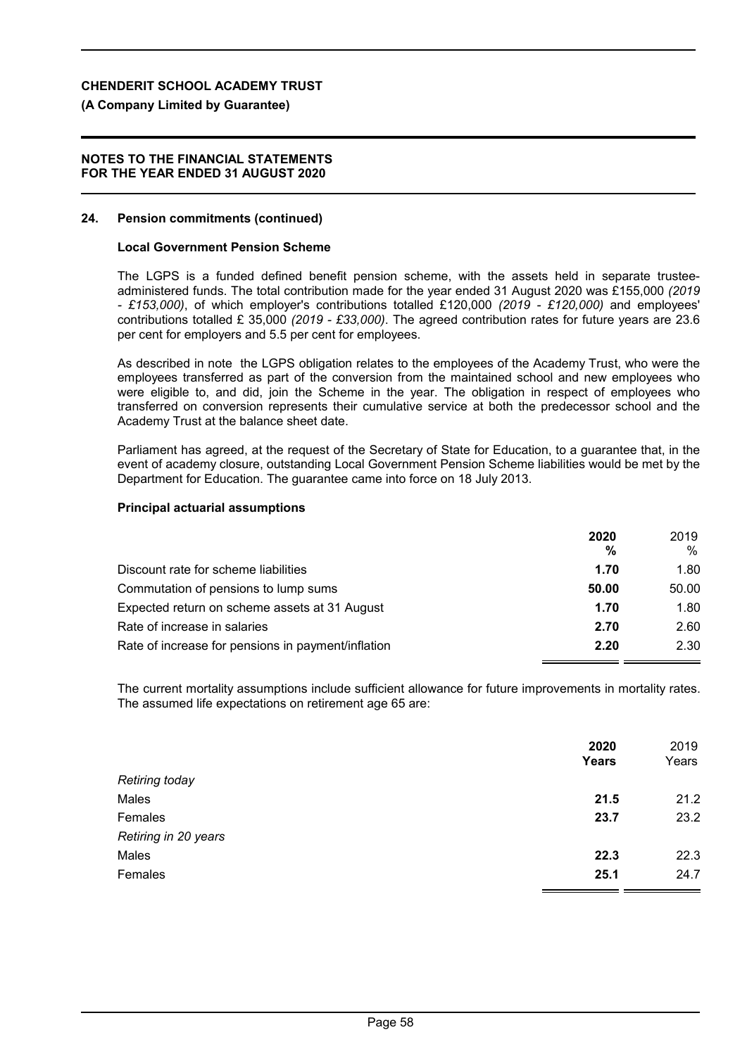**CHENDERIT SCHOOL ACADEMY TRUST**

**(A Company Limited by Guarantee)**

**NOTES TO THE FINANCIAL STATEMENTS FOR THE YEAR ENDED 31 AUGUST 2020**

## 24. Pension commitments (continued)

### Local Government Pension Scheme

The LGPS is a funded defined benefit pension scheme, with the assets held in separate trustee-administered funds. The total contribution made for the year ended 31 August 2020 was £155,000 *(2019 - £153,000)*, of which employer's contributions totalled £120,000 *(2019 - £120,000)* and employees' contributions totalled £ 35,000 *(2019 - £33,000)*. The agreed contribution rates for future years are 23.6 per cent for employers and 5.5 per cent for employees.

As described in note the LGPS obligation relates to the employees of the Academy Trust, who were the employees transferred as part of the conversion from the maintained school and new employees who were eligible to, and did, join the Scheme in the year. The obligation in respect of employees who transferred on conversion represents their cumulative service at both the predecessor school and the Academy Trust at the balance sheet date.

Parliament has agreed, at the request of the Secretary of State for Education, to a guarantee that, in the event of academy closure, outstanding Local Government Pension Scheme liabilities would be met by the Department for Education. The guarantee came into force on 18 July 2013.

### Principal actuarial assumptions

| | **2020** | 2019 |
|---|---|---|
| | **%** | % |
| Discount rate for scheme liabilities | **1.70** | 1.80 |
| Commutation of pensions to lump sums | **50.00** | 50.00 |
| Expected return on scheme assets at 31 August | **1.70** | 1.80 |
| Rate of increase in salaries | **2.70** | 2.60 |
| Rate of increase for pensions in payment/inflation | **2.20** | 2.30 |

The current mortality assumptions include sufficient allowance for future improvements in mortality rates. The assumed life expectations on retirement age 65 are:

| | **2020** | 2019 |
|---|---|---|
| | **Years** | Years |
| *Retiring today* | | |
| Males | **21.5** | 21.2 |
| Females | **23.7** | 23.2 |
| *Retiring in 20 years* | | |
| Males | **22.3** | 22.3 |
| Females | **25.1** | 24.7 |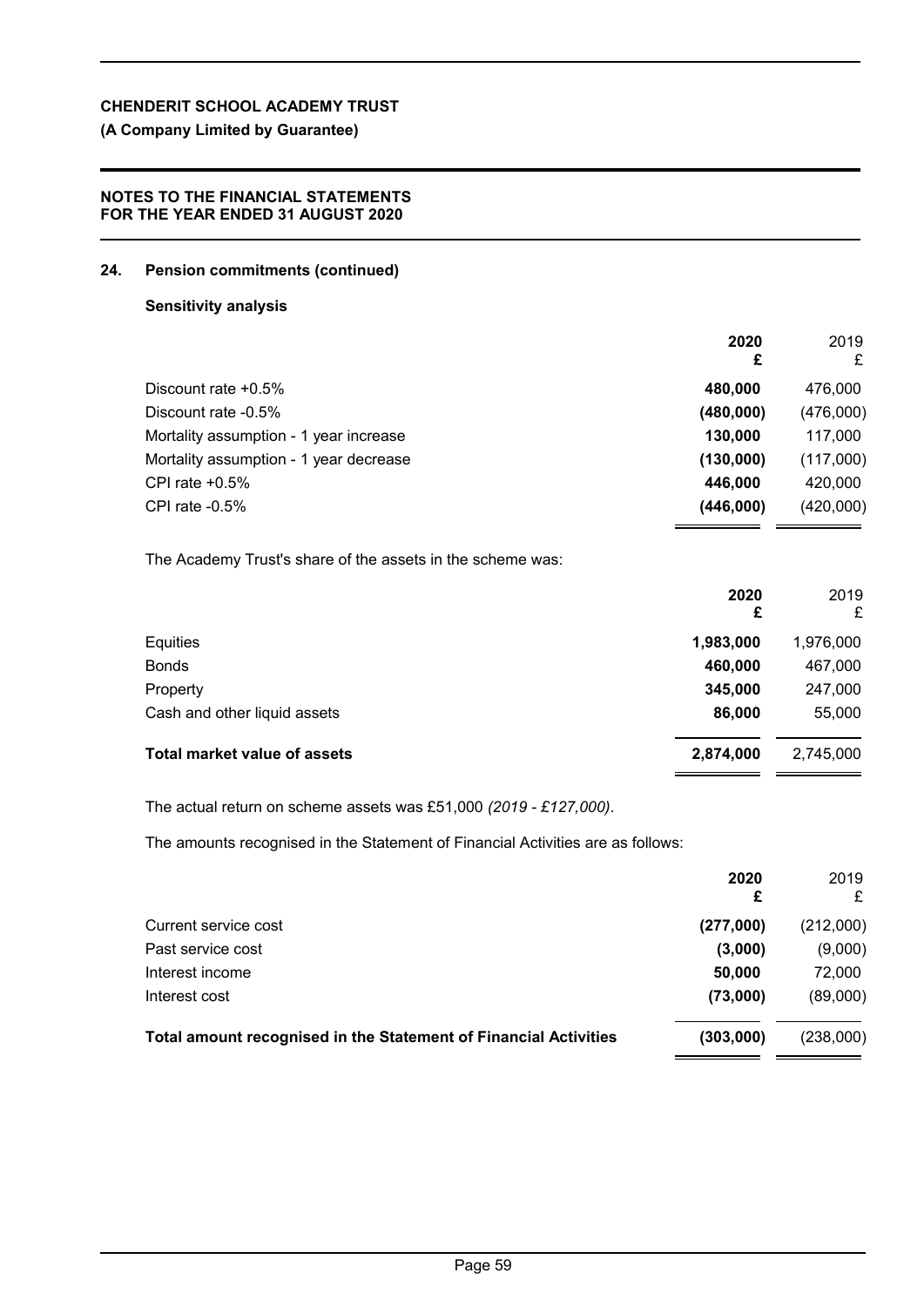## 24. Pension commitments (continued)

### Sensitivity analysis

| | 2020 £ | 2019 £ |
|---|---|---|
| Discount rate +0.5% | **480,000** | 476,000 |
| Discount rate -0.5% | **(480,000)** | (476,000) |
| Mortality assumption - 1 year increase | **130,000** | 117,000 |
| Mortality assumption - 1 year decrease | **(130,000)** | (117,000) |
| CPI rate +0.5% | **446,000** | 420,000 |
| CPI rate -0.5% | **(446,000)** | (420,000) |

The Academy Trust's share of the assets in the scheme was:

| | 2020 £ | 2019 £ |
|---|---|---|
| Equities | **1,983,000** | 1,976,000 |
| Bonds | **460,000** | 467,000 |
| Property | **345,000** | 247,000 |
| Cash and other liquid assets | **86,000** | 55,000 |
| **Total market value of assets** | **2,874,000** | 2,745,000 |

The actual return on scheme assets was £51,000 *(2019 - £127,000)*.

The amounts recognised in the Statement of Financial Activities are as follows:

| | 2020 £ | 2019 £ |
|---|---|---|
| Current service cost | **(277,000)** | (212,000) |
| Past service cost | **(3,000)** | (9,000) |
| Interest income | **50,000** | 72,000 |
| Interest cost | **(73,000)** | (89,000) |
| **Total amount recognised in the Statement of Financial Activities** | **(303,000)** | (238,000) |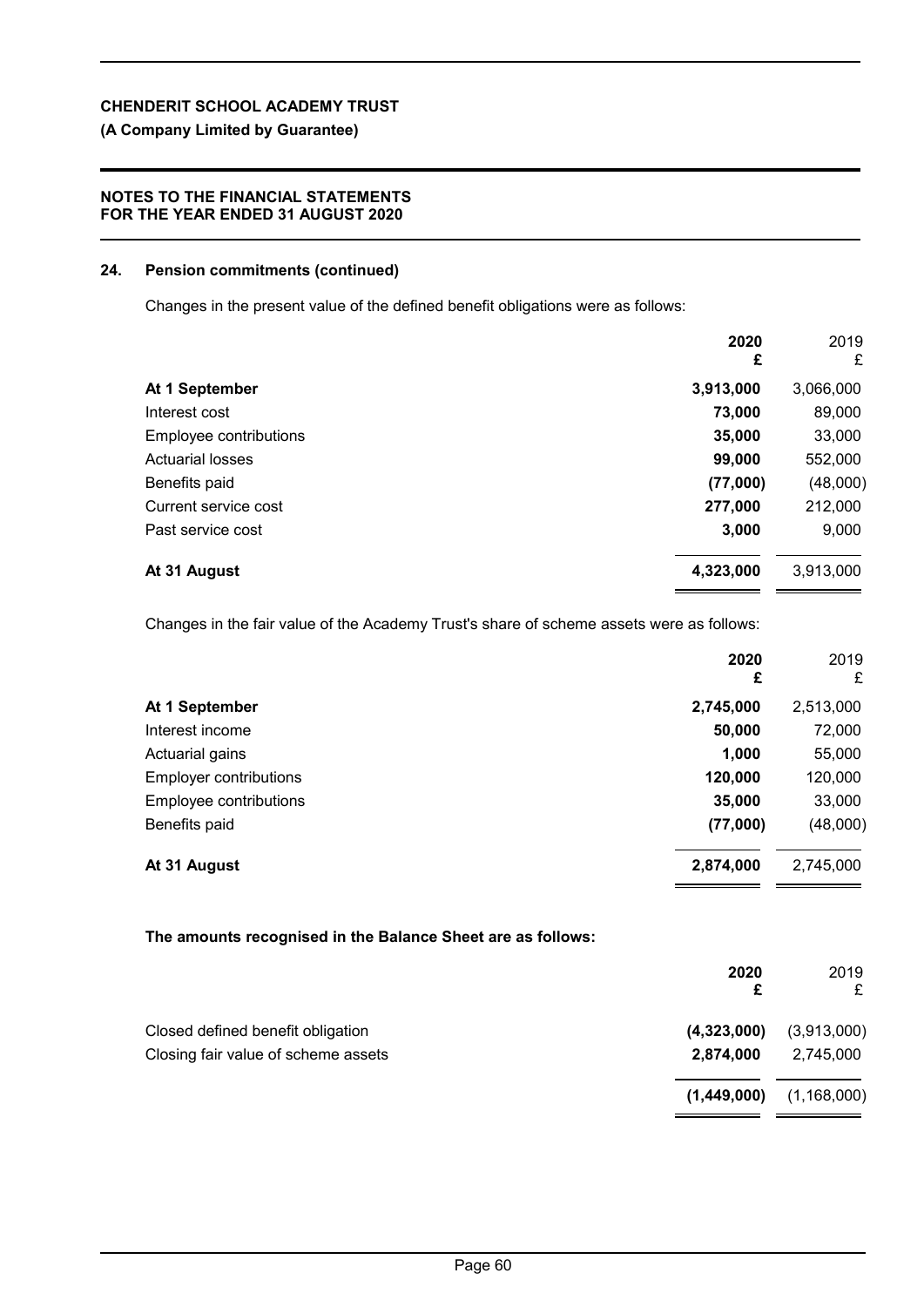## 24. Pension commitments (continued)

Changes in the present value of the defined benefit obligations were as follows:

| | 2020 £ | 2019 £ |
|---|---|---|
| **At 1 September** | **3,913,000** | 3,066,000 |
| Interest cost | **73,000** | 89,000 |
| Employee contributions | **35,000** | 33,000 |
| Actuarial losses | **99,000** | 552,000 |
| Benefits paid | **(77,000)** | (48,000) |
| Current service cost | **277,000** | 212,000 |
| Past service cost | **3,000** | 9,000 |
| **At 31 August** | **4,323,000** | 3,913,000 |

Changes in the fair value of the Academy Trust's share of scheme assets were as follows:

| | 2020 £ | 2019 £ |
|---|---|---|
| **At 1 September** | **2,745,000** | 2,513,000 |
| Interest income | **50,000** | 72,000 |
| Actuarial gains | **1,000** | 55,000 |
| Employer contributions | **120,000** | 120,000 |
| Employee contributions | **35,000** | 33,000 |
| Benefits paid | **(77,000)** | (48,000) |
| **At 31 August** | **2,874,000** | 2,745,000 |

**The amounts recognised in the Balance Sheet are as follows:**

| | 2020 £ | 2019 £ |
|---|---|---|
| Closed defined benefit obligation | **(4,323,000)** | (3,913,000) |
| Closing fair value of scheme assets | **2,874,000** | 2,745,000 |
| | **(1,449,000)** | (1,168,000) |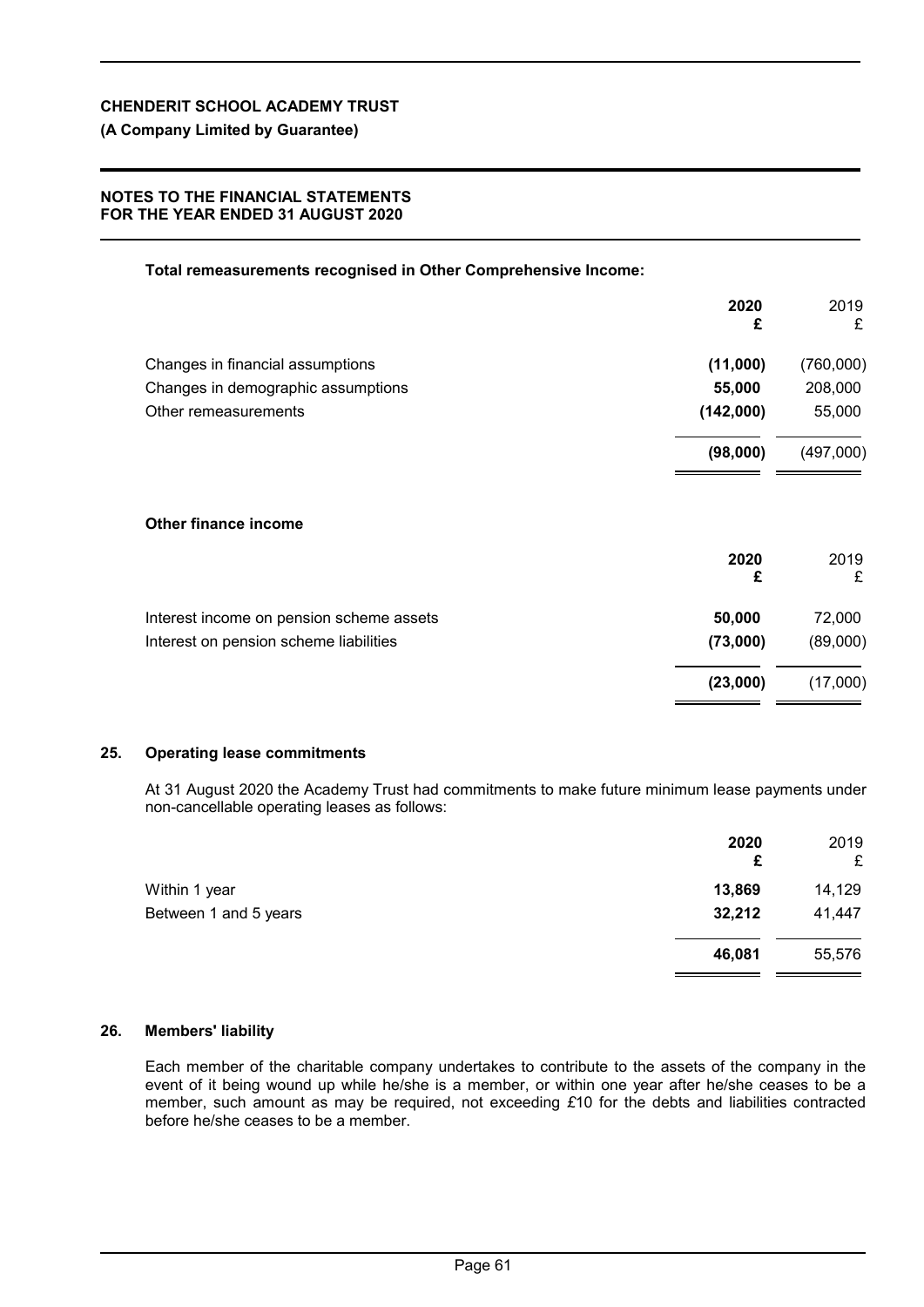**Total remeasurements recognised in Other Comprehensive Income:**

| | 2020 £ | 2019 £ |
|---|---|---|
| Changes in financial assumptions | **(11,000)** | (760,000) |
| Changes in demographic assumptions | **55,000** | 208,000 |
| Other remeasurements | **(142,000)** | 55,000 |
| | **(98,000)** | (497,000) |

**Other finance income**

| | 2020 £ | 2019 £ |
|---|---|---|
| Interest income on pension scheme assets | **50,000** | 72,000 |
| Interest on pension scheme liabilities | **(73,000)** | (89,000) |
| | **(23,000)** | (17,000) |

## 25. Operating lease commitments

At 31 August 2020 the Academy Trust had commitments to make future minimum lease payments under non-cancellable operating leases as follows:

| | 2020 £ | 2019 £ |
|---|---|---|
| Within 1 year | **13,869** | 14,129 |
| Between 1 and 5 years | **32,212** | 41,447 |
| | **46,081** | 55,576 |

## 26. Members' liability

Each member of the charitable company undertakes to contribute to the assets of the company in the event of it being wound up while he/she is a member, or within one year after he/she ceases to be a member, such amount as may be required, not exceeding £10 for the debts and liabilities contracted before he/she ceases to be a member.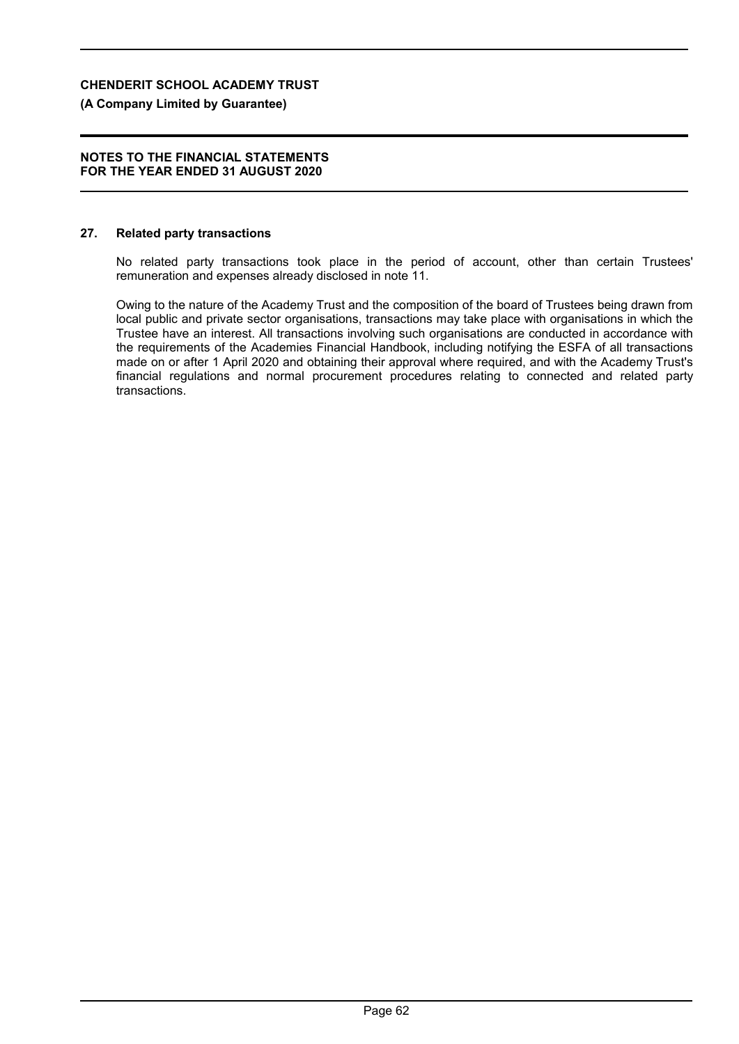## 27. Related party transactions

No related party transactions took place in the period of account, other than certain Trustees' remuneration and expenses already disclosed in note 11.

Owing to the nature of the Academy Trust and the composition of the board of Trustees being drawn from local public and private sector organisations, transactions may take place with organisations in which the Trustee have an interest. All transactions involving such organisations are conducted in accordance with the requirements of the Academies Financial Handbook, including notifying the ESFA of all transactions made on or after 1 April 2020 and obtaining their approval where required, and with the Academy Trust's financial regulations and normal procurement procedures relating to connected and related party transactions.